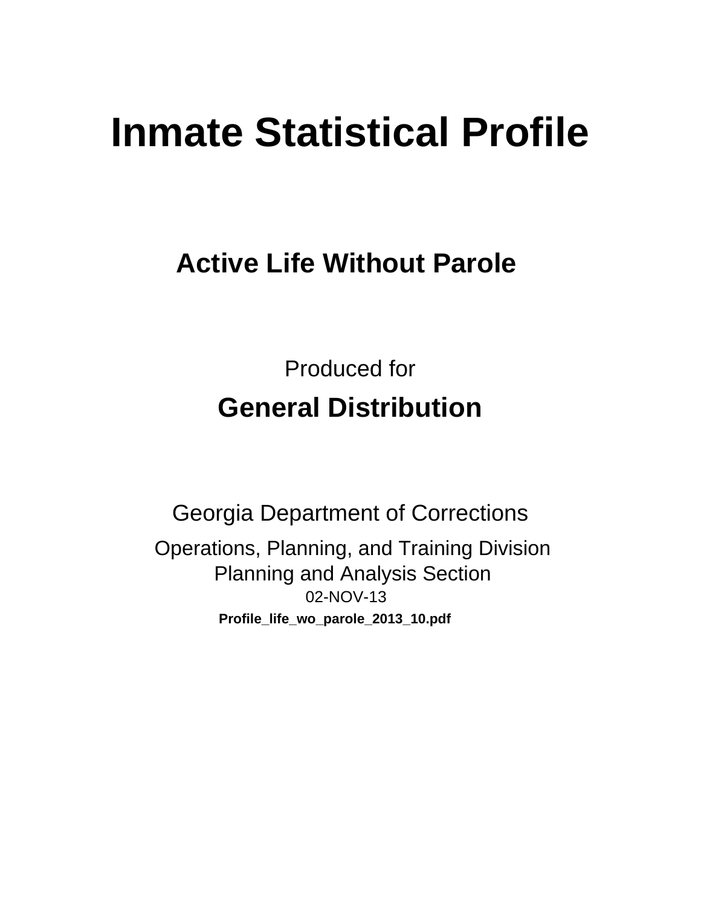# Inmate Statistical Profile

## Active Life Without Parole

Produced for

**General Distribution**

Georgia Department of Corrections

Operations, Planning, and Training Division
Planning and Analysis Section
02-NOV-13

**Profile_life_wo_parole_2013_10.pdf**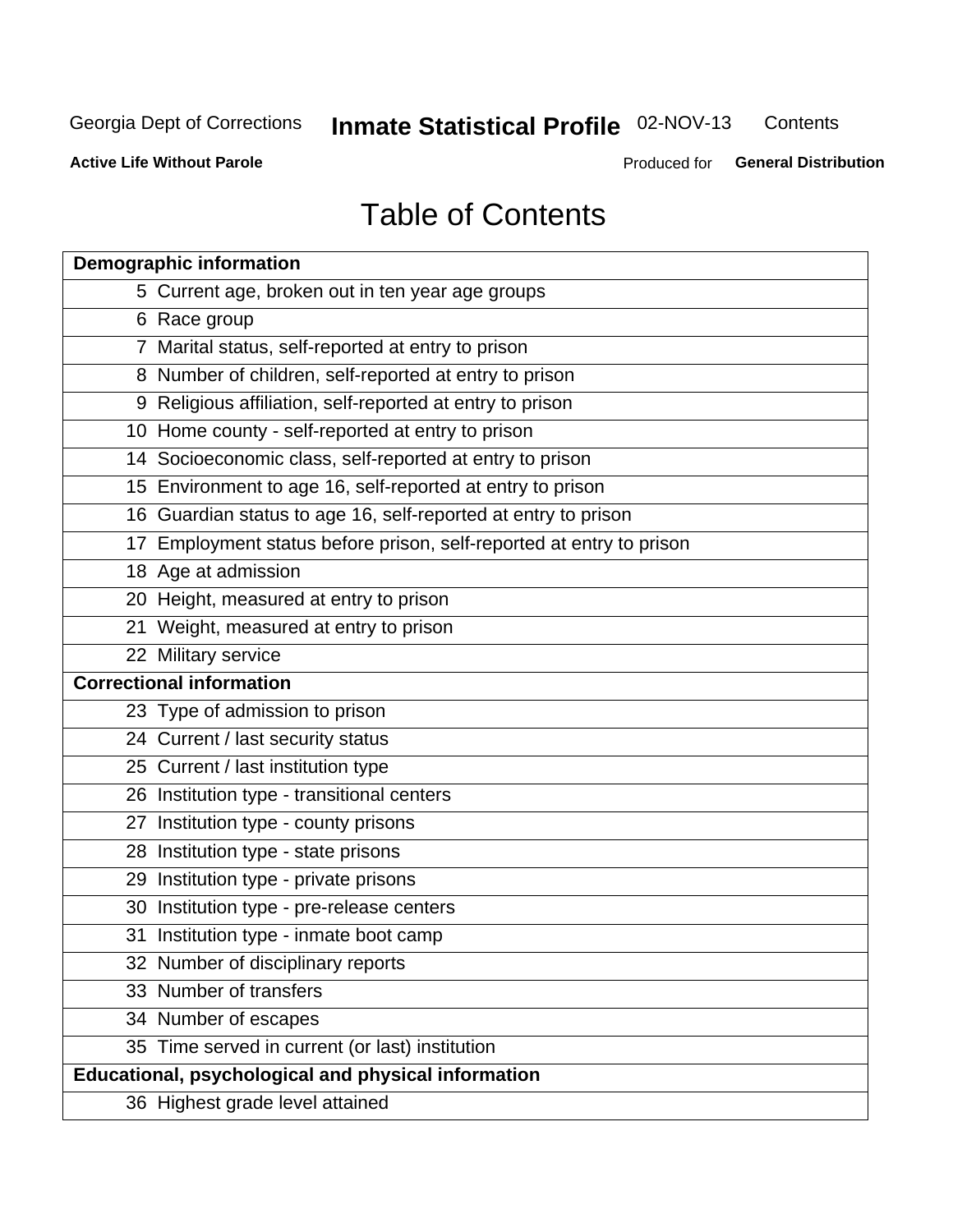Georgia Dept of Corrections **Inmate Statistical Profile** 02-NOV-13 Contents

**Active Life Without Parole** Produced for **General Distribution**

# Table of Contents

| | |
|---|---|
| **Demographic information** | |
| 5 | Current age, broken out in ten year age groups |
| 6 | Race group |
| 7 | Marital status, self-reported at entry to prison |
| 8 | Number of children, self-reported at entry to prison |
| 9 | Religious affiliation, self-reported at entry to prison |
| 10 | Home county - self-reported at entry to prison |
| 14 | Socioeconomic class, self-reported at entry to prison |
| 15 | Environment to age 16, self-reported at entry to prison |
| 16 | Guardian status to age 16, self-reported at entry to prison |
| 17 | Employment status before prison, self-reported at entry to prison |
| 18 | Age at admission |
| 20 | Height, measured at entry to prison |
| 21 | Weight, measured at entry to prison |
| 22 | Military service |
| **Correctional information** | |
| 23 | Type of admission to prison |
| 24 | Current / last security status |
| 25 | Current / last institution type |
| 26 | Institution type - transitional centers |
| 27 | Institution type - county prisons |
| 28 | Institution type - state prisons |
| 29 | Institution type - private prisons |
| 30 | Institution type - pre-release centers |
| 31 | Institution type - inmate boot camp |
| 32 | Number of disciplinary reports |
| 33 | Number of transfers |
| 34 | Number of escapes |
| 35 | Time served in current (or last) institution |
| **Educational, psychological and physical information** | |
| 36 | Highest grade level attained |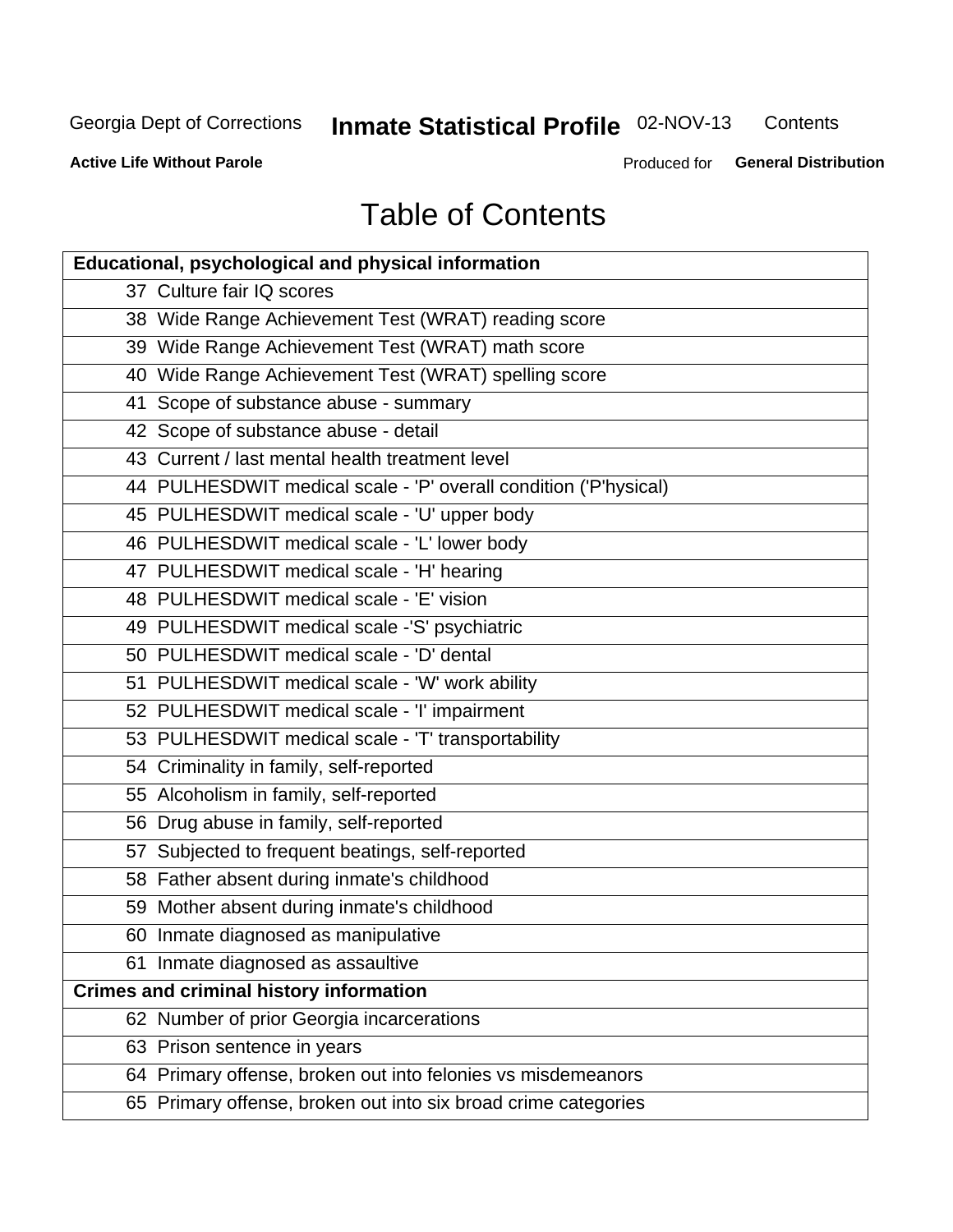# Table of Contents

| | |
|---|---|
| **Educational, psychological and physical information** | |
| 37 | Culture fair IQ scores |
| 38 | Wide Range Achievement Test (WRAT) reading score |
| 39 | Wide Range Achievement Test (WRAT) math score |
| 40 | Wide Range Achievement Test (WRAT) spelling score |
| 41 | Scope of substance abuse - summary |
| 42 | Scope of substance abuse - detail |
| 43 | Current / last mental health treatment level |
| 44 | PULHESDWIT medical scale - 'P' overall condition ('P'hysical) |
| 45 | PULHESDWIT medical scale - 'U' upper body |
| 46 | PULHESDWIT medical scale - 'L' lower body |
| 47 | PULHESDWIT medical scale - 'H' hearing |
| 48 | PULHESDWIT medical scale - 'E' vision |
| 49 | PULHESDWIT medical scale -'S' psychiatric |
| 50 | PULHESDWIT medical scale - 'D' dental |
| 51 | PULHESDWIT medical scale - 'W' work ability |
| 52 | PULHESDWIT medical scale - 'I' impairment |
| 53 | PULHESDWIT medical scale - 'T' transportability |
| 54 | Criminality in family, self-reported |
| 55 | Alcoholism in family, self-reported |
| 56 | Drug abuse in family, self-reported |
| 57 | Subjected to frequent beatings, self-reported |
| 58 | Father absent during inmate's childhood |
| 59 | Mother absent during inmate's childhood |
| 60 | Inmate diagnosed as manipulative |
| 61 | Inmate diagnosed as assaultive |
| **Crimes and criminal history information** | |
| 62 | Number of prior Georgia incarcerations |
| 63 | Prison sentence in years |
| 64 | Primary offense, broken out into felonies vs misdemeanors |
| 65 | Primary offense, broken out into six broad crime categories |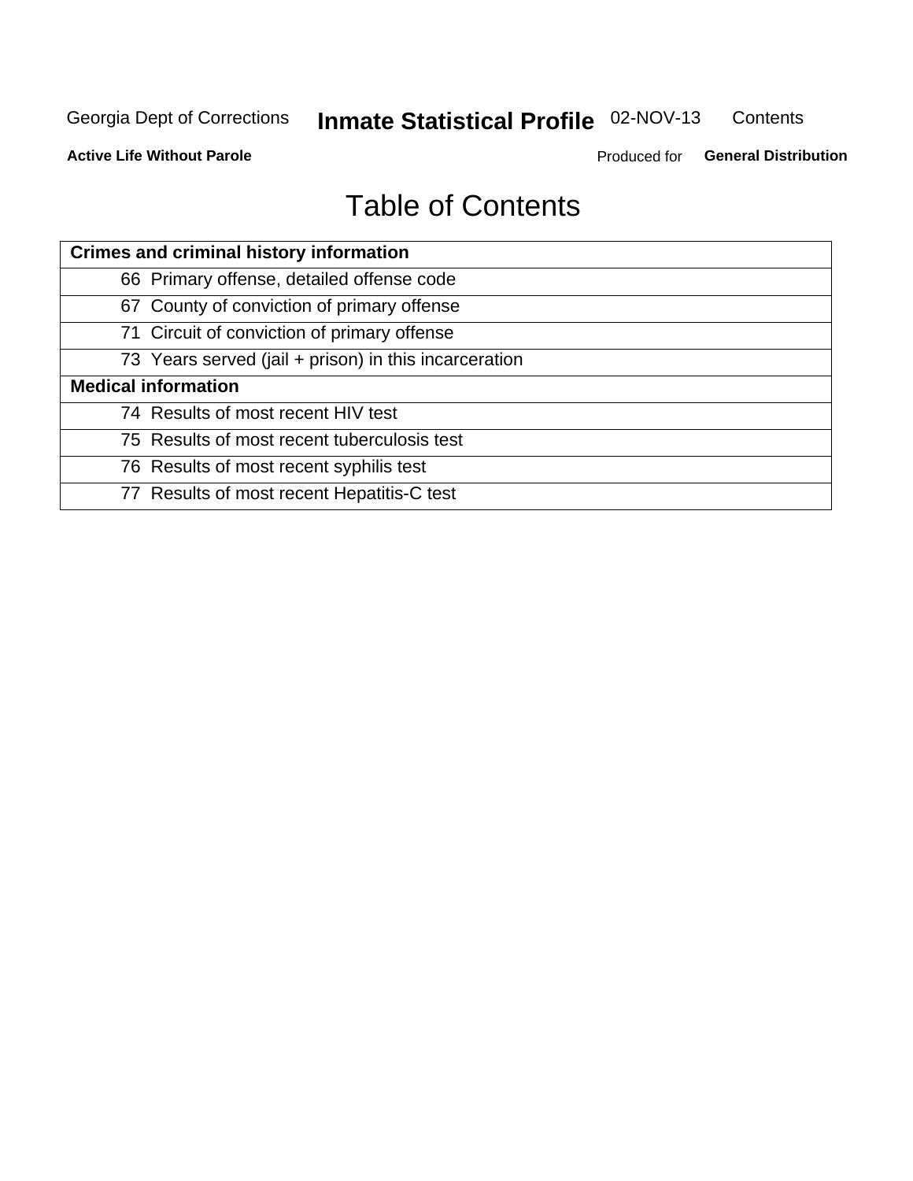# Table of Contents

| | |
|---|---|
| **Crimes and criminal history information** | |
| 66 | Primary offense, detailed offense code |
| 67 | County of conviction of primary offense |
| 71 | Circuit of conviction of primary offense |
| 73 | Years served (jail + prison) in this incarceration |
| **Medical information** | |
| 74 | Results of most recent HIV test |
| 75 | Results of most recent tuberculosis test |
| 76 | Results of most recent syphilis test |
| 77 | Results of most recent Hepatitis-C test |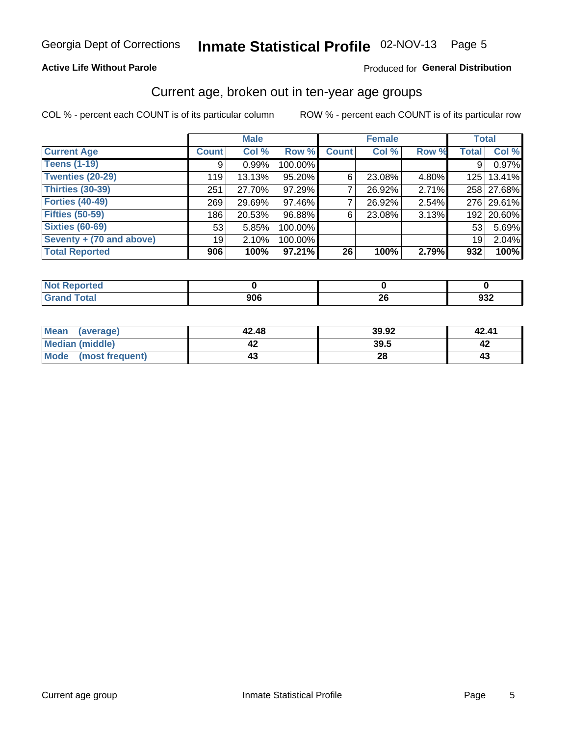Georgia Dept of Corrections **Inmate Statistical Profile** 02-NOV-13

**Active Life Without Parole**

Produced for **General Distribution**

## Current age, broken out in ten-year age groups

COL % - percent each COUNT is of its particular column

ROW % - percent each COUNT is of its particular row

| | Male | | | Female | | | Total | |
|---|---|---|---|---|---|---|---|---|
| **Current Age** | **Count** | **Col %** | **Row %** | **Count** | **Col %** | **Row %** | **Total** | **Col %** |
| **Teens (1-19)** | 9 | 0.99% | 100.00% | | | | 9 | 0.97% |
| **Twenties (20-29)** | 119 | 13.13% | 95.20% | 6 | 23.08% | 4.80% | 125 | 13.41% |
| **Thirties (30-39)** | 251 | 27.70% | 97.29% | 7 | 26.92% | 2.71% | 258 | 27.68% |
| **Forties (40-49)** | 269 | 29.69% | 97.46% | 7 | 26.92% | 2.54% | 276 | 29.61% |
| **Fifties (50-59)** | 186 | 20.53% | 96.88% | 6 | 23.08% | 3.13% | 192 | 20.60% |
| **Sixties (60-69)** | 53 | 5.85% | 100.00% | | | | 53 | 5.69% |
| **Seventy + (70 and above)** | 19 | 2.10% | 100.00% | | | | 19 | 2.04% |
| **Total Reported** | **906** | **100%** | **97.21%** | **26** | **100%** | **2.79%** | **932** | **100%** |

| | | | |
|---|---|---|---|
| **Not Reported** | **0** | **0** | **0** |
| **Grand Total** | **906** | **26** | **932** |

| | | | |
|---|---|---|---|
| **Mean (average)** | **42.48** | **39.92** | **42.41** |
| **Median (middle)** | **42** | **39.5** | **42** |
| **Mode (most frequent)** | **43** | **28** | **43** |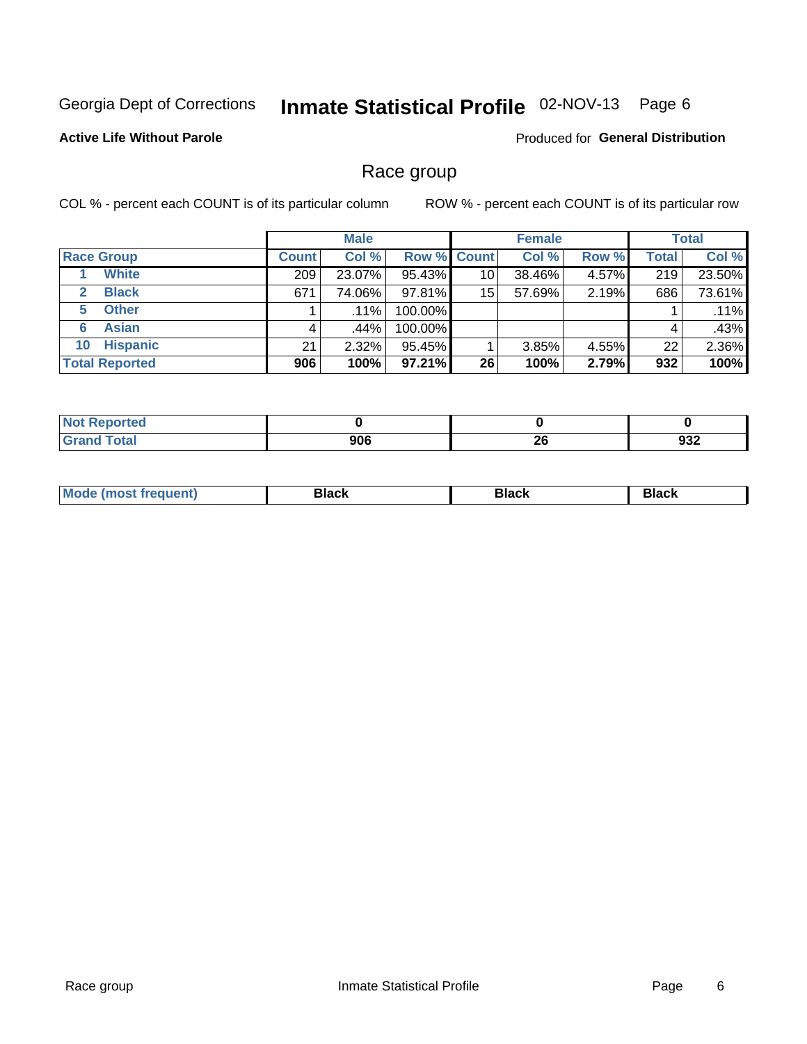Georgia Dept of Corrections **Inmate Statistical Profile** 02-NOV-13

**Active Life Without Parole**

Produced for **General Distribution**

## Race group

COL % - percent each COUNT is of its particular column

ROW % - percent each COUNT is of its particular row

| | Male | | | Female | | | Total | |
|---|---|---|---|---|---|---|---|---|
| **Race Group** | **Count** | **Col %** | **Row %** | **Count** | **Col %** | **Row %** | **Total** | **Col %** |
| 1 **White** | 209 | 23.07% | 95.43% | 10 | 38.46% | 4.57% | 219 | 23.50% |
| 2 **Black** | 671 | 74.06% | 97.81% | 15 | 57.69% | 2.19% | 686 | 73.61% |
| 5 **Other** | 1 | .11% | 100.00% | | | | 1 | .11% |
| 6 **Asian** | 4 | .44% | 100.00% | | | | 4 | .43% |
| 10 **Hispanic** | 21 | 2.32% | 95.45% | 1 | 3.85% | 4.55% | 22 | 2.36% |
| **Total Reported** | **906** | **100%** | **97.21%** | **26** | **100%** | **2.79%** | **932** | **100%** |

| | Male | Female | Total |
|---|---|---|---|
| **Not Reported** | **0** | **0** | **0** |
| **Grand Total** | **906** | **26** | **932** |

| | Male | Female | Total |
|---|---|---|---|
| **Mode (most frequent)** | **Black** | **Black** | **Black** |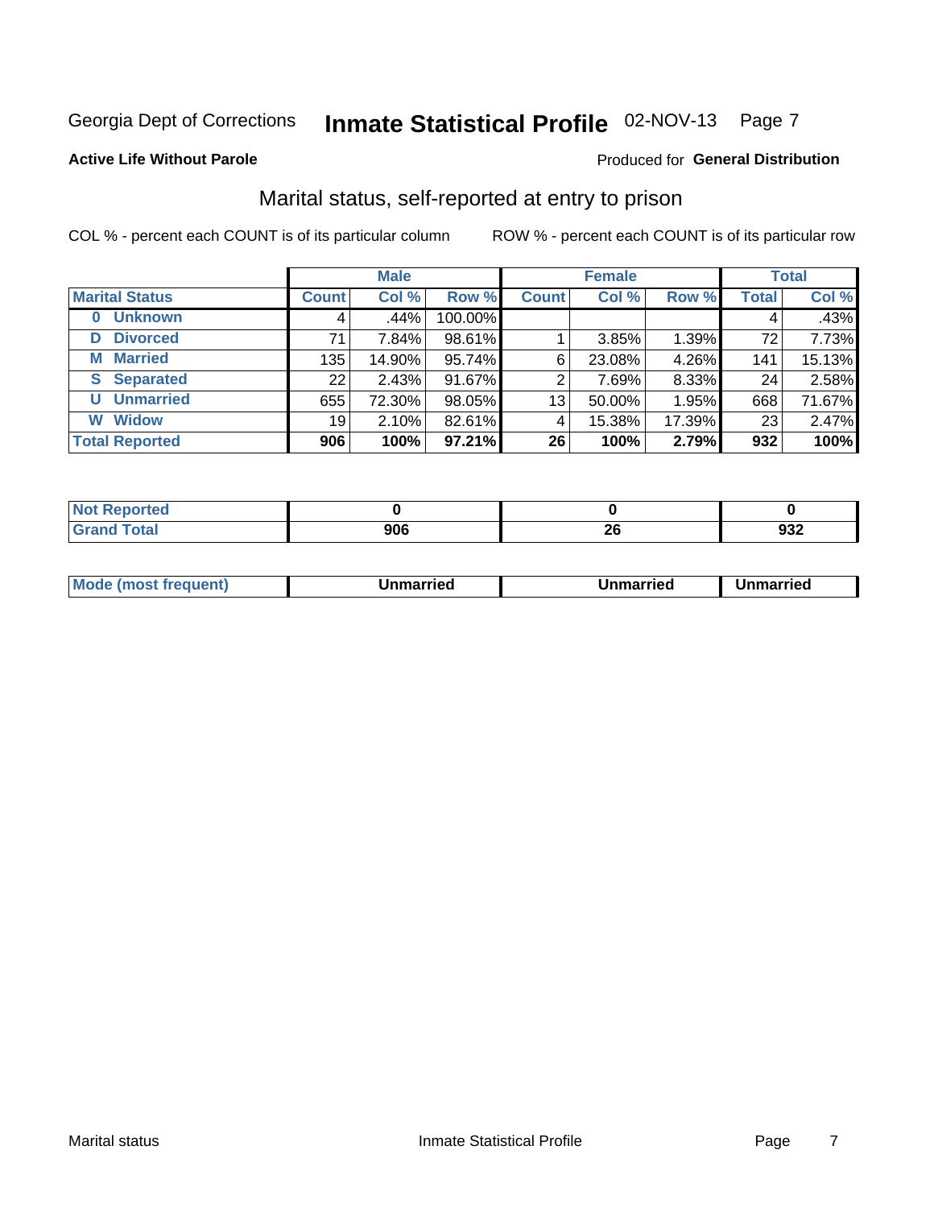Georgia Dept of Corrections **Inmate Statistical Profile** 02-NOV-13 Page 7

**Active Life Without Parole**

Produced for **General Distribution**

## Marital status, self-reported at entry to prison

COL % - percent each COUNT is of its particular column

ROW % - percent each COUNT is of its particular row

| | Male | | | Female | | | Total | |
|---|---|---|---|---|---|---|---|---|
| **Marital Status** | **Count** | **Col %** | **Row %** | **Count** | **Col %** | **Row %** | **Total** | **Col %** |
| **0 Unknown** | 4 | .44% | 100.00% | | | | 4 | .43% |
| **D Divorced** | 71 | 7.84% | 98.61% | 1 | 3.85% | 1.39% | 72 | 7.73% |
| **M Married** | 135 | 14.90% | 95.74% | 6 | 23.08% | 4.26% | 141 | 15.13% |
| **S Separated** | 22 | 2.43% | 91.67% | 2 | 7.69% | 8.33% | 24 | 2.58% |
| **U Unmarried** | 655 | 72.30% | 98.05% | 13 | 50.00% | 1.95% | 668 | 71.67% |
| **W Widow** | 19 | 2.10% | 82.61% | 4 | 15.38% | 17.39% | 23 | 2.47% |
| **Total Reported** | **906** | **100%** | **97.21%** | **26** | **100%** | **2.79%** | **932** | **100%** |

| | Male | Female | Total |
|---|---|---|---|
| **Not Reported** | **0** | **0** | **0** |
| **Grand Total** | **906** | **26** | **932** |

| | Male | Female | Total |
|---|---|---|---|
| **Mode (most frequent)** | **Unmarried** | **Unmarried** | **Unmarried** |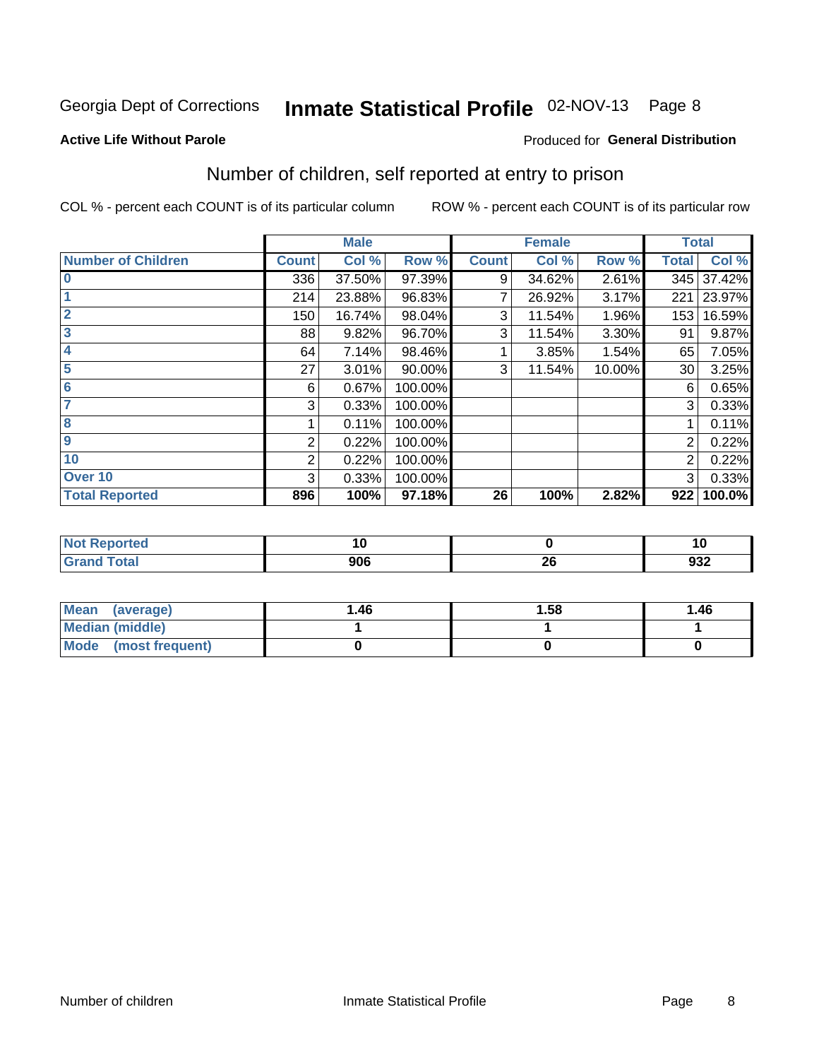Georgia Dept of Corrections **Inmate Statistical Profile** 02-NOV-13 Page 8

**Active Life Without Parole**

Produced for **General Distribution**

## Number of children, self reported at entry to prison

COL % - percent each COUNT is of its particular column ROW % - percent each COUNT is of its particular row

| | Male | | | Female | | | Total | |
|---|---|---|---|---|---|---|---|---|
| **Number of Children** | **Count** | **Col %** | **Row %** | **Count** | **Col %** | **Row %** | **Total** | **Col %** |
| **0** | 336 | 37.50% | 97.39% | 9 | 34.62% | 2.61% | 345 | 37.42% |
| **1** | 214 | 23.88% | 96.83% | 7 | 26.92% | 3.17% | 221 | 23.97% |
| **2** | 150 | 16.74% | 98.04% | 3 | 11.54% | 1.96% | 153 | 16.59% |
| **3** | 88 | 9.82% | 96.70% | 3 | 11.54% | 3.30% | 91 | 9.87% |
| **4** | 64 | 7.14% | 98.46% | 1 | 3.85% | 1.54% | 65 | 7.05% |
| **5** | 27 | 3.01% | 90.00% | 3 | 11.54% | 10.00% | 30 | 3.25% |
| **6** | 6 | 0.67% | 100.00% | | | | 6 | 0.65% |
| **7** | 3 | 0.33% | 100.00% | | | | 3 | 0.33% |
| **8** | 1 | 0.11% | 100.00% | | | | 1 | 0.11% |
| **9** | 2 | 0.22% | 100.00% | | | | 2 | 0.22% |
| **10** | 2 | 0.22% | 100.00% | | | | 2 | 0.22% |
| **Over 10** | 3 | 0.33% | 100.00% | | | | 3 | 0.33% |
| **Total Reported** | **896** | **100%** | **97.18%** | **26** | **100%** | **2.82%** | **922** | **100.0%** |

| | Male | Female | Total |
|---|---|---|---|
| **Not Reported** | **10** | **0** | **10** |
| **Grand Total** | **906** | **26** | **932** |

| | Male | Female | Total |
|---|---|---|---|
| **Mean (average)** | **1.46** | **1.58** | **1.46** |
| **Median (middle)** | **1** | **1** | **1** |
| **Mode (most frequent)** | **0** | **0** | **0** |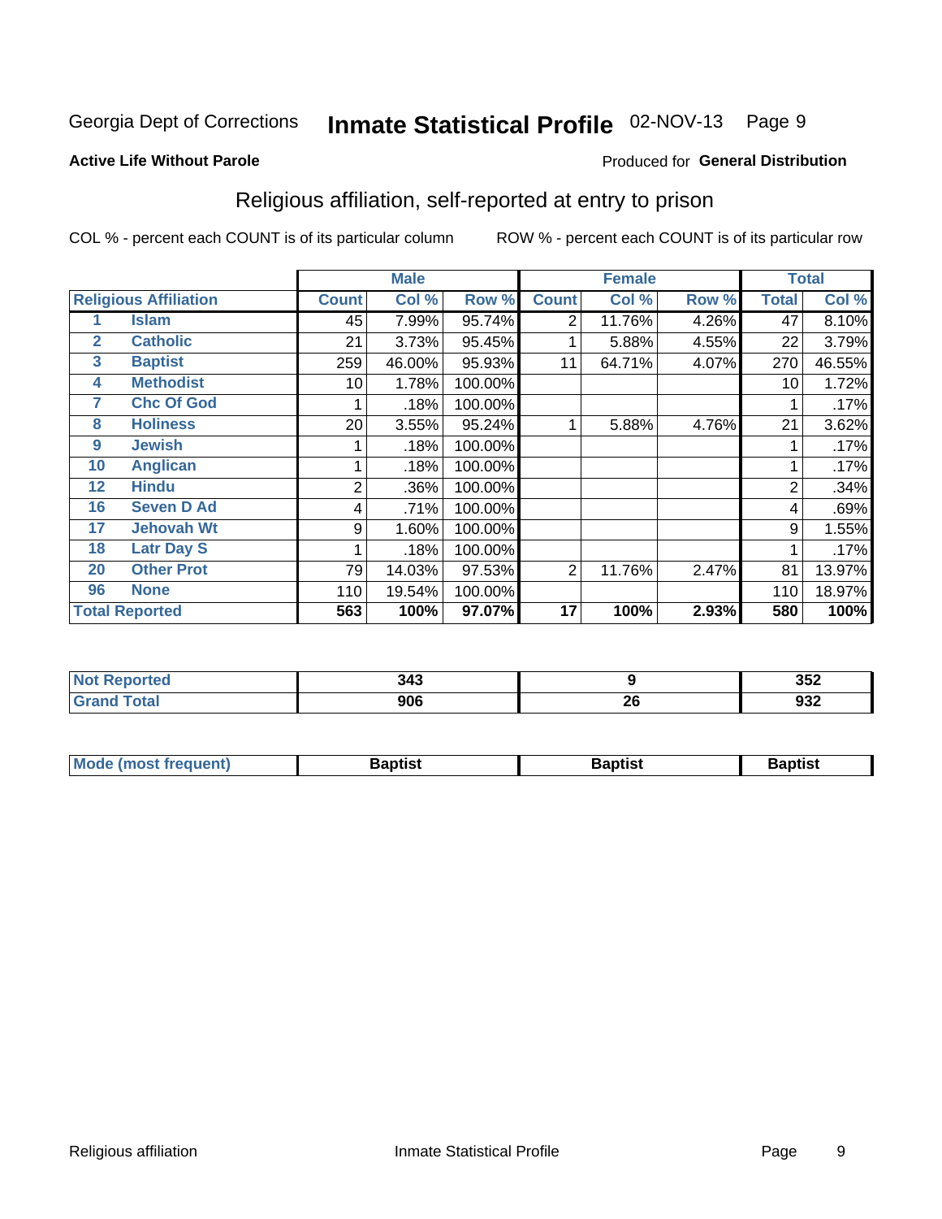Georgia Dept of Corrections **Inmate Statistical Profile** 02-NOV-13

**Active Life Without Parole**

Produced for **General Distribution**

## Religious affiliation, self-reported at entry to prison

COL % - percent each COUNT is of its particular column ROW % - percent each COUNT is of its particular row

| Religious Affiliation | | Male | | | Female | | | Total | |
|---|---|---|---|---|---|---|---|---|---|
| | | Count | Col % | Row % | Count | Col % | Row % | Total | Col % |
| 1 | Islam | 45 | 7.99% | 95.74% | 2 | 11.76% | 4.26% | 47 | 8.10% |
| 2 | Catholic | 21 | 3.73% | 95.45% | 1 | 5.88% | 4.55% | 22 | 3.79% |
| 3 | Baptist | 259 | 46.00% | 95.93% | 11 | 64.71% | 4.07% | 270 | 46.55% |
| 4 | Methodist | 10 | 1.78% | 100.00% | | | | 10 | 1.72% |
| 7 | Chc Of God | 1 | .18% | 100.00% | | | | 1 | .17% |
| 8 | Holiness | 20 | 3.55% | 95.24% | 1 | 5.88% | 4.76% | 21 | 3.62% |
| 9 | Jewish | 1 | .18% | 100.00% | | | | 1 | .17% |
| 10 | Anglican | 1 | .18% | 100.00% | | | | 1 | .17% |
| 12 | Hindu | 2 | .36% | 100.00% | | | | 2 | .34% |
| 16 | Seven D Ad | 4 | .71% | 100.00% | | | | 4 | .69% |
| 17 | Jehovah Wt | 9 | 1.60% | 100.00% | | | | 9 | 1.55% |
| 18 | Latr Day S | 1 | .18% | 100.00% | | | | 1 | .17% |
| 20 | Other Prot | 79 | 14.03% | 97.53% | 2 | 11.76% | 2.47% | 81 | 13.97% |
| 96 | None | 110 | 19.54% | 100.00% | | | | 110 | 18.97% |
| **Total Reported** | | **563** | **100%** | **97.07%** | **17** | **100%** | **2.93%** | **580** | **100%** |

| | Male | Female | Total |
|---|---|---|---|
| Not Reported | 343 | 9 | 352 |
| Grand Total | 906 | 26 | 932 |

| | Male | Female | Total |
|---|---|---|---|
| Mode (most frequent) | Baptist | Baptist | Baptist |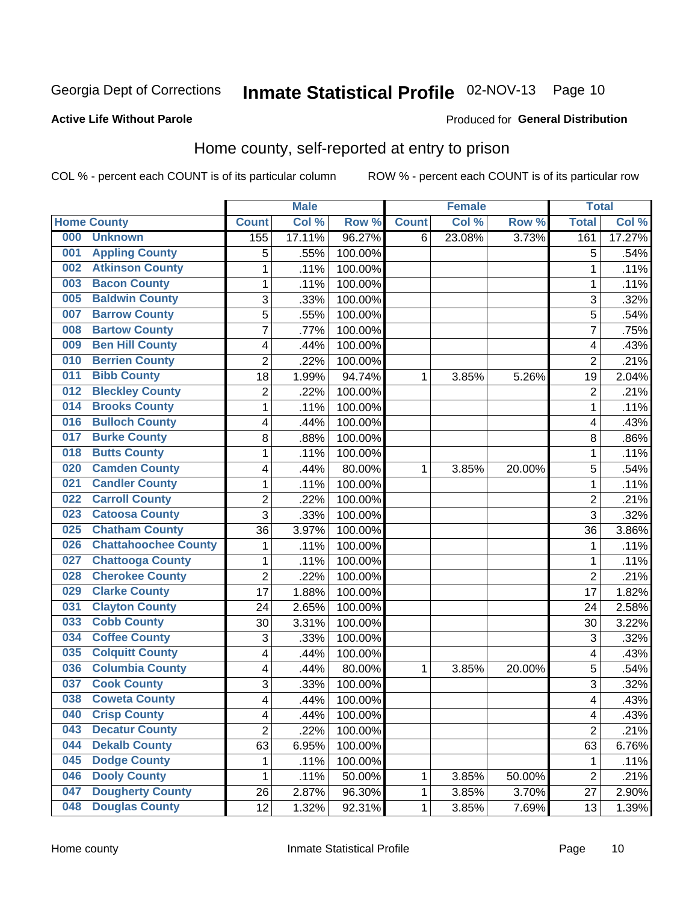Georgia Dept of Corrections **Inmate Statistical Profile** 02-NOV-13

**Active Life Without Parole**

Produced for **General Distribution**

## Home county, self-reported at entry to prison

COL % - percent each COUNT is of its particular column    ROW % - percent each COUNT is of its particular row

| | | Male | | | Female | | | Total | |
|---|---|---|---|---|---|---|---|---|---|
| **Home County** | | **Count** | **Col %** | **Row %** | **Count** | **Col %** | **Row %** | **Total** | **Col %** |
| 000 | Unknown | 155 | 17.11% | 96.27% | 6 | 23.08% | 3.73% | 161 | 17.27% |
| 001 | Appling County | 5 | .55% | 100.00% | | | | 5 | .54% |
| 002 | Atkinson County | 1 | .11% | 100.00% | | | | 1 | .11% |
| 003 | Bacon County | 1 | .11% | 100.00% | | | | 1 | .11% |
| 005 | Baldwin County | 3 | .33% | 100.00% | | | | 3 | .32% |
| 007 | Barrow County | 5 | .55% | 100.00% | | | | 5 | .54% |
| 008 | Bartow County | 7 | .77% | 100.00% | | | | 7 | .75% |
| 009 | Ben Hill County | 4 | .44% | 100.00% | | | | 4 | .43% |
| 010 | Berrien County | 2 | .22% | 100.00% | | | | 2 | .21% |
| 011 | Bibb County | 18 | 1.99% | 94.74% | 1 | 3.85% | 5.26% | 19 | 2.04% |
| 012 | Bleckley County | 2 | .22% | 100.00% | | | | 2 | .21% |
| 014 | Brooks County | 1 | .11% | 100.00% | | | | 1 | .11% |
| 016 | Bulloch County | 4 | .44% | 100.00% | | | | 4 | .43% |
| 017 | Burke County | 8 | .88% | 100.00% | | | | 8 | .86% |
| 018 | Butts County | 1 | .11% | 100.00% | | | | 1 | .11% |
| 020 | Camden County | 4 | .44% | 80.00% | 1 | 3.85% | 20.00% | 5 | .54% |
| 021 | Candler County | 1 | .11% | 100.00% | | | | 1 | .11% |
| 022 | Carroll County | 2 | .22% | 100.00% | | | | 2 | .21% |
| 023 | Catoosa County | 3 | .33% | 100.00% | | | | 3 | .32% |
| 025 | Chatham County | 36 | 3.97% | 100.00% | | | | 36 | 3.86% |
| 026 | Chattahoochee County | 1 | .11% | 100.00% | | | | 1 | .11% |
| 027 | Chattooga County | 1 | .11% | 100.00% | | | | 1 | .11% |
| 028 | Cherokee County | 2 | .22% | 100.00% | | | | 2 | .21% |
| 029 | Clarke County | 17 | 1.88% | 100.00% | | | | 17 | 1.82% |
| 031 | Clayton County | 24 | 2.65% | 100.00% | | | | 24 | 2.58% |
| 033 | Cobb County | 30 | 3.31% | 100.00% | | | | 30 | 3.22% |
| 034 | Coffee County | 3 | .33% | 100.00% | | | | 3 | .32% |
| 035 | Colquitt County | 4 | .44% | 100.00% | | | | 4 | .43% |
| 036 | Columbia County | 4 | .44% | 80.00% | 1 | 3.85% | 20.00% | 5 | .54% |
| 037 | Cook County | 3 | .33% | 100.00% | | | | 3 | .32% |
| 038 | Coweta County | 4 | .44% | 100.00% | | | | 4 | .43% |
| 040 | Crisp County | 4 | .44% | 100.00% | | | | 4 | .43% |
| 043 | Decatur County | 2 | .22% | 100.00% | | | | 2 | .21% |
| 044 | Dekalb County | 63 | 6.95% | 100.00% | | | | 63 | 6.76% |
| 045 | Dodge County | 1 | .11% | 100.00% | | | | 1 | .11% |
| 046 | Dooly County | 1 | .11% | 50.00% | 1 | 3.85% | 50.00% | 2 | .21% |
| 047 | Dougherty County | 26 | 2.87% | 96.30% | 1 | 3.85% | 3.70% | 27 | 2.90% |
| 048 | Douglas County | 12 | 1.32% | 92.31% | 1 | 3.85% | 7.69% | 13 | 1.39% |

Home county    Inmate Statistical Profile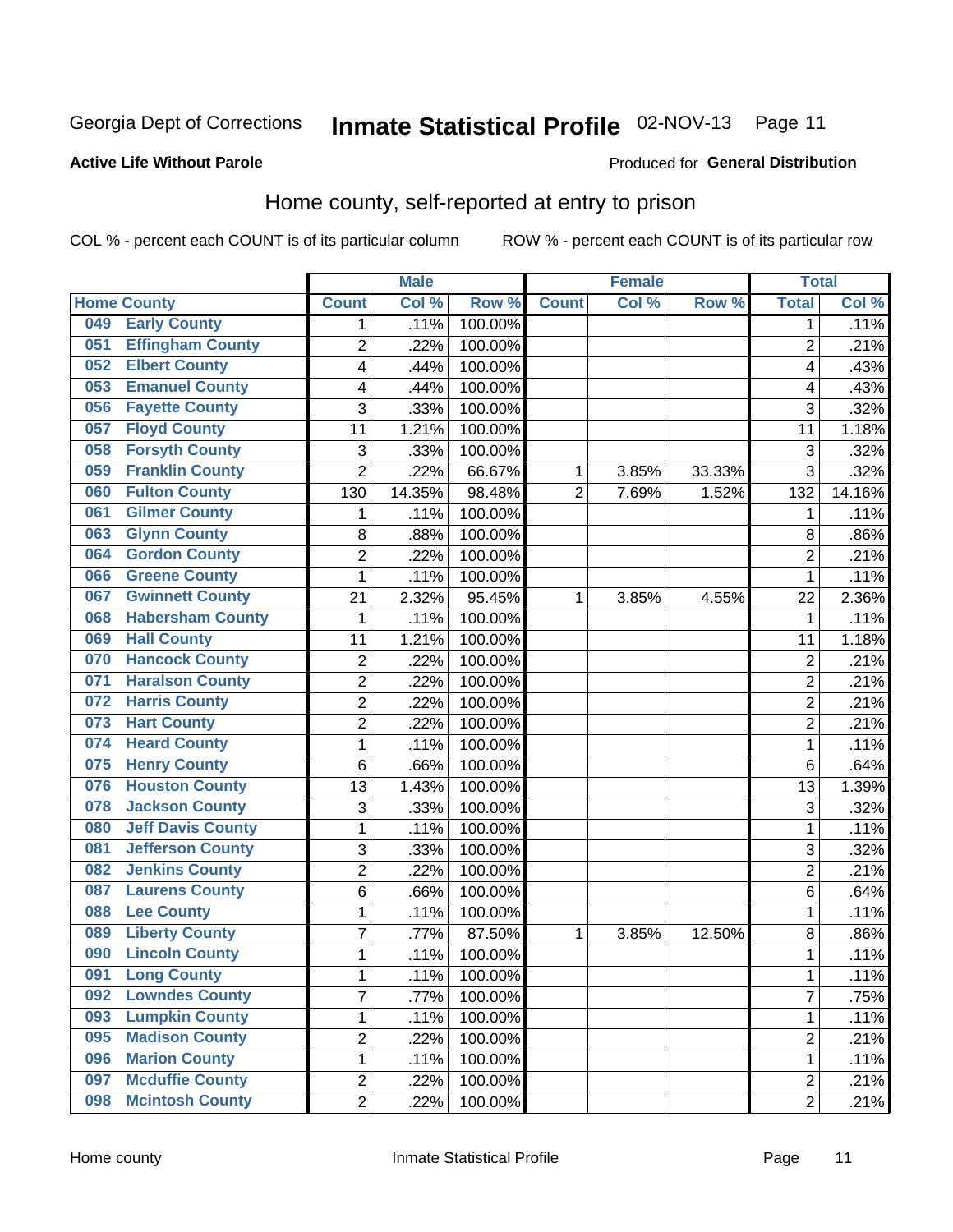Georgia Dept of Corrections **Inmate Statistical Profile** 02-NOV-13

**Active Life Without Parole**

Produced for **General Distribution**

## Home county, self-reported at entry to prison

COL % - percent each COUNT is of its particular column ROW % - percent each COUNT is of its particular row

| | | Male | | | Female | | | Total | |
|---|---|---|---|---|---|---|---|---|---|
| Home County | | Count | Col % | Row % | Count | Col % | Row % | Total | Col % |
| 049 | Early County | 1 | .11% | 100.00% | | | | 1 | .11% |
| 051 | Effingham County | 2 | .22% | 100.00% | | | | 2 | .21% |
| 052 | Elbert County | 4 | .44% | 100.00% | | | | 4 | .43% |
| 053 | Emanuel County | 4 | .44% | 100.00% | | | | 4 | .43% |
| 056 | Fayette County | 3 | .33% | 100.00% | | | | 3 | .32% |
| 057 | Floyd County | 11 | 1.21% | 100.00% | | | | 11 | 1.18% |
| 058 | Forsyth County | 3 | .33% | 100.00% | | | | 3 | .32% |
| 059 | Franklin County | 2 | .22% | 66.67% | 1 | 3.85% | 33.33% | 3 | .32% |
| 060 | Fulton County | 130 | 14.35% | 98.48% | 2 | 7.69% | 1.52% | 132 | 14.16% |
| 061 | Gilmer County | 1 | .11% | 100.00% | | | | 1 | .11% |
| 063 | Glynn County | 8 | .88% | 100.00% | | | | 8 | .86% |
| 064 | Gordon County | 2 | .22% | 100.00% | | | | 2 | .21% |
| 066 | Greene County | 1 | .11% | 100.00% | | | | 1 | .11% |
| 067 | Gwinnett County | 21 | 2.32% | 95.45% | 1 | 3.85% | 4.55% | 22 | 2.36% |
| 068 | Habersham County | 1 | .11% | 100.00% | | | | 1 | .11% |
| 069 | Hall County | 11 | 1.21% | 100.00% | | | | 11 | 1.18% |
| 070 | Hancock County | 2 | .22% | 100.00% | | | | 2 | .21% |
| 071 | Haralson County | 2 | .22% | 100.00% | | | | 2 | .21% |
| 072 | Harris County | 2 | .22% | 100.00% | | | | 2 | .21% |
| 073 | Hart County | 2 | .22% | 100.00% | | | | 2 | .21% |
| 074 | Heard County | 1 | .11% | 100.00% | | | | 1 | .11% |
| 075 | Henry County | 6 | .66% | 100.00% | | | | 6 | .64% |
| 076 | Houston County | 13 | 1.43% | 100.00% | | | | 13 | 1.39% |
| 078 | Jackson County | 3 | .33% | 100.00% | | | | 3 | .32% |
| 080 | Jeff Davis County | 1 | .11% | 100.00% | | | | 1 | .11% |
| 081 | Jefferson County | 3 | .33% | 100.00% | | | | 3 | .32% |
| 082 | Jenkins County | 2 | .22% | 100.00% | | | | 2 | .21% |
| 087 | Laurens County | 6 | .66% | 100.00% | | | | 6 | .64% |
| 088 | Lee County | 1 | .11% | 100.00% | | | | 1 | .11% |
| 089 | Liberty County | 7 | .77% | 87.50% | 1 | 3.85% | 12.50% | 8 | .86% |
| 090 | Lincoln County | 1 | .11% | 100.00% | | | | 1 | .11% |
| 091 | Long County | 1 | .11% | 100.00% | | | | 1 | .11% |
| 092 | Lowndes County | 7 | .77% | 100.00% | | | | 7 | .75% |
| 093 | Lumpkin County | 1 | .11% | 100.00% | | | | 1 | .11% |
| 095 | Madison County | 2 | .22% | 100.00% | | | | 2 | .21% |
| 096 | Marion County | 1 | .11% | 100.00% | | | | 1 | .11% |
| 097 | Mcduffie County | 2 | .22% | 100.00% | | | | 2 | .21% |
| 098 | Mcintosh County | 2 | .22% | 100.00% | | | | 2 | .21% |

Home county Inmate Statistical Profile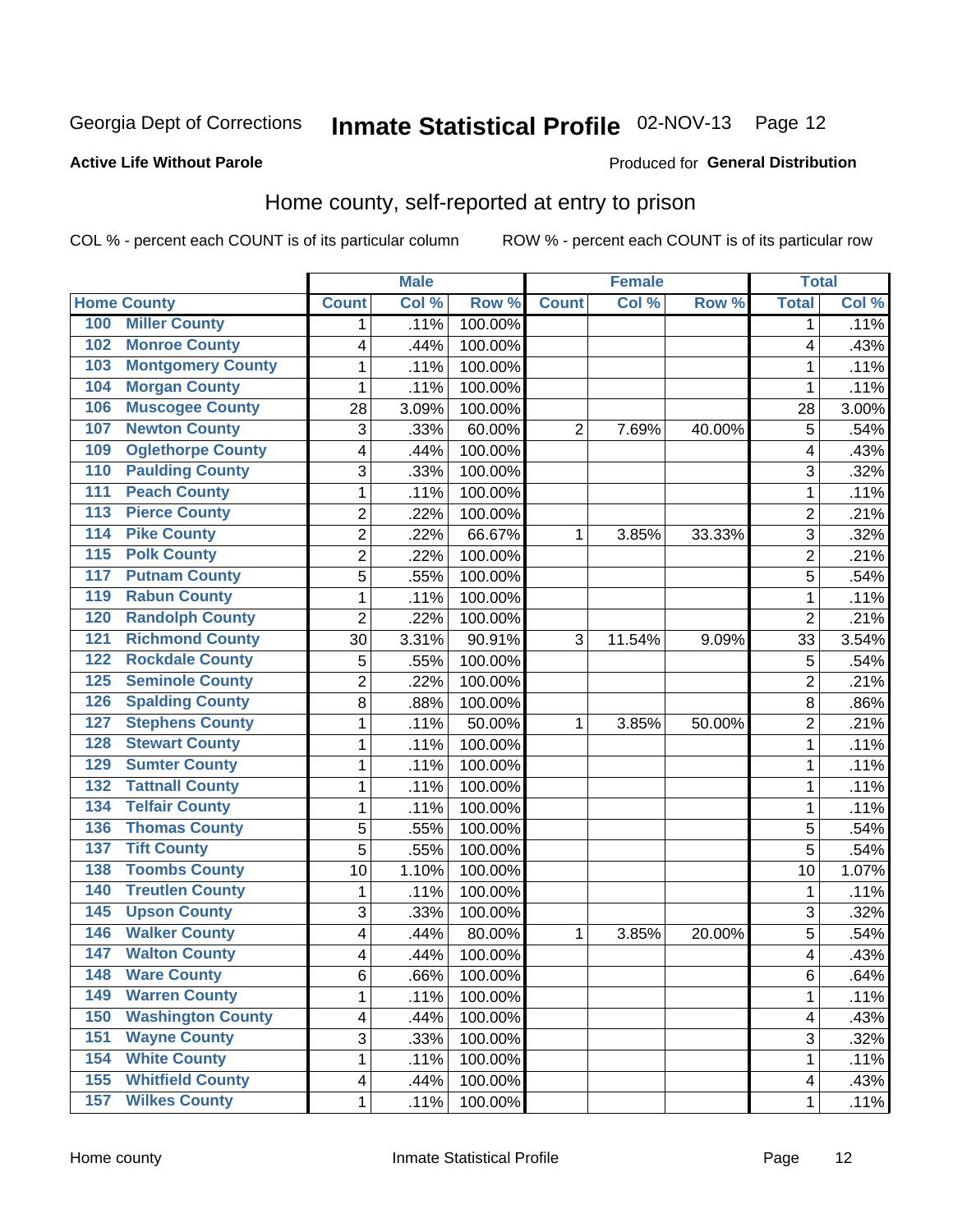Georgia Dept of Corrections **Inmate Statistical Profile** 02-NOV-13

**Active Life Without Parole**

Produced for **General Distribution**

## Home county, self-reported at entry to prison

COL % - percent each COUNT is of its particular column ROW % - percent each COUNT is of its particular row

| Home County | | Male | | | Female | | | Total | |
|---|---|---|---|---|---|---|---|---|---|
| | | Count | Col % | Row % | Count | Col % | Row % | Total | Col % |
| 100 | Miller County | 1 | .11% | 100.00% | | | | 1 | .11% |
| 102 | Monroe County | 4 | .44% | 100.00% | | | | 4 | .43% |
| 103 | Montgomery County | 1 | .11% | 100.00% | | | | 1 | .11% |
| 104 | Morgan County | 1 | .11% | 100.00% | | | | 1 | .11% |
| 106 | Muscogee County | 28 | 3.09% | 100.00% | | | | 28 | 3.00% |
| 107 | Newton County | 3 | .33% | 60.00% | 2 | 7.69% | 40.00% | 5 | .54% |
| 109 | Oglethorpe County | 4 | .44% | 100.00% | | | | 4 | .43% |
| 110 | Paulding County | 3 | .33% | 100.00% | | | | 3 | .32% |
| 111 | Peach County | 1 | .11% | 100.00% | | | | 1 | .11% |
| 113 | Pierce County | 2 | .22% | 100.00% | | | | 2 | .21% |
| 114 | Pike County | 2 | .22% | 66.67% | 1 | 3.85% | 33.33% | 3 | .32% |
| 115 | Polk County | 2 | .22% | 100.00% | | | | 2 | .21% |
| 117 | Putnam County | 5 | .55% | 100.00% | | | | 5 | .54% |
| 119 | Rabun County | 1 | .11% | 100.00% | | | | 1 | .11% |
| 120 | Randolph County | 2 | .22% | 100.00% | | | | 2 | .21% |
| 121 | Richmond County | 30 | 3.31% | 90.91% | 3 | 11.54% | 9.09% | 33 | 3.54% |
| 122 | Rockdale County | 5 | .55% | 100.00% | | | | 5 | .54% |
| 125 | Seminole County | 2 | .22% | 100.00% | | | | 2 | .21% |
| 126 | Spalding County | 8 | .88% | 100.00% | | | | 8 | .86% |
| 127 | Stephens County | 1 | .11% | 50.00% | 1 | 3.85% | 50.00% | 2 | .21% |
| 128 | Stewart County | 1 | .11% | 100.00% | | | | 1 | .11% |
| 129 | Sumter County | 1 | .11% | 100.00% | | | | 1 | .11% |
| 132 | Tattnall County | 1 | .11% | 100.00% | | | | 1 | .11% |
| 134 | Telfair County | 1 | .11% | 100.00% | | | | 1 | .11% |
| 136 | Thomas County | 5 | .55% | 100.00% | | | | 5 | .54% |
| 137 | Tift County | 5 | .55% | 100.00% | | | | 5 | .54% |
| 138 | Toombs County | 10 | 1.10% | 100.00% | | | | 10 | 1.07% |
| 140 | Treutlen County | 1 | .11% | 100.00% | | | | 1 | .11% |
| 145 | Upson County | 3 | .33% | 100.00% | | | | 3 | .32% |
| 146 | Walker County | 4 | .44% | 80.00% | 1 | 3.85% | 20.00% | 5 | .54% |
| 147 | Walton County | 4 | .44% | 100.00% | | | | 4 | .43% |
| 148 | Ware County | 6 | .66% | 100.00% | | | | 6 | .64% |
| 149 | Warren County | 1 | .11% | 100.00% | | | | 1 | .11% |
| 150 | Washington County | 4 | .44% | 100.00% | | | | 4 | .43% |
| 151 | Wayne County | 3 | .33% | 100.00% | | | | 3 | .32% |
| 154 | White County | 1 | .11% | 100.00% | | | | 1 | .11% |
| 155 | Whitfield County | 4 | .44% | 100.00% | | | | 4 | .43% |
| 157 | Wilkes County | 1 | .11% | 100.00% | | | | 1 | .11% |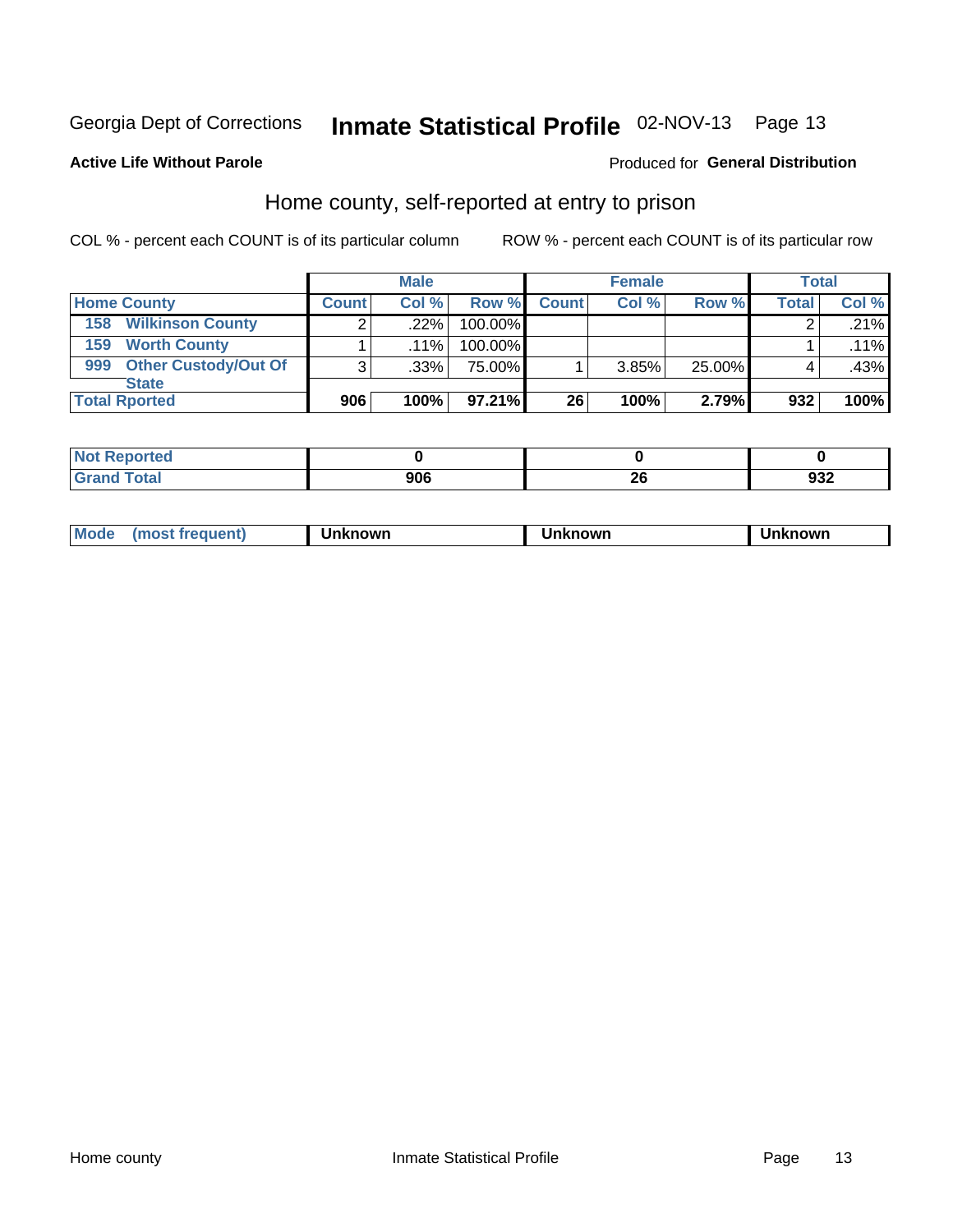Georgia Dept of Corrections **Inmate Statistical Profile** 02-NOV-13

**Active Life Without Parole**

Produced for **General Distribution**

## Home county, self-reported at entry to prison

COL % - percent each COUNT is of its particular column    ROW % - percent each COUNT is of its particular row

| | Male | | | Female | | | Total | |
|---|---|---|---|---|---|---|---|---|
| **Home County** | **Count** | **Col %** | **Row %** | **Count** | **Col %** | **Row %** | **Total** | **Col %** |
| 158 Wilkinson County | 2 | .22% | 100.00% | | | | 2 | .21% |
| 159 Worth County | 1 | .11% | 100.00% | | | | 1 | .11% |
| 999 Other Custody/Out Of State | 3 | .33% | 75.00% | 1 | 3.85% | 25.00% | 4 | .43% |
| **Total Rported** | **906** | **100%** | **97.21%** | **26** | **100%** | **2.79%** | **932** | **100%** |

| | Male | Female | Total |
|---|---|---|---|
| **Not Reported** | **0** | **0** | **0** |
| **Grand Total** | **906** | **26** | **932** |

| | | | |
|---|---|---|---|
| **Mode (most frequent)** | **Unknown** | **Unknown** | **Unknown** |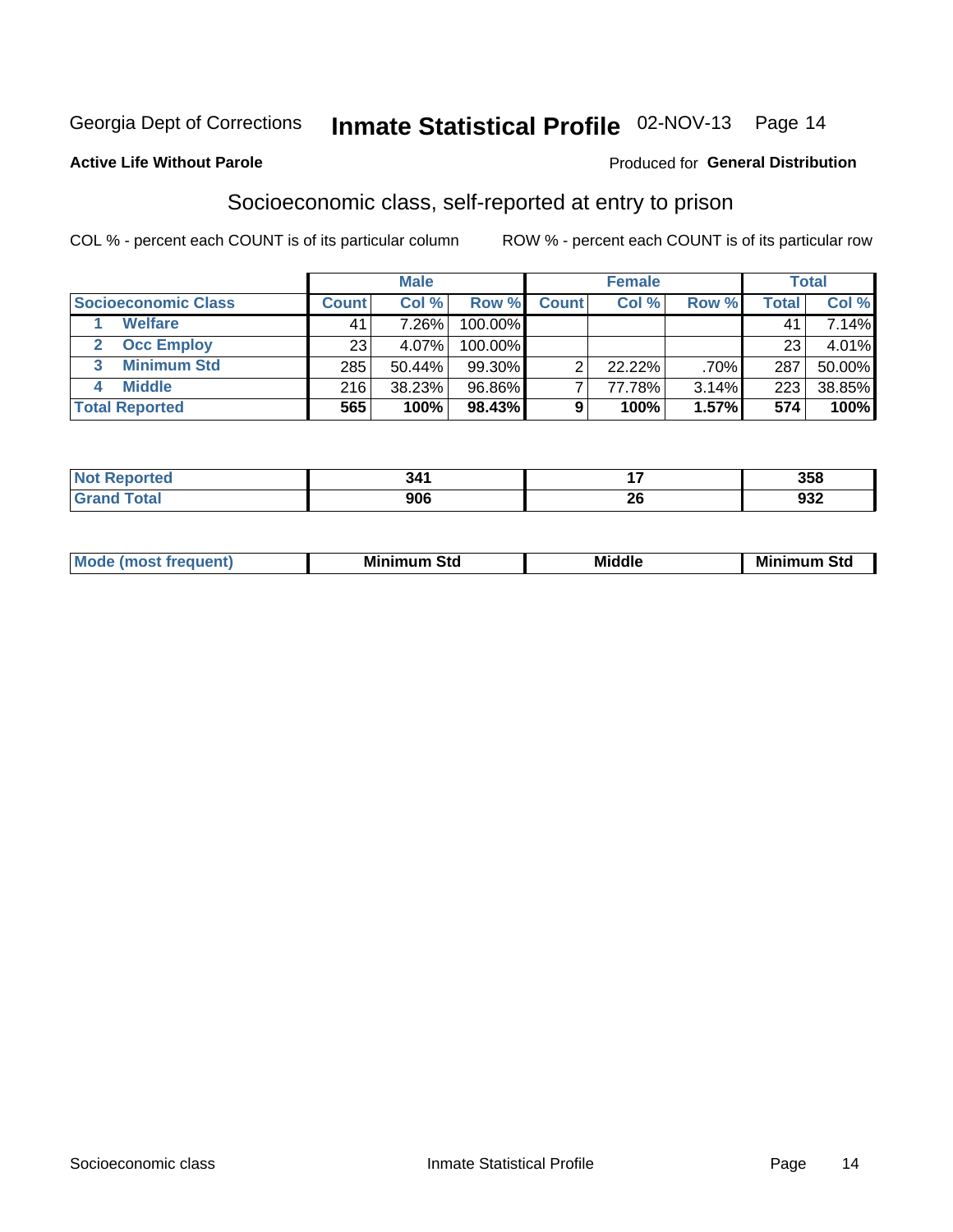Georgia Dept of Corrections **Inmate Statistical Profile** 02-NOV-13 Page 14

**Active Life Without Parole**

Produced for **General Distribution**

## Socioeconomic class, self-reported at entry to prison

COL % - percent each COUNT is of its particular column    ROW % - percent each COUNT is of its particular row

| | Male | | | Female | | | Total | |
|---|---|---|---|---|---|---|---|---|
| **Socioeconomic Class** | **Count** | **Col %** | **Row %** | **Count** | **Col %** | **Row %** | **Total** | **Col %** |
| 1 **Welfare** | 41 | 7.26% | 100.00% | | | | 41 | 7.14% |
| 2 **Occ Employ** | 23 | 4.07% | 100.00% | | | | 23 | 4.01% |
| 3 **Minimum Std** | 285 | 50.44% | 99.30% | 2 | 22.22% | .70% | 287 | 50.00% |
| 4 **Middle** | 216 | 38.23% | 96.86% | 7 | 77.78% | 3.14% | 223 | 38.85% |
| **Total Reported** | **565** | **100%** | **98.43%** | **9** | **100%** | **1.57%** | **574** | **100%** |

| | Male | Female | Total |
|---|---|---|---|
| **Not Reported** | **341** | **17** | **358** |
| **Grand Total** | **906** | **26** | **932** |

| | Male | Female | Total |
|---|---|---|---|
| **Mode (most frequent)** | **Minimum Std** | **Middle** | **Minimum Std** |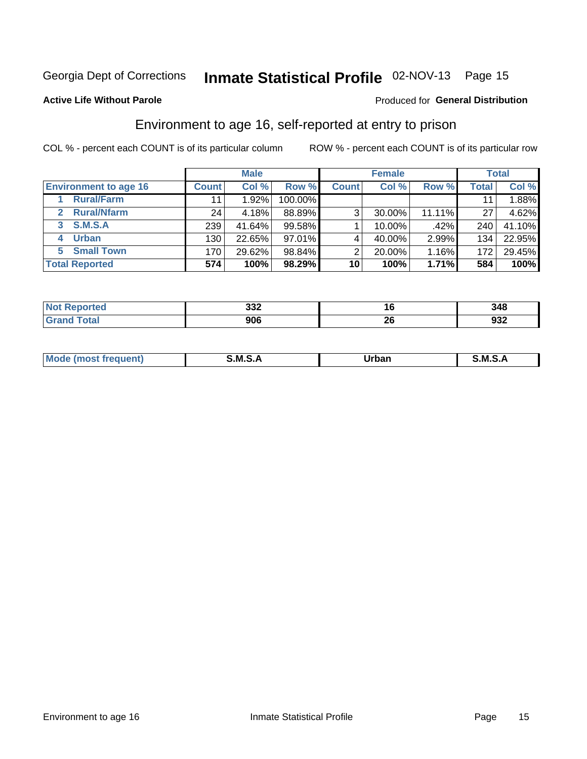Georgia Dept of Corrections **Inmate Statistical Profile** 02-NOV-13 Page 15

**Active Life Without Parole**

Produced for **General Distribution**

## Environment to age 16, self-reported at entry to prison

COL % - percent each COUNT is of its particular column ROW % - percent each COUNT is of its particular row

| | Male | | | Female | | | Total | |
|---|---|---|---|---|---|---|---|---|
| **Environment to age 16** | **Count** | **Col %** | **Row %** | **Count** | **Col %** | **Row %** | **Total** | **Col %** |
| 1 Rural/Farm | 11 | 1.92% | 100.00% | | | | 11 | 1.88% |
| 2 Rural/Nfarm | 24 | 4.18% | 88.89% | 3 | 30.00% | 11.11% | 27 | 4.62% |
| 3 S.M.S.A | 239 | 41.64% | 99.58% | 1 | 10.00% | .42% | 240 | 41.10% |
| 4 Urban | 130 | 22.65% | 97.01% | 4 | 40.00% | 2.99% | 134 | 22.95% |
| 5 Small Town | 170 | 29.62% | 98.84% | 2 | 20.00% | 1.16% | 172 | 29.45% |
| **Total Reported** | **574** | **100%** | **98.29%** | **10** | **100%** | **1.71%** | **584** | **100%** |

| | Male | Female | Total |
|---|---|---|---|
| **Not Reported** | **332** | **16** | **348** |
| **Grand Total** | **906** | **26** | **932** |

| | Male | Female | Total |
|---|---|---|---|
| **Mode (most frequent)** | **S.M.S.A** | **Urban** | **S.M.S.A** |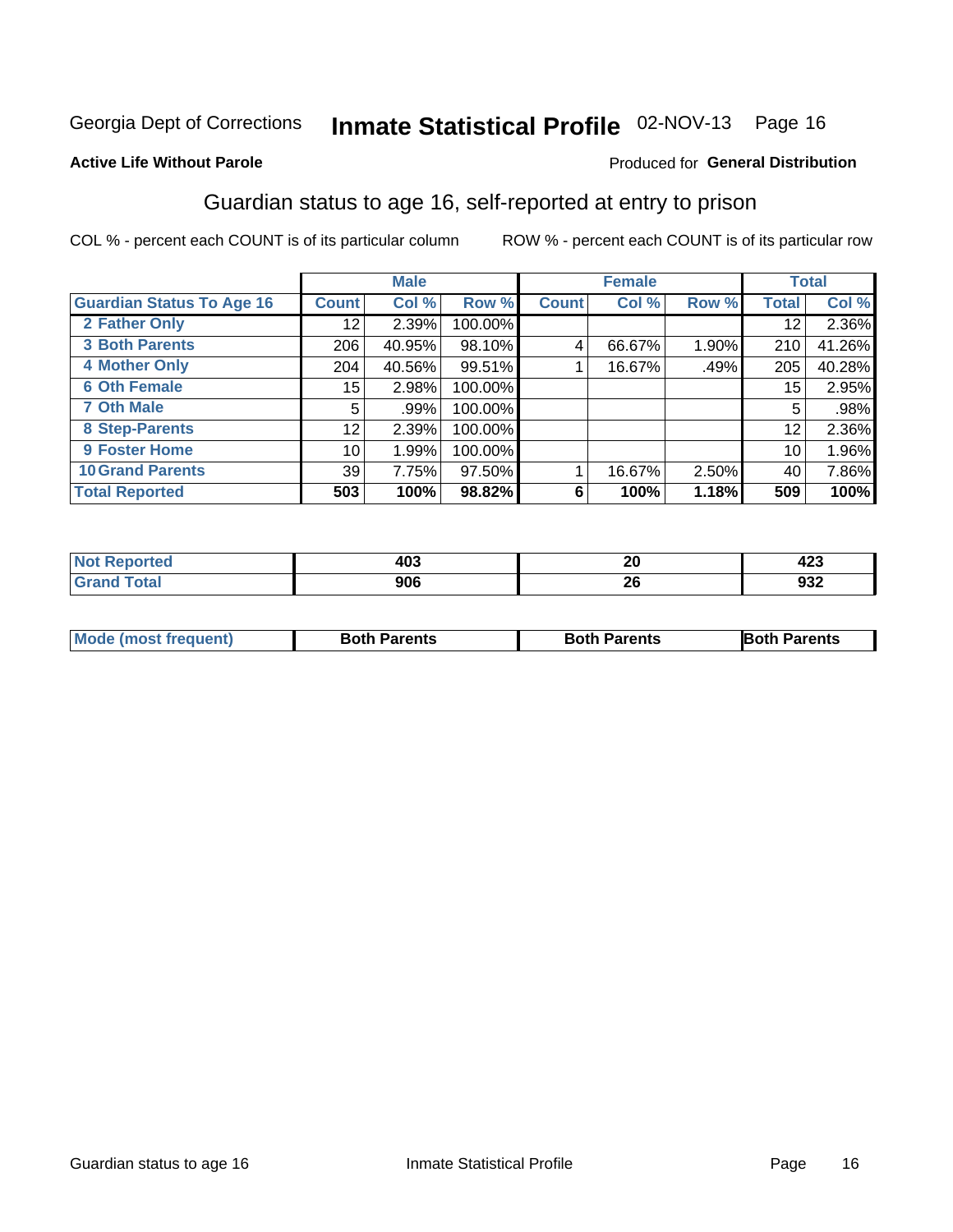Georgia Dept of Corrections **Inmate Statistical Profile** 02-NOV-13

**Active Life Without Parole**

Produced for **General Distribution**

## Guardian status to age 16, self-reported at entry to prison

COL % - percent each COUNT is of its particular column    ROW % - percent each COUNT is of its particular row

| | Male | | | Female | | | Total | |
|---|---|---|---|---|---|---|---|---|
| **Guardian Status To Age 16** | **Count** | **Col %** | **Row %** | **Count** | **Col %** | **Row %** | **Total** | **Col %** |
| 2 Father Only | 12 | 2.39% | 100.00% | | | | 12 | 2.36% |
| 3 Both Parents | 206 | 40.95% | 98.10% | 4 | 66.67% | 1.90% | 210 | 41.26% |
| 4 Mother Only | 204 | 40.56% | 99.51% | 1 | 16.67% | .49% | 205 | 40.28% |
| 6 Oth Female | 15 | 2.98% | 100.00% | | | | 15 | 2.95% |
| 7 Oth Male | 5 | .99% | 100.00% | | | | 5 | .98% |
| 8 Step-Parents | 12 | 2.39% | 100.00% | | | | 12 | 2.36% |
| 9 Foster Home | 10 | 1.99% | 100.00% | | | | 10 | 1.96% |
| 10 Grand Parents | 39 | 7.75% | 97.50% | 1 | 16.67% | 2.50% | 40 | 7.86% |
| **Total Reported** | **503** | **100%** | **98.82%** | **6** | **100%** | **1.18%** | **509** | **100%** |

| | Male | Female | Total |
|---|---|---|---|
| Not Reported | 403 | 20 | 423 |
| Grand Total | 906 | 26 | 932 |

| | Male | Female | Total |
|---|---|---|---|
| Mode (most frequent) | Both Parents | Both Parents | Both Parents |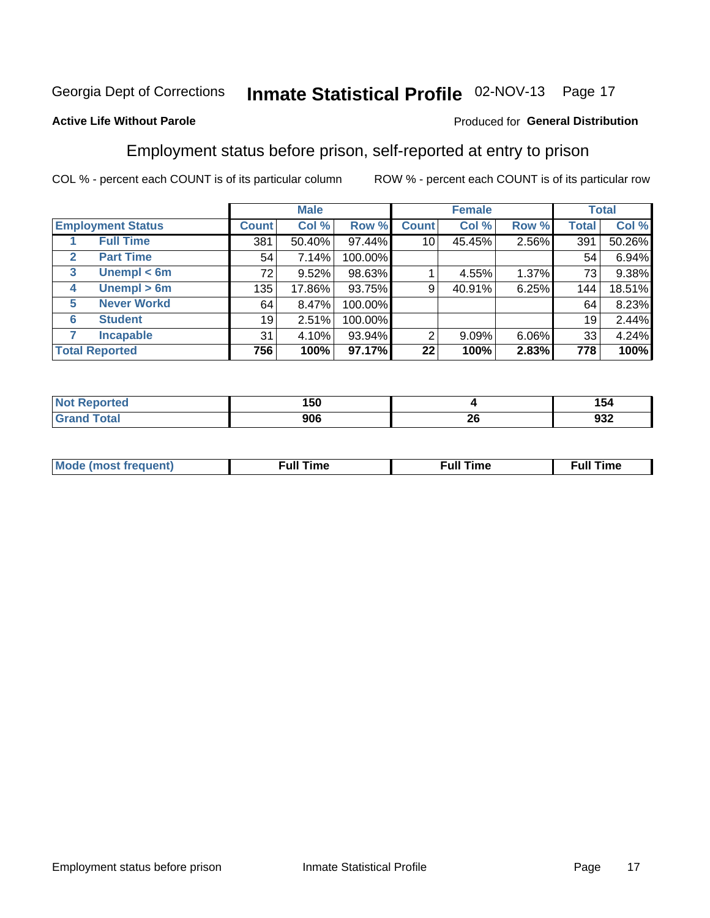Georgia Dept of Corrections **Inmate Statistical Profile** 02-NOV-13

**Active Life Without Parole**

Produced for **General Distribution**

## Employment status before prison, self-reported at entry to prison

COL % - percent each COUNT is of its particular column

ROW % - percent each COUNT is of its particular row

| | | Male | | | Female | | | Total | |
|---|---|---|---|---|---|---|---|---|---|
| **Employment Status** | | **Count** | **Col %** | **Row %** | **Count** | **Col %** | **Row %** | **Total** | **Col %** |
| 1 | **Full Time** | 381 | 50.40% | 97.44% | 10 | 45.45% | 2.56% | 391 | 50.26% |
| 2 | **Part Time** | 54 | 7.14% | 100.00% | | | | 54 | 6.94% |
| 3 | **Unempl < 6m** | 72 | 9.52% | 98.63% | 1 | 4.55% | 1.37% | 73 | 9.38% |
| 4 | **Unempl > 6m** | 135 | 17.86% | 93.75% | 9 | 40.91% | 6.25% | 144 | 18.51% |
| 5 | **Never Workd** | 64 | 8.47% | 100.00% | | | | 64 | 8.23% |
| 6 | **Student** | 19 | 2.51% | 100.00% | | | | 19 | 2.44% |
| 7 | **Incapable** | 31 | 4.10% | 93.94% | 2 | 9.09% | 6.06% | 33 | 4.24% |
| **Total Reported** | | **756** | **100%** | **97.17%** | **22** | **100%** | **2.83%** | **778** | **100%** |

| | Male | Female | Total |
|---|---|---|---|
| **Not Reported** | **150** | **4** | **154** |
| **Grand Total** | **906** | **26** | **932** |

| | Male | Female | Total |
|---|---|---|---|
| **Mode (most frequent)** | **Full Time** | **Full Time** | **Full Time** |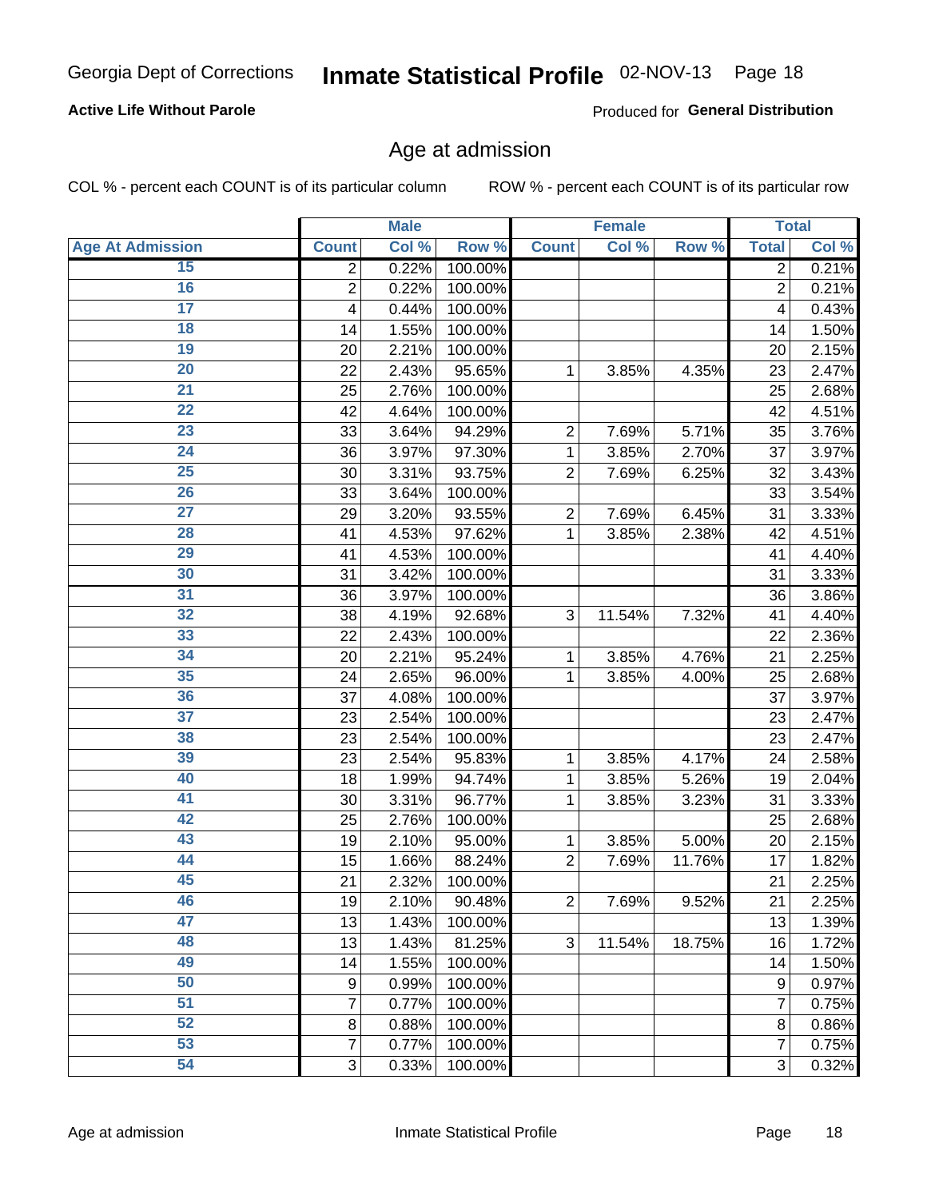**Active Life Without Parole**

Produced for **General Distribution**

## Age at admission

COL % - percent each COUNT is of its particular column

ROW % - percent each COUNT is of its particular row

| | Male | | | Female | | | Total | |
|---|---|---|---|---|---|---|---|---|
| Age At Admission | Count | Col % | Row % | Count | Col % | Row % | Total | Col % |
| 15 | 2 | 0.22% | 100.00% | | | | 2 | 0.21% |
| 16 | 2 | 0.22% | 100.00% | | | | 2 | 0.21% |
| 17 | 4 | 0.44% | 100.00% | | | | 4 | 0.43% |
| 18 | 14 | 1.55% | 100.00% | | | | 14 | 1.50% |
| 19 | 20 | 2.21% | 100.00% | | | | 20 | 2.15% |
| 20 | 22 | 2.43% | 95.65% | 1 | 3.85% | 4.35% | 23 | 2.47% |
| 21 | 25 | 2.76% | 100.00% | | | | 25 | 2.68% |
| 22 | 42 | 4.64% | 100.00% | | | | 42 | 4.51% |
| 23 | 33 | 3.64% | 94.29% | 2 | 7.69% | 5.71% | 35 | 3.76% |
| 24 | 36 | 3.97% | 97.30% | 1 | 3.85% | 2.70% | 37 | 3.97% |
| 25 | 30 | 3.31% | 93.75% | 2 | 7.69% | 6.25% | 32 | 3.43% |
| 26 | 33 | 3.64% | 100.00% | | | | 33 | 3.54% |
| 27 | 29 | 3.20% | 93.55% | 2 | 7.69% | 6.45% | 31 | 3.33% |
| 28 | 41 | 4.53% | 97.62% | 1 | 3.85% | 2.38% | 42 | 4.51% |
| 29 | 41 | 4.53% | 100.00% | | | | 41 | 4.40% |
| 30 | 31 | 3.42% | 100.00% | | | | 31 | 3.33% |
| 31 | 36 | 3.97% | 100.00% | | | | 36 | 3.86% |
| 32 | 38 | 4.19% | 92.68% | 3 | 11.54% | 7.32% | 41 | 4.40% |
| 33 | 22 | 2.43% | 100.00% | | | | 22 | 2.36% |
| 34 | 20 | 2.21% | 95.24% | 1 | 3.85% | 4.76% | 21 | 2.25% |
| 35 | 24 | 2.65% | 96.00% | 1 | 3.85% | 4.00% | 25 | 2.68% |
| 36 | 37 | 4.08% | 100.00% | | | | 37 | 3.97% |
| 37 | 23 | 2.54% | 100.00% | | | | 23 | 2.47% |
| 38 | 23 | 2.54% | 100.00% | | | | 23 | 2.47% |
| 39 | 23 | 2.54% | 95.83% | 1 | 3.85% | 4.17% | 24 | 2.58% |
| 40 | 18 | 1.99% | 94.74% | 1 | 3.85% | 5.26% | 19 | 2.04% |
| 41 | 30 | 3.31% | 96.77% | 1 | 3.85% | 3.23% | 31 | 3.33% |
| 42 | 25 | 2.76% | 100.00% | | | | 25 | 2.68% |
| 43 | 19 | 2.10% | 95.00% | 1 | 3.85% | 5.00% | 20 | 2.15% |
| 44 | 15 | 1.66% | 88.24% | 2 | 7.69% | 11.76% | 17 | 1.82% |
| 45 | 21 | 2.32% | 100.00% | | | | 21 | 2.25% |
| 46 | 19 | 2.10% | 90.48% | 2 | 7.69% | 9.52% | 21 | 2.25% |
| 47 | 13 | 1.43% | 100.00% | | | | 13 | 1.39% |
| 48 | 13 | 1.43% | 81.25% | 3 | 11.54% | 18.75% | 16 | 1.72% |
| 49 | 14 | 1.55% | 100.00% | | | | 14 | 1.50% |
| 50 | 9 | 0.99% | 100.00% | | | | 9 | 0.97% |
| 51 | 7 | 0.77% | 100.00% | | | | 7 | 0.75% |
| 52 | 8 | 0.88% | 100.00% | | | | 8 | 0.86% |
| 53 | 7 | 0.77% | 100.00% | | | | 7 | 0.75% |
| 54 | 3 | 0.33% | 100.00% | | | | 3 | 0.32% |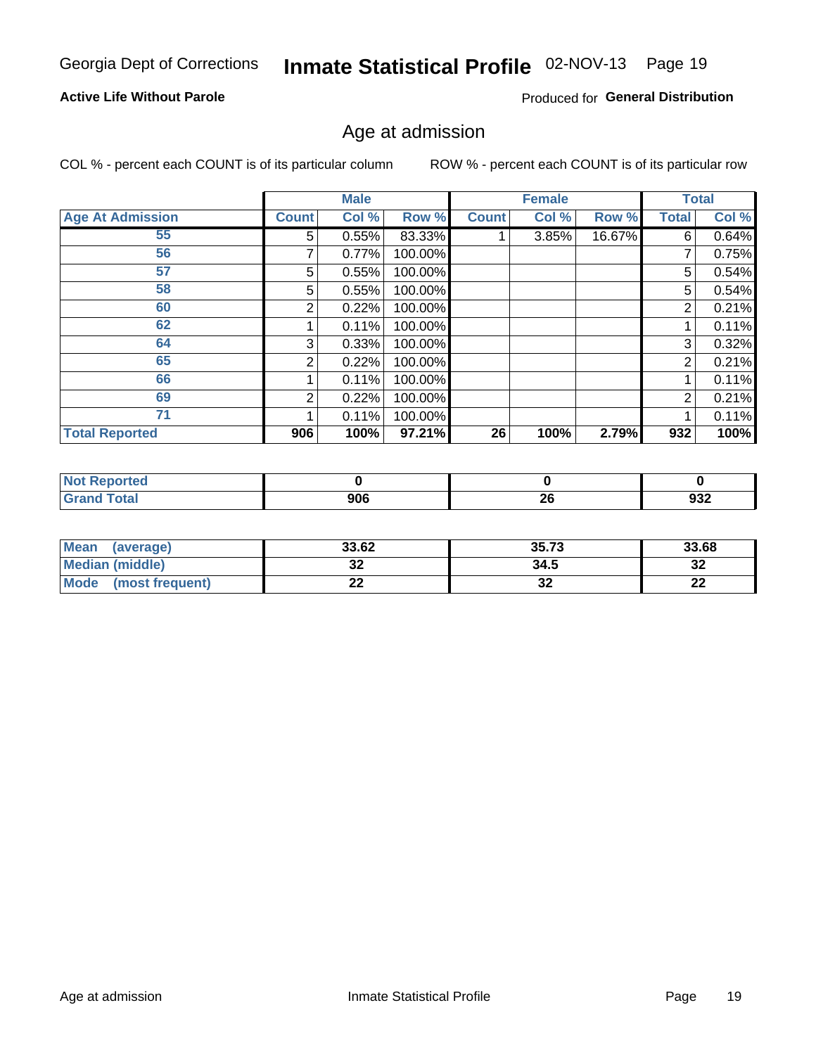Georgia Dept of Corrections **Inmate Statistical Profile** 02-NOV-13

**Active Life Without Parole**

Produced for **General Distribution**

## Age at admission

COL % - percent each COUNT is of its particular column    ROW % - percent each COUNT is of its particular row

| | Male | | | Female | | | Total | |
|---|---|---|---|---|---|---|---|---|
| **Age At Admission** | **Count** | **Col %** | **Row %** | **Count** | **Col %** | **Row %** | **Total** | **Col %** |
| 55 | 5 | 0.55% | 83.33% | 1 | 3.85% | 16.67% | 6 | 0.64% |
| 56 | 7 | 0.77% | 100.00% | | | | 7 | 0.75% |
| 57 | 5 | 0.55% | 100.00% | | | | 5 | 0.54% |
| 58 | 5 | 0.55% | 100.00% | | | | 5 | 0.54% |
| 60 | 2 | 0.22% | 100.00% | | | | 2 | 0.21% |
| 62 | 1 | 0.11% | 100.00% | | | | 1 | 0.11% |
| 64 | 3 | 0.33% | 100.00% | | | | 3 | 0.32% |
| 65 | 2 | 0.22% | 100.00% | | | | 2 | 0.21% |
| 66 | 1 | 0.11% | 100.00% | | | | 1 | 0.11% |
| 69 | 2 | 0.22% | 100.00% | | | | 2 | 0.21% |
| 71 | 1 | 0.11% | 100.00% | | | | 1 | 0.11% |
| **Total Reported** | **906** | **100%** | **97.21%** | **26** | **100%** | **2.79%** | **932** | **100%** |

| | Male | Female | Total |
|---|---|---|---|
| **Not Reported** | **0** | **0** | **0** |
| **Grand Total** | **906** | **26** | **932** |

| | Male | Female | Total |
|---|---|---|---|
| **Mean (average)** | **33.62** | **35.73** | **33.68** |
| **Median (middle)** | **32** | **34.5** | **32** |
| **Mode (most frequent)** | **22** | **32** | **22** |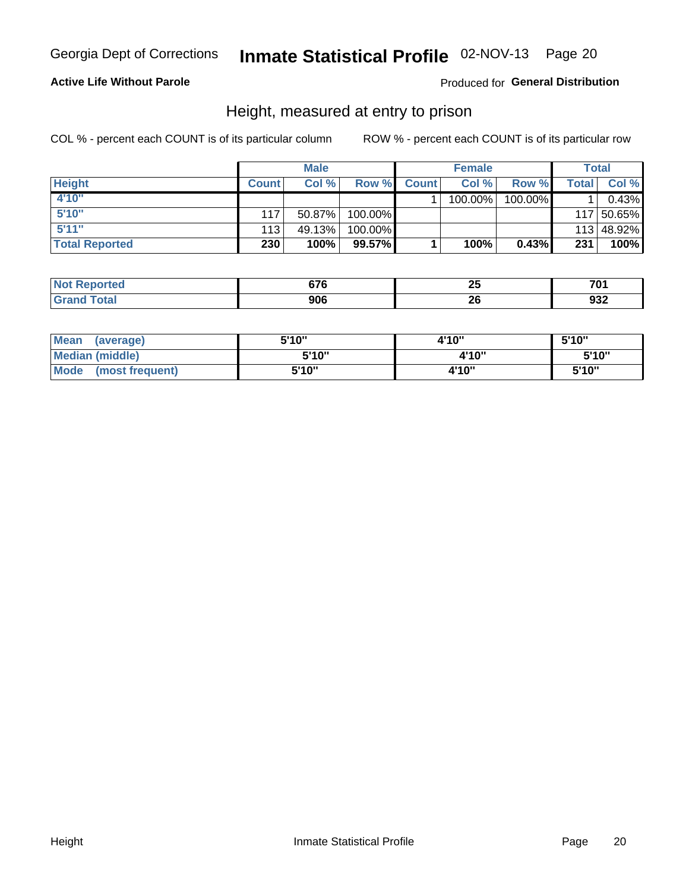Georgia Dept of Corrections **Inmate Statistical Profile** 02-NOV-13 Page 20

**Active Life Without Parole**

Produced for **General Distribution**

## Height, measured at entry to prison

COL % - percent each COUNT is of its particular column

ROW % - percent each COUNT is of its particular row

| | Male | | | Female | | | Total | |
|---|---|---|---|---|---|---|---|---|
| **Height** | **Count** | **Col %** | **Row %** | **Count** | **Col %** | **Row %** | **Total** | **Col %** |
| **4'10"** | | | | 1 | 100.00% | 100.00% | 1 | 0.43% |
| **5'10"** | 117 | 50.87% | 100.00% | | | | 117 | 50.65% |
| **5'11"** | 113 | 49.13% | 100.00% | | | | 113 | 48.92% |
| **Total Reported** | **230** | **100%** | **99.57%** | **1** | **100%** | **0.43%** | **231** | **100%** |

| | Male | Female | Total |
|---|---|---|---|
| **Not Reported** | **676** | **25** | **701** |
| **Grand Total** | **906** | **26** | **932** |

| | Male | Female | Total |
|---|---|---|---|
| **Mean (average)** | **5'10"** | **4'10"** | **5'10"** |
| **Median (middle)** | **5'10"** | **4'10"** | **5'10"** |
| **Mode (most frequent)** | **5'10"** | **4'10"** | **5'10"** |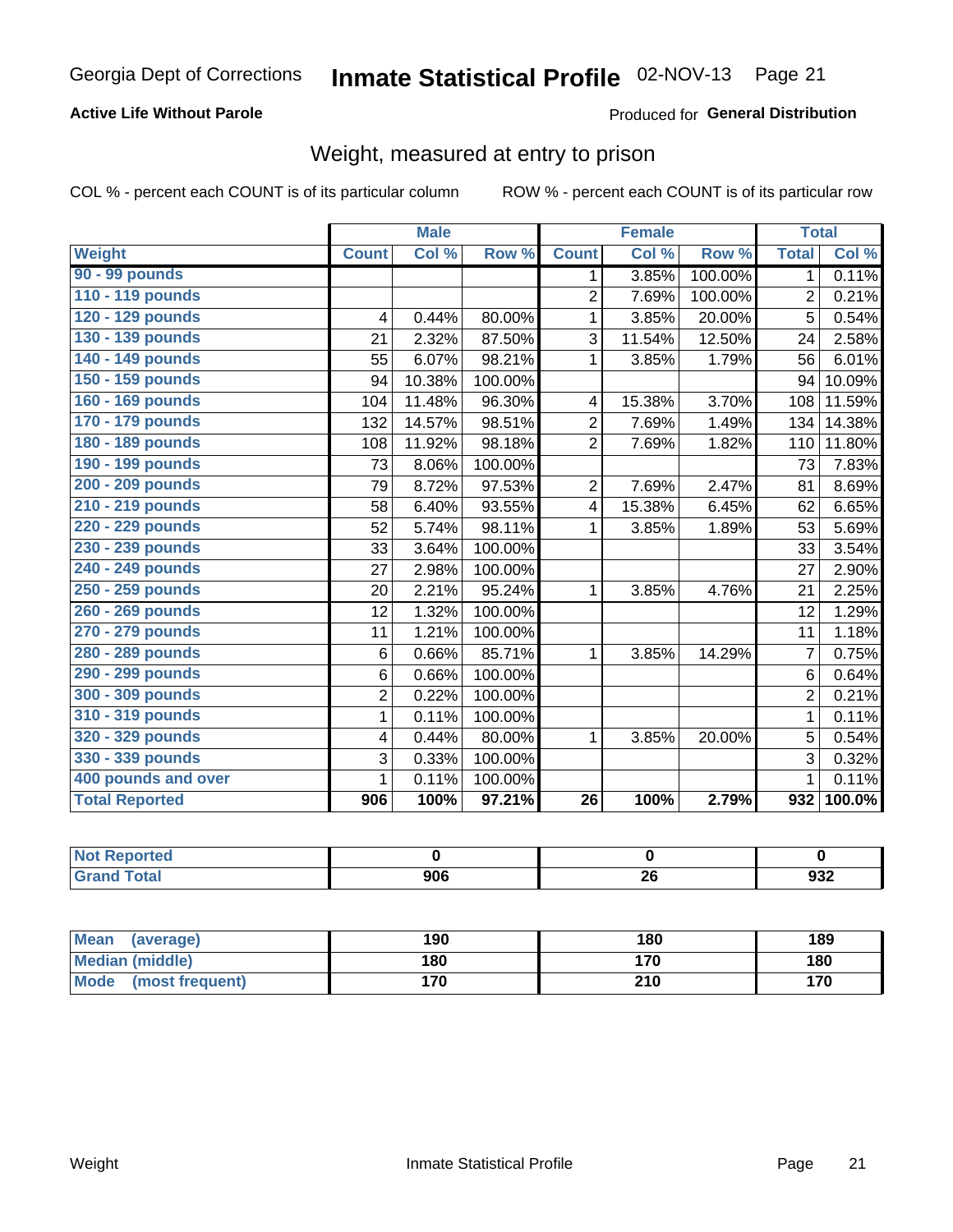Georgia Dept of Corrections **Inmate Statistical Profile** 02-NOV-13 Page 21

**Active Life Without Parole**

Produced for **General Distribution**

## Weight, measured at entry to prison

COL % - percent each COUNT is of its particular column ROW % - percent each COUNT is of its particular row

| | Male | | | Female | | | Total | |
|---|---|---|---|---|---|---|---|---|
| Weight | Count | Col % | Row % | Count | Col % | Row % | Total | Col % |
| 90 - 99 pounds | | | | 1 | 3.85% | 100.00% | 1 | 0.11% |
| 110 - 119 pounds | | | | 2 | 7.69% | 100.00% | 2 | 0.21% |
| 120 - 129 pounds | 4 | 0.44% | 80.00% | 1 | 3.85% | 20.00% | 5 | 0.54% |
| 130 - 139 pounds | 21 | 2.32% | 87.50% | 3 | 11.54% | 12.50% | 24 | 2.58% |
| 140 - 149 pounds | 55 | 6.07% | 98.21% | 1 | 3.85% | 1.79% | 56 | 6.01% |
| 150 - 159 pounds | 94 | 10.38% | 100.00% | | | | 94 | 10.09% |
| 160 - 169 pounds | 104 | 11.48% | 96.30% | 4 | 15.38% | 3.70% | 108 | 11.59% |
| 170 - 179 pounds | 132 | 14.57% | 98.51% | 2 | 7.69% | 1.49% | 134 | 14.38% |
| 180 - 189 pounds | 108 | 11.92% | 98.18% | 2 | 7.69% | 1.82% | 110 | 11.80% |
| 190 - 199 pounds | 73 | 8.06% | 100.00% | | | | 73 | 7.83% |
| 200 - 209 pounds | 79 | 8.72% | 97.53% | 2 | 7.69% | 2.47% | 81 | 8.69% |
| 210 - 219 pounds | 58 | 6.40% | 93.55% | 4 | 15.38% | 6.45% | 62 | 6.65% |
| 220 - 229 pounds | 52 | 5.74% | 98.11% | 1 | 3.85% | 1.89% | 53 | 5.69% |
| 230 - 239 pounds | 33 | 3.64% | 100.00% | | | | 33 | 3.54% |
| 240 - 249 pounds | 27 | 2.98% | 100.00% | | | | 27 | 2.90% |
| 250 - 259 pounds | 20 | 2.21% | 95.24% | 1 | 3.85% | 4.76% | 21 | 2.25% |
| 260 - 269 pounds | 12 | 1.32% | 100.00% | | | | 12 | 1.29% |
| 270 - 279 pounds | 11 | 1.21% | 100.00% | | | | 11 | 1.18% |
| 280 - 289 pounds | 6 | 0.66% | 85.71% | 1 | 3.85% | 14.29% | 7 | 0.75% |
| 290 - 299 pounds | 6 | 0.66% | 100.00% | | | | 6 | 0.64% |
| 300 - 309 pounds | 2 | 0.22% | 100.00% | | | | 2 | 0.21% |
| 310 - 319 pounds | 1 | 0.11% | 100.00% | | | | 1 | 0.11% |
| 320 - 329 pounds | 4 | 0.44% | 80.00% | 1 | 3.85% | 20.00% | 5 | 0.54% |
| 330 - 339 pounds | 3 | 0.33% | 100.00% | | | | 3 | 0.32% |
| 400 pounds and over | 1 | 0.11% | 100.00% | | | | 1 | 0.11% |
| **Total Reported** | **906** | **100%** | **97.21%** | **26** | **100%** | **2.79%** | **932** | **100.0%** |

| | Male | Female | Total |
|---|---|---|---|
| Not Reported | 0 | 0 | 0 |
| Grand Total | 906 | 26 | 932 |

| | Male | Female | Total |
|---|---|---|---|
| Mean (average) | 190 | 180 | 189 |
| Median (middle) | 180 | 170 | 180 |
| Mode (most frequent) | 170 | 210 | 170 |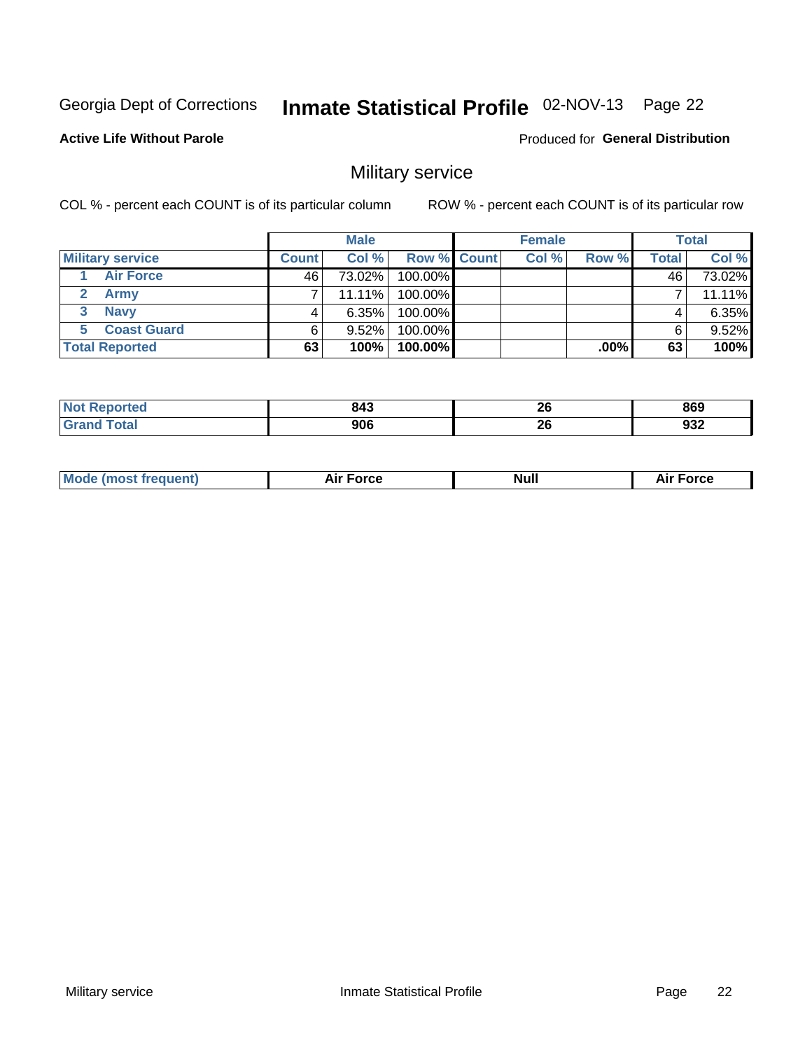Georgia Dept of Corrections **Inmate Statistical Profile** 02-NOV-13 Page 22

**Active Life Without Parole**

Produced for **General Distribution**

# Military service

COL % - percent each COUNT is of its particular column ROW % - percent each COUNT is of its particular row

| | Male | | | Female | | | Total | |
|---|---|---|---|---|---|---|---|---|
| **Military service** | **Count** | **Col %** | **Row %** | **Count** | **Col %** | **Row %** | **Total** | **Col %** |
| 1 Air Force | 46 | 73.02% | 100.00% | | | | 46 | 73.02% |
| 2 Army | 7 | 11.11% | 100.00% | | | | 7 | 11.11% |
| 3 Navy | 4 | 6.35% | 100.00% | | | | 4 | 6.35% |
| 5 Coast Guard | 6 | 9.52% | 100.00% | | | | 6 | 9.52% |
| **Total Reported** | **63** | **100%** | **100.00%** | | | **.00%** | **63** | **100%** |

| | Male | Female | Total |
|---|---|---|---|
| **Not Reported** | **843** | **26** | **869** |
| **Grand Total** | **906** | **26** | **932** |

| | Male | Female | Total |
|---|---|---|---|
| **Mode (most frequent)** | **Air Force** | **Null** | **Air Force** |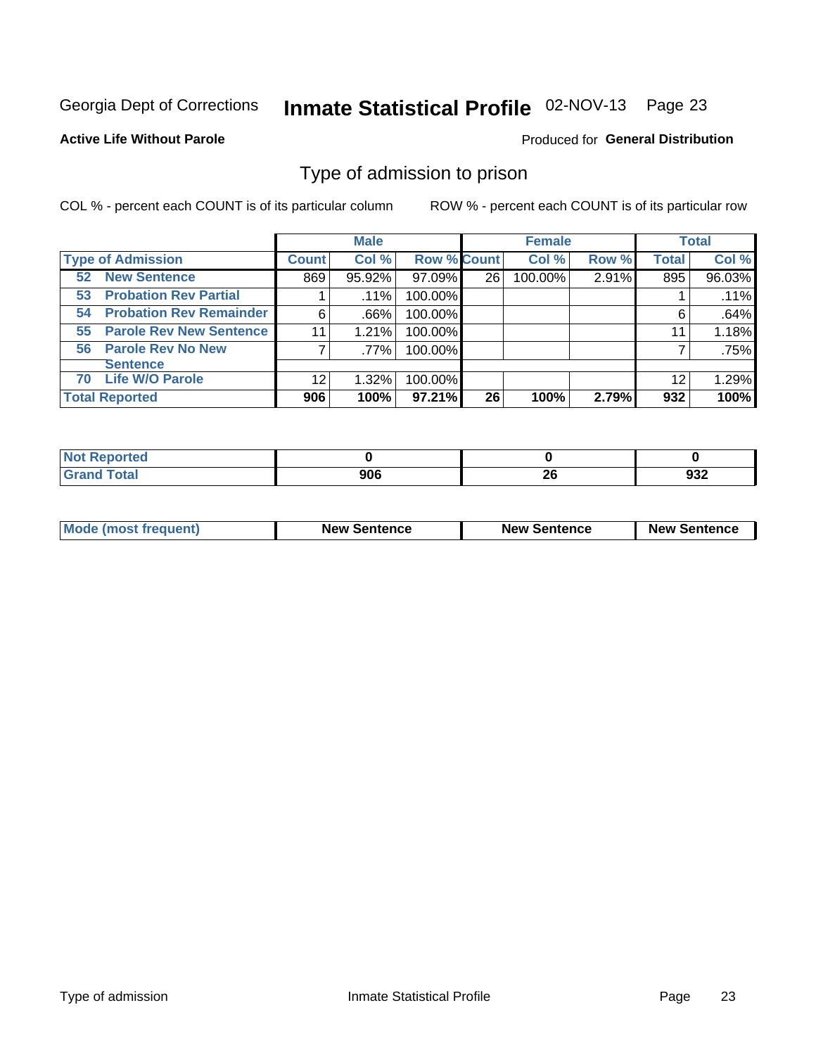Georgia Dept of Corrections **Inmate Statistical Profile** 02-NOV-13 Page 23

**Active Life Without Parole**

Produced for **General Distribution**

## Type of admission to prison

COL % - percent each COUNT is of its particular column

ROW % - percent each COUNT is of its particular row

| | Male | | | Female | | | Total | |
|---|---|---|---|---|---|---|---|---|
| **Type of Admission** | **Count** | **Col %** | **Row %** | **Count** | **Col %** | **Row %** | **Total** | **Col %** |
| 52 New Sentence | 869 | 95.92% | 97.09% | 26 | 100.00% | 2.91% | 895 | 96.03% |
| 53 Probation Rev Partial | 1 | .11% | 100.00% | | | | 1 | .11% |
| 54 Probation Rev Remainder | 6 | .66% | 100.00% | | | | 6 | .64% |
| 55 Parole Rev New Sentence | 11 | 1.21% | 100.00% | | | | 11 | 1.18% |
| 56 Parole Rev No New Sentence | 7 | .77% | 100.00% | | | | 7 | .75% |
| 70 Life W/O Parole | 12 | 1.32% | 100.00% | | | | 12 | 1.29% |
| **Total Reported** | **906** | **100%** | **97.21%** | **26** | **100%** | **2.79%** | **932** | **100%** |

| | Male | Female | Total |
|---|---|---|---|
| **Not Reported** | **0** | **0** | **0** |
| **Grand Total** | **906** | **26** | **932** |

| | Male | Female | Total |
|---|---|---|---|
| **Mode (most frequent)** | **New Sentence** | **New Sentence** | **New Sentence** |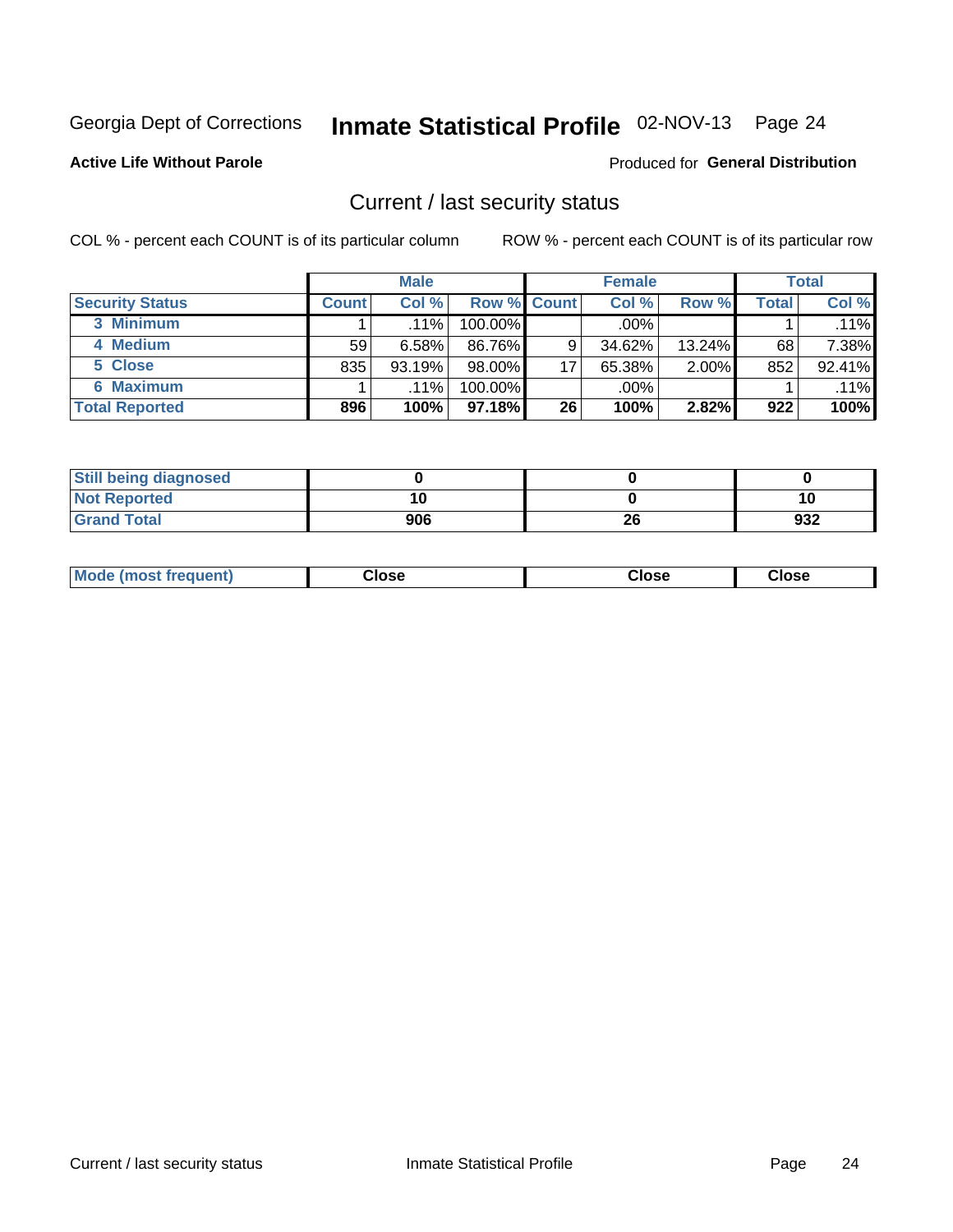Georgia Dept of Corrections **Inmate Statistical Profile** 02-NOV-13 Page 24

**Active Life Without Parole**

Produced for **General Distribution**

## Current / last security status

COL % - percent each COUNT is of its particular column

ROW % - percent each COUNT is of its particular row

| | Male | | | Female | | | Total | |
|---|---|---|---|---|---|---|---|---|
| **Security Status** | **Count** | **Col %** | **Row %** | **Count** | **Col %** | **Row %** | **Total** | **Col %** |
| **3 Minimum** | 1 | .11% | 100.00% | | .00% | | 1 | .11% |
| **4 Medium** | 59 | 6.58% | 86.76% | 9 | 34.62% | 13.24% | 68 | 7.38% |
| **5 Close** | 835 | 93.19% | 98.00% | 17 | 65.38% | 2.00% | 852 | 92.41% |
| **6 Maximum** | 1 | .11% | 100.00% | | .00% | | 1 | .11% |
| **Total Reported** | **896** | **100%** | **97.18%** | **26** | **100%** | **2.82%** | **922** | **100%** |

| | | | |
|---|---|---|---|
| **Still being diagnosed** | **0** | **0** | **0** |
| **Not Reported** | **10** | **0** | **10** |
| **Grand Total** | **906** | **26** | **932** |

| | | | |
|---|---|---|---|
| **Mode (most frequent)** | **Close** | **Close** | **Close** |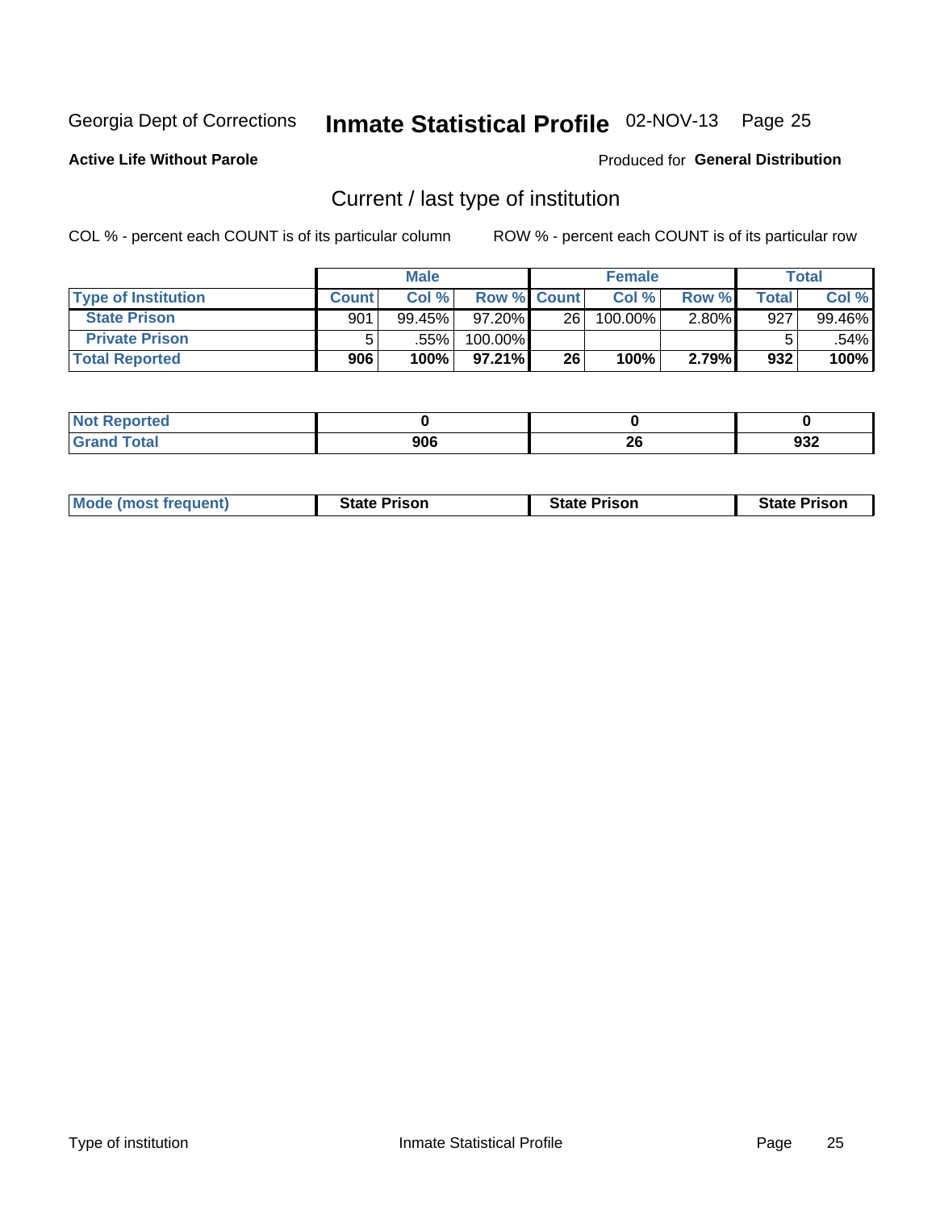Georgia Dept of Corrections **Inmate Statistical Profile** 02-NOV-13

**Active Life Without Parole**

Produced for **General Distribution**

## Current / last type of institution

COL % - percent each COUNT is of its particular column        ROW % - percent each COUNT is of its particular row

| | Male | | | Female | | | Total | |
|---|---|---|---|---|---|---|---|---|
| **Type of Institution** | **Count** | **Col %** | **Row %** | **Count** | **Col %** | **Row %** | **Total** | **Col %** |
| **State Prison** | 901 | 99.45% | 97.20% | 26 | 100.00% | 2.80% | 927 | 99.46% |
| **Private Prison** | 5 | .55% | 100.00% | | | | 5 | .54% |
| **Total Reported** | **906** | **100%** | **97.21%** | **26** | **100%** | **2.79%** | **932** | **100%** |

| | Male | Female | Total |
|---|---|---|---|
| **Not Reported** | **0** | **0** | **0** |
| **Grand Total** | **906** | **26** | **932** |

| | Male | Female | Total |
|---|---|---|---|
| **Mode (most frequent)** | **State Prison** | **State Prison** | **State Prison** |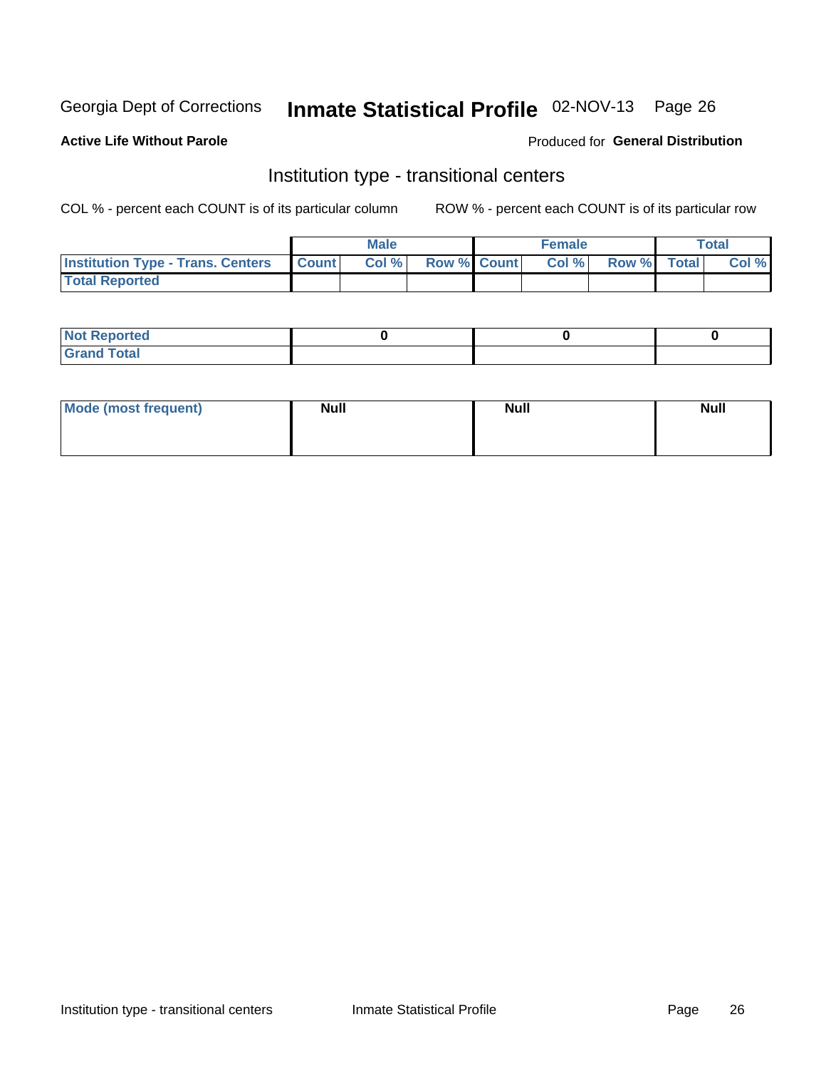Georgia Dept of Corrections **Inmate Statistical Profile** 02-NOV-13

**Active Life Without Parole**

Produced for **General Distribution**

## Institution type - transitional centers

COL % - percent each COUNT is of its particular column        ROW % - percent each COUNT is of its particular row

| | Male | | | Female | | | Total | |
|---|---|---|---|---|---|---|---|---|
| **Institution Type - Trans. Centers** | **Count** | **Col %** | **Row %** | **Count** | **Col %** | **Row %** | **Total** | **Col %** |
| **Total Reported** | | | | | | | | |

| | | | |
|---|---|---|---|
| **Not Reported** | 0 | 0 | 0 |
| **Grand Total** | | | |

| | | | |
|---|---|---|---|
| **Mode (most frequent)** | Null | Null | Null |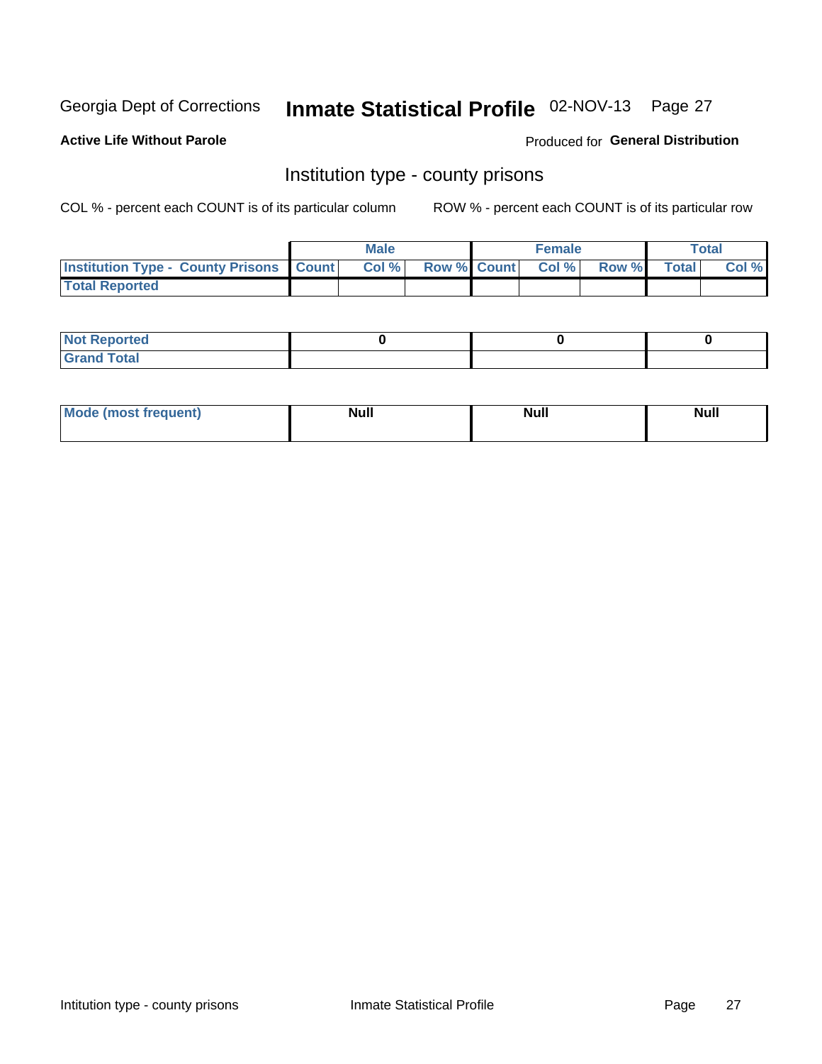Georgia Dept of Corrections **Inmate Statistical Profile** 02-NOV-13

**Active Life Without Parole**

Produced for **General Distribution**

## Institution type - county prisons

COL % - percent each COUNT is of its particular column

ROW % - percent each COUNT is of its particular row

| | Male | | | Female | | | Total | |
|---|---|---|---|---|---|---|---|---|
| **Institution Type - County Prisons** | **Count** | **Col %** | **Row %** | **Count** | **Col %** | **Row %** | **Total** | **Col %** |
| **Total Reported** | | | | | | | | |

| | Male | Female | Total |
|---|---|---|---|
| **Not Reported** | **0** | **0** | **0** |
| **Grand Total** | | | |

| | Male | Female | Total |
|---|---|---|---|
| **Mode (most frequent)** | **Null** | **Null** | **Null** |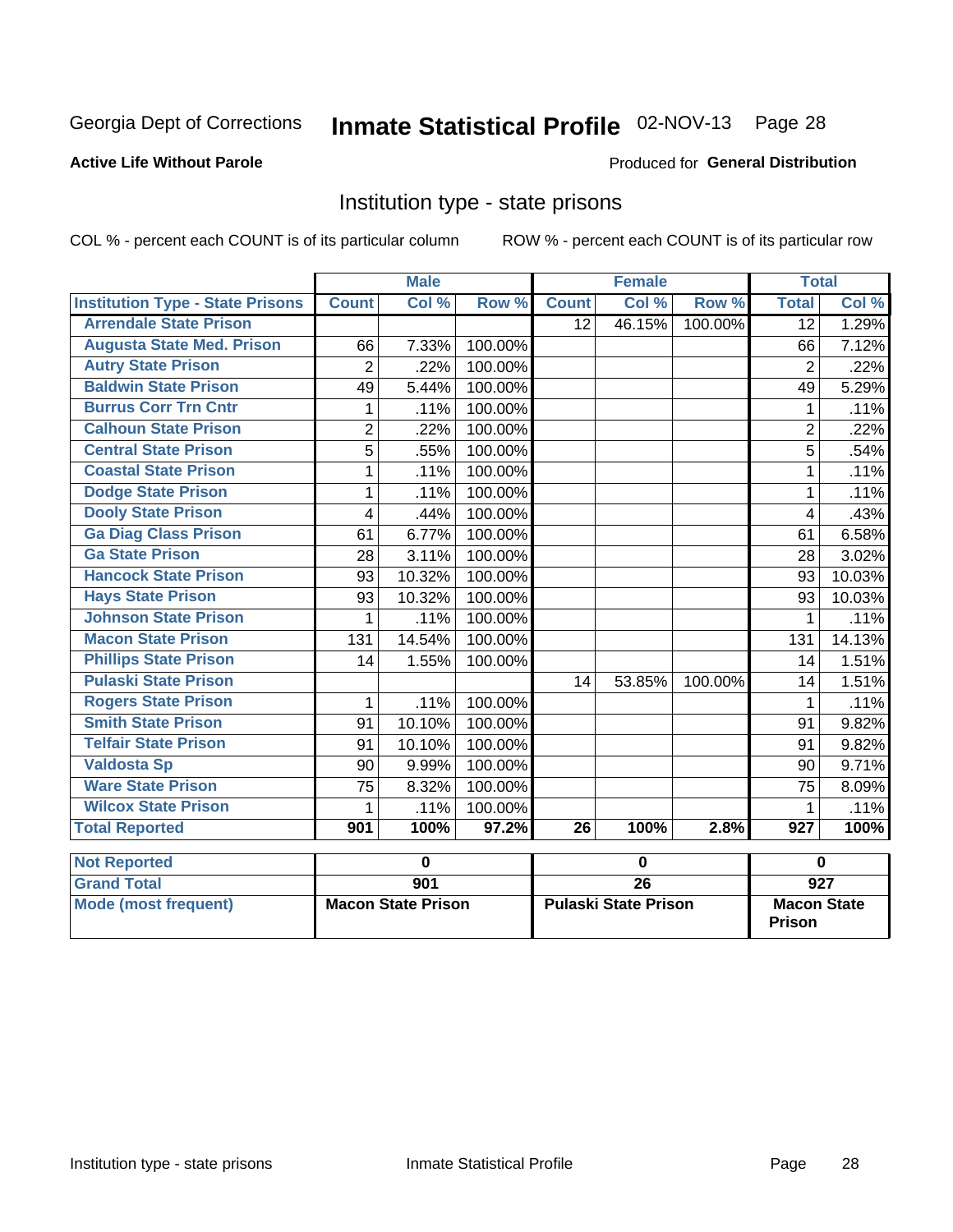Georgia Dept of Corrections **Inmate Statistical Profile** 02-NOV-13 Page 28

**Active Life Without Parole**

Produced for **General Distribution**

## Institution type - state prisons

COL % - percent each COUNT is of its particular column        ROW % - percent each COUNT is of its particular row

| | Male | | | Female | | | Total | |
|---|---|---|---|---|---|---|---|---|
| **Institution Type - State Prisons** | **Count** | **Col %** | **Row %** | **Count** | **Col %** | **Row %** | **Total** | **Col %** |
| **Arrendale State Prison** | | | | 12 | 46.15% | 100.00% | 12 | 1.29% |
| **Augusta State Med. Prison** | 66 | 7.33% | 100.00% | | | | 66 | 7.12% |
| **Autry State Prison** | 2 | .22% | 100.00% | | | | 2 | .22% |
| **Baldwin State Prison** | 49 | 5.44% | 100.00% | | | | 49 | 5.29% |
| **Burrus Corr Trn Cntr** | 1 | .11% | 100.00% | | | | 1 | .11% |
| **Calhoun State Prison** | 2 | .22% | 100.00% | | | | 2 | .22% |
| **Central State Prison** | 5 | .55% | 100.00% | | | | 5 | .54% |
| **Coastal State Prison** | 1 | .11% | 100.00% | | | | 1 | .11% |
| **Dodge State Prison** | 1 | .11% | 100.00% | | | | 1 | .11% |
| **Dooly State Prison** | 4 | .44% | 100.00% | | | | 4 | .43% |
| **Ga Diag Class Prison** | 61 | 6.77% | 100.00% | | | | 61 | 6.58% |
| **Ga State Prison** | 28 | 3.11% | 100.00% | | | | 28 | 3.02% |
| **Hancock State Prison** | 93 | 10.32% | 100.00% | | | | 93 | 10.03% |
| **Hays State Prison** | 93 | 10.32% | 100.00% | | | | 93 | 10.03% |
| **Johnson State Prison** | 1 | .11% | 100.00% | | | | 1 | .11% |
| **Macon State Prison** | 131 | 14.54% | 100.00% | | | | 131 | 14.13% |
| **Phillips State Prison** | 14 | 1.55% | 100.00% | | | | 14 | 1.51% |
| **Pulaski State Prison** | | | | 14 | 53.85% | 100.00% | 14 | 1.51% |
| **Rogers State Prison** | 1 | .11% | 100.00% | | | | 1 | .11% |
| **Smith State Prison** | 91 | 10.10% | 100.00% | | | | 91 | 9.82% |
| **Telfair State Prison** | 91 | 10.10% | 100.00% | | | | 91 | 9.82% |
| **Valdosta Sp** | 90 | 9.99% | 100.00% | | | | 90 | 9.71% |
| **Ware State Prison** | 75 | 8.32% | 100.00% | | | | 75 | 8.09% |
| **Wilcox State Prison** | 1 | .11% | 100.00% | | | | 1 | .11% |
| **Total Reported** | **901** | **100%** | **97.2%** | **26** | **100%** | **2.8%** | **927** | **100%** |

| | Male | Female | Total |
|---|---|---|---|
| **Not Reported** | **0** | **0** | **0** |
| **Grand Total** | **901** | **26** | **927** |
| **Mode (most frequent)** | **Macon State Prison** | **Pulaski State Prison** | **Macon State Prison** |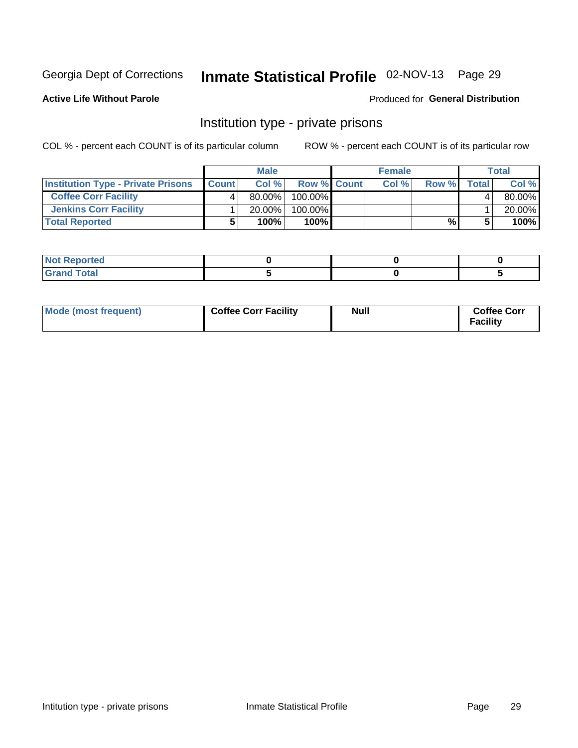Georgia Dept of Corrections **Inmate Statistical Profile** 02-NOV-13 Page 29

**Active Life Without Parole**

Produced for **General Distribution**

## Institution type - private prisons

COL % - percent each COUNT is of its particular column

ROW % - percent each COUNT is of its particular row

| | Male | | | Female | | | Total | |
|---|---|---|---|---|---|---|---|---|
| **Institution Type - Private Prisons** | **Count** | **Col %** | **Row %** | **Count** | **Col %** | **Row %** | **Total** | **Col %** |
| **Coffee Corr Facility** | 4 | 80.00% | 100.00% | | | | 4 | 80.00% |
| **Jenkins Corr Facility** | 1 | 20.00% | 100.00% | | | | 1 | 20.00% |
| **Total Reported** | **5** | **100%** | **100%** | | | **%** | **5** | **100%** |

| | | | |
|---|---|---|---|
| **Not Reported** | **0** | **0** | **0** |
| **Grand Total** | **5** | **0** | **5** |

| | | | |
|---|---|---|---|
| **Mode (most frequent)** | **Coffee Corr Facility** | **Null** | **Coffee Corr Facility** |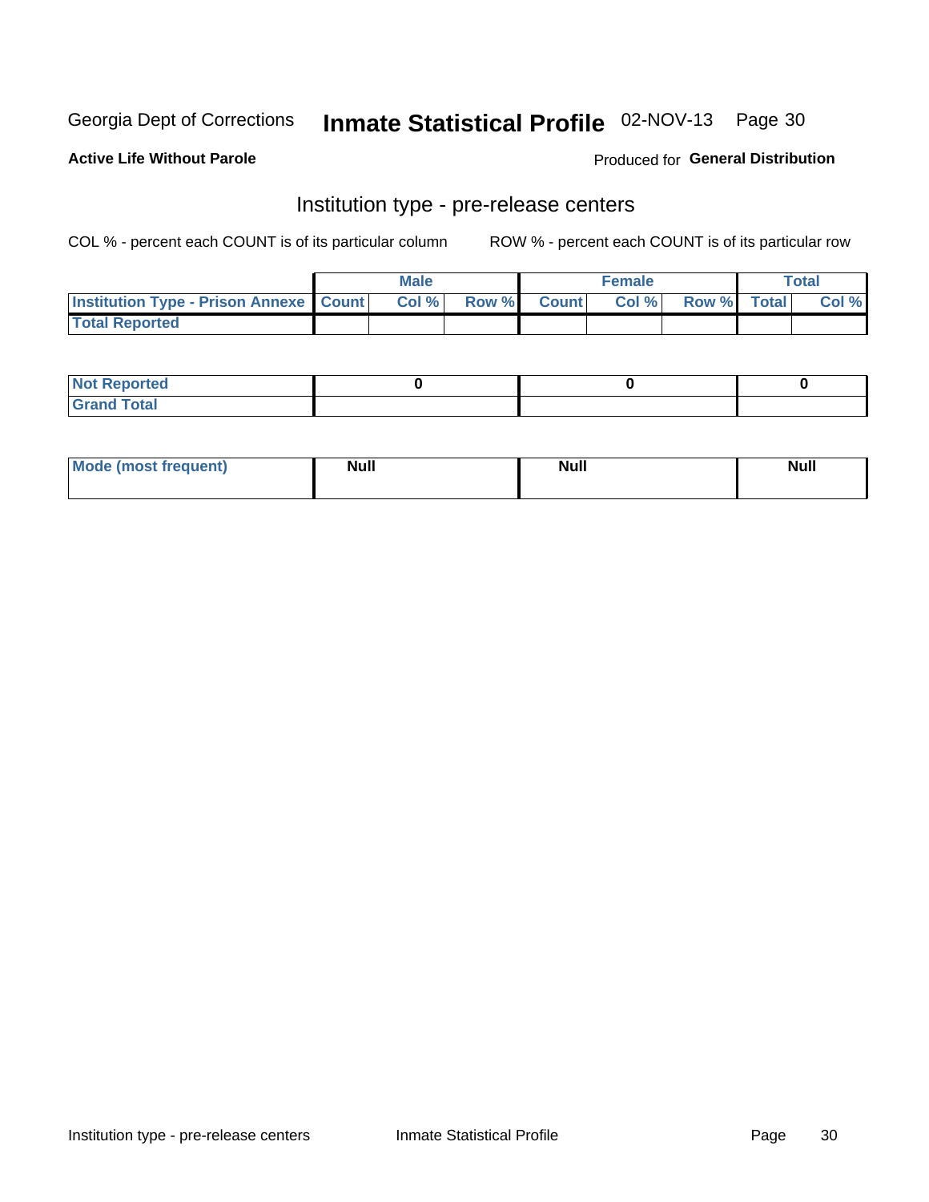Georgia Dept of Corrections **Inmate Statistical Profile** 02-NOV-13

**Active Life Without Parole** Produced for **General Distribution**

## Institution type - pre-release centers

COL % - percent each COUNT is of its particular column ROW % - percent each COUNT is of its particular row

| | Male | | | Female | | | Total | |
|---|---|---|---|---|---|---|---|---|
| Institution Type - Prison Annexe | Count | Col % | Row % | Count | Col % | Row % | Total | Col % |
| Total Reported | | | | | | | | |

| | Male | Female | Total |
|---|---|---|---|
| Not Reported | 0 | 0 | 0 |
| Grand Total | | | |

| | Male | Female | Total |
|---|---|---|---|
| Mode (most frequent) | Null | Null | Null |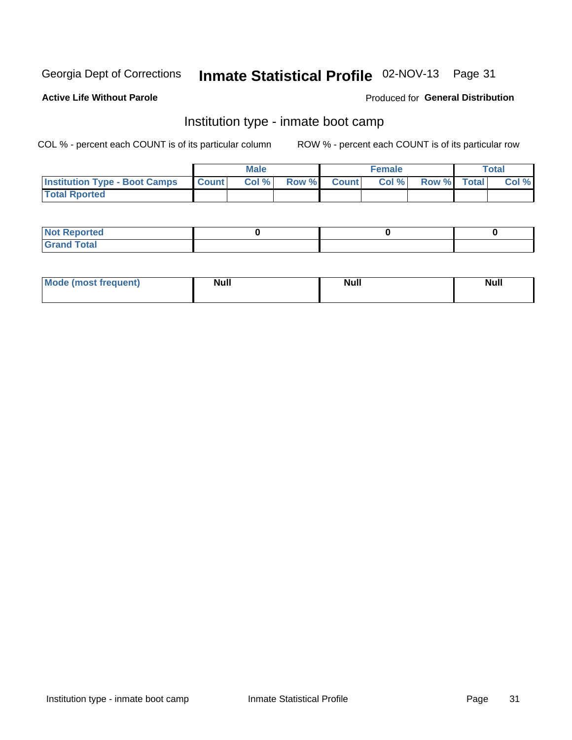Georgia Dept of Corrections **Inmate Statistical Profile** 02-NOV-13

**Active Life Without Parole**

Produced for **General Distribution**

## Institution type - inmate boot camp

COL % - percent each COUNT is of its particular column

ROW % - percent each COUNT is of its particular row

| | Male | | | Female | | | Total | |
|---|---|---|---|---|---|---|---|---|
| **Institution Type - Boot Camps** | **Count** | **Col %** | **Row %** | **Count** | **Col %** | **Row %** | **Total** | **Col %** |
| **Total Rported** | | | | | | | | |

| | | | |
|---|---|---|---|
| **Not Reported** | **0** | **0** | **0** |
| **Grand Total** | | | |

| | | | |
|---|---|---|---|
| **Mode (most frequent)** | **Null** | **Null** | **Null** |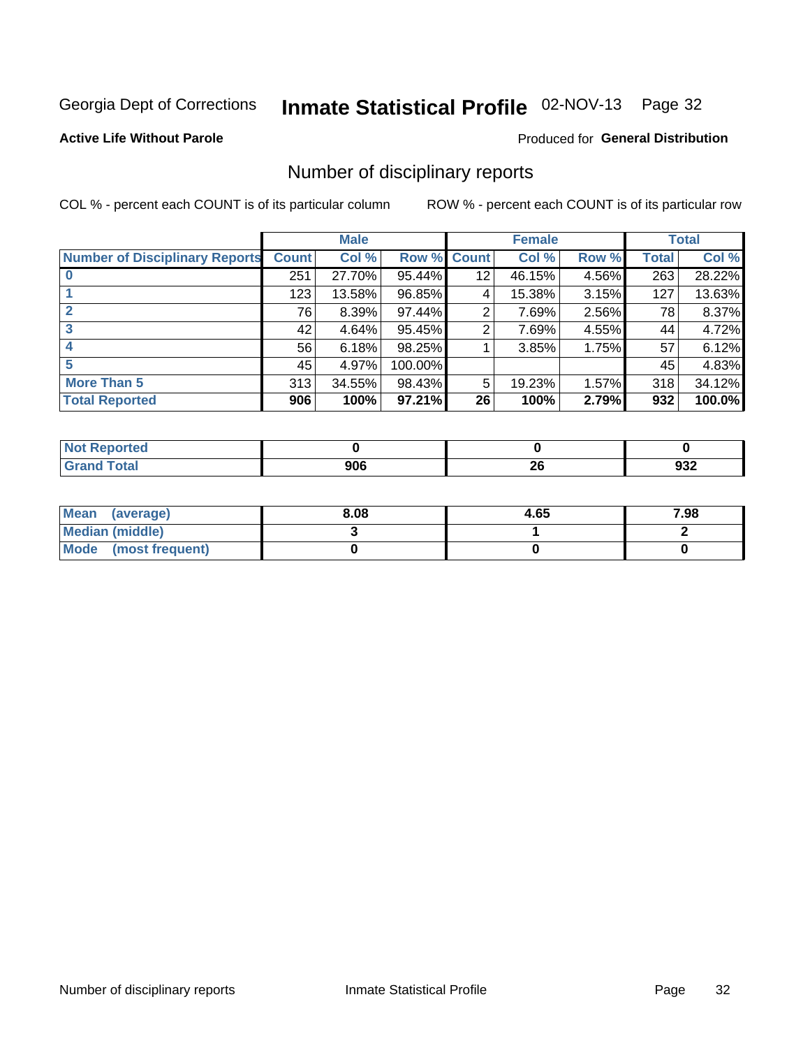Georgia Dept of Corrections **Inmate Statistical Profile** 02-NOV-13

**Active Life Without Parole**

Produced for **General Distribution**

## Number of disciplinary reports

COL % - percent each COUNT is of its particular column

ROW % - percent each COUNT is of its particular row

| | Male | | | Female | | | Total | |
|---|---|---|---|---|---|---|---|---|
| **Number of Disciplinary Reports** | **Count** | **Col %** | **Row %** | **Count** | **Col %** | **Row %** | **Total** | **Col %** |
| **0** | 251 | 27.70% | 95.44% | 12 | 46.15% | 4.56% | 263 | 28.22% |
| **1** | 123 | 13.58% | 96.85% | 4 | 15.38% | 3.15% | 127 | 13.63% |
| **2** | 76 | 8.39% | 97.44% | 2 | 7.69% | 2.56% | 78 | 8.37% |
| **3** | 42 | 4.64% | 95.45% | 2 | 7.69% | 4.55% | 44 | 4.72% |
| **4** | 56 | 6.18% | 98.25% | 1 | 3.85% | 1.75% | 57 | 6.12% |
| **5** | 45 | 4.97% | 100.00% | | | | 45 | 4.83% |
| **More Than 5** | 313 | 34.55% | 98.43% | 5 | 19.23% | 1.57% | 318 | 34.12% |
| **Total Reported** | **906** | **100%** | **97.21%** | **26** | **100%** | **2.79%** | **932** | **100.0%** |

| | Male | Female | Total |
|---|---|---|---|
| **Not Reported** | **0** | **0** | **0** |
| **Grand Total** | **906** | **26** | **932** |

| | Male | Female | Total |
|---|---|---|---|
| **Mean (average)** | **8.08** | **4.65** | **7.98** |
| **Median (middle)** | **3** | **1** | **2** |
| **Mode (most frequent)** | **0** | **0** | **0** |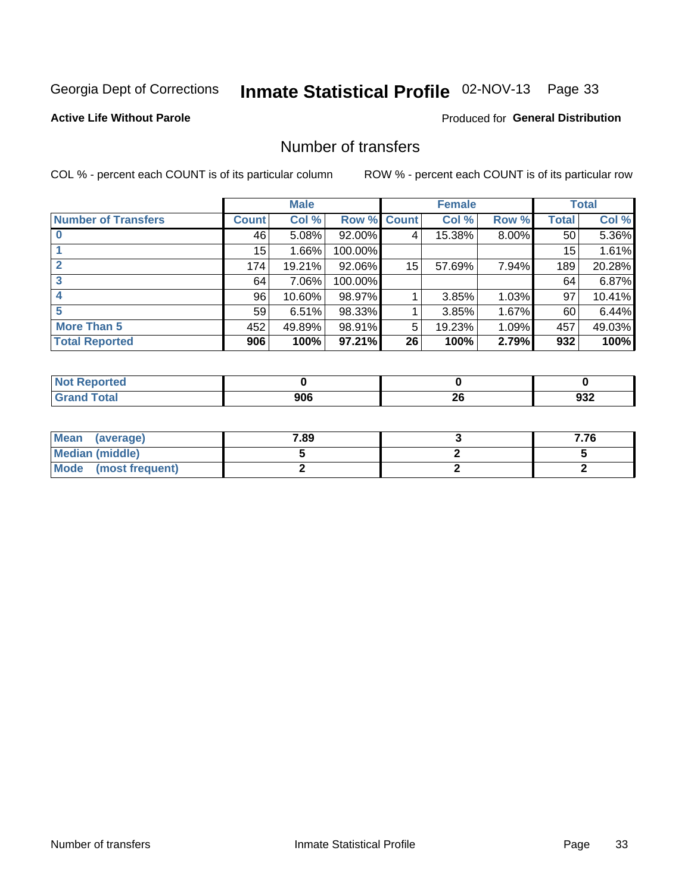Georgia Dept of Corrections **Inmate Statistical Profile** 02-NOV-13 Page 33

**Active Life Without Parole**

Produced for **General Distribution**

## Number of transfers

COL % - percent each COUNT is of its particular column    ROW % - percent each COUNT is of its particular row

| | Male | | | Female | | | Total | |
|---|---|---|---|---|---|---|---|---|
| **Number of Transfers** | **Count** | **Col %** | **Row %** | **Count** | **Col %** | **Row %** | **Total** | **Col %** |
| **0** | 46 | 5.08% | 92.00% | 4 | 15.38% | 8.00% | 50 | 5.36% |
| **1** | 15 | 1.66% | 100.00% | | | | 15 | 1.61% |
| **2** | 174 | 19.21% | 92.06% | 15 | 57.69% | 7.94% | 189 | 20.28% |
| **3** | 64 | 7.06% | 100.00% | | | | 64 | 6.87% |
| **4** | 96 | 10.60% | 98.97% | 1 | 3.85% | 1.03% | 97 | 10.41% |
| **5** | 59 | 6.51% | 98.33% | 1 | 3.85% | 1.67% | 60 | 6.44% |
| **More Than 5** | 452 | 49.89% | 98.91% | 5 | 19.23% | 1.09% | 457 | 49.03% |
| **Total Reported** | **906** | **100%** | **97.21%** | **26** | **100%** | **2.79%** | **932** | **100%** |

| | Male | Female | Total |
|---|---|---|---|
| **Not Reported** | **0** | **0** | **0** |
| **Grand Total** | **906** | **26** | **932** |

| | Male | Female | Total |
|---|---|---|---|
| **Mean (average)** | **7.89** | **3** | **7.76** |
| **Median (middle)** | **5** | **2** | **5** |
| **Mode (most frequent)** | **2** | **2** | **2** |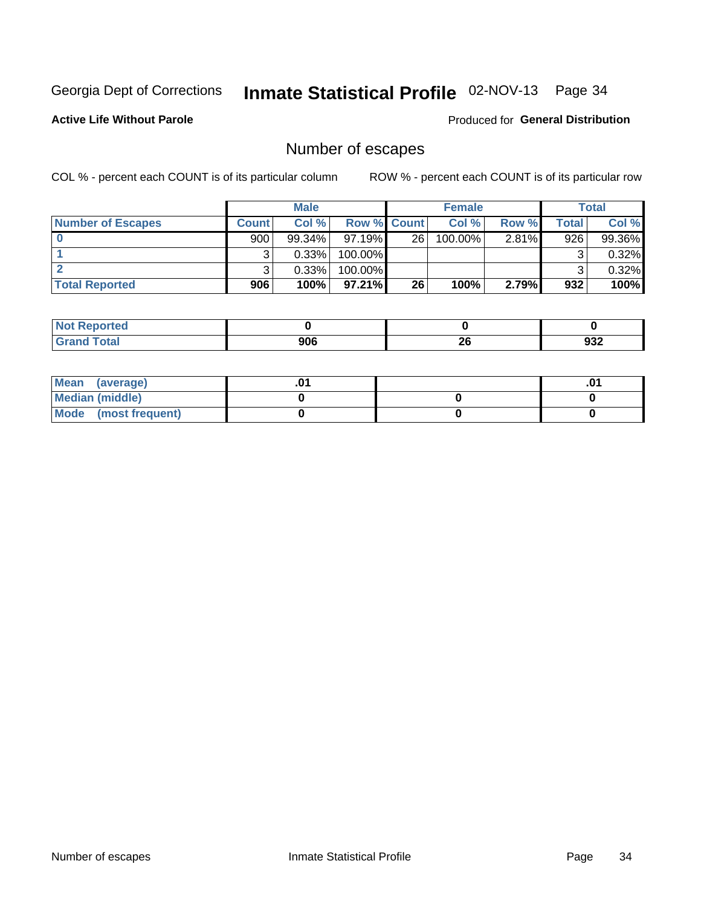Georgia Dept of Corrections **Inmate Statistical Profile** 02-NOV-13

**Active Life Without Parole**

Produced for **General Distribution**

## Number of escapes

COL % - percent each COUNT is of its particular column

ROW % - percent each COUNT is of its particular row

| | Male | | | Female | | | Total | |
|---|---|---|---|---|---|---|---|---|
| **Number of Escapes** | **Count** | **Col %** | **Row %** | **Count** | **Col %** | **Row %** | **Total** | **Col %** |
| **0** | 900 | 99.34% | 97.19% | 26 | 100.00% | 2.81% | 926 | 99.36% |
| **1** | 3 | 0.33% | 100.00% | | | | 3 | 0.32% |
| **2** | 3 | 0.33% | 100.00% | | | | 3 | 0.32% |
| **Total Reported** | **906** | **100%** | **97.21%** | **26** | **100%** | **2.79%** | **932** | **100%** |

| | Male | Female | Total |
|---|---|---|---|
| **Not Reported** | **0** | **0** | **0** |
| **Grand Total** | **906** | **26** | **932** |

| | Male | Female | Total |
|---|---|---|---|
| **Mean (average)** | **.01** | | **.01** |
| **Median (middle)** | **0** | **0** | **0** |
| **Mode (most frequent)** | **0** | **0** | **0** |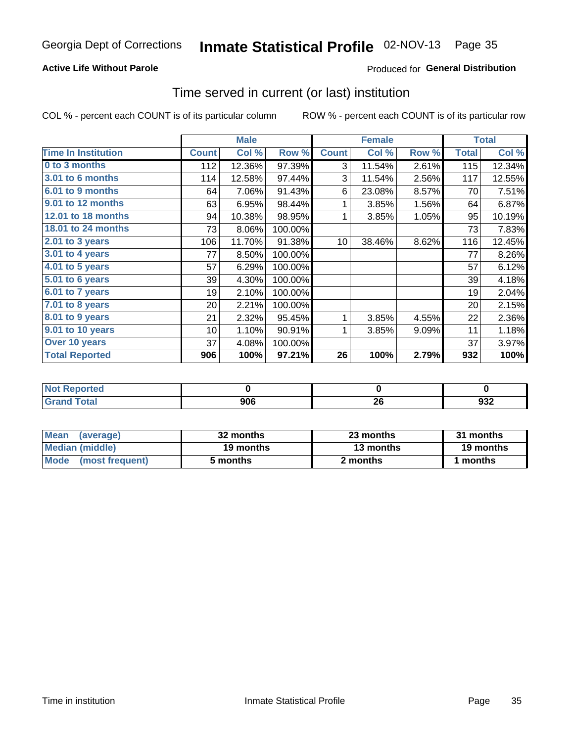Georgia Dept of Corrections **Inmate Statistical Profile** 02-NOV-13

**Active Life Without Parole**

Produced for **General Distribution**

## Time served in current (or last) institution

COL % - percent each COUNT is of its particular column     ROW % - percent each COUNT is of its particular row

| | Male | | | Female | | | Total | |
|---|---|---|---|---|---|---|---|---|
| **Time In Institution** | **Count** | **Col %** | **Row %** | **Count** | **Col %** | **Row %** | **Total** | **Col %** |
| **0 to 3 months** | 112 | 12.36% | 97.39% | 3 | 11.54% | 2.61% | 115 | 12.34% |
| **3.01 to 6 months** | 114 | 12.58% | 97.44% | 3 | 11.54% | 2.56% | 117 | 12.55% |
| **6.01 to 9 months** | 64 | 7.06% | 91.43% | 6 | 23.08% | 8.57% | 70 | 7.51% |
| **9.01 to 12 months** | 63 | 6.95% | 98.44% | 1 | 3.85% | 1.56% | 64 | 6.87% |
| **12.01 to 18 months** | 94 | 10.38% | 98.95% | 1 | 3.85% | 1.05% | 95 | 10.19% |
| **18.01 to 24 months** | 73 | 8.06% | 100.00% | | | | 73 | 7.83% |
| **2.01 to 3 years** | 106 | 11.70% | 91.38% | 10 | 38.46% | 8.62% | 116 | 12.45% |
| **3.01 to 4 years** | 77 | 8.50% | 100.00% | | | | 77 | 8.26% |
| **4.01 to 5 years** | 57 | 6.29% | 100.00% | | | | 57 | 6.12% |
| **5.01 to 6 years** | 39 | 4.30% | 100.00% | | | | 39 | 4.18% |
| **6.01 to 7 years** | 19 | 2.10% | 100.00% | | | | 19 | 2.04% |
| **7.01 to 8 years** | 20 | 2.21% | 100.00% | | | | 20 | 2.15% |
| **8.01 to 9 years** | 21 | 2.32% | 95.45% | 1 | 3.85% | 4.55% | 22 | 2.36% |
| **9.01 to 10 years** | 10 | 1.10% | 90.91% | 1 | 3.85% | 9.09% | 11 | 1.18% |
| **Over 10 years** | 37 | 4.08% | 100.00% | | | | 37 | 3.97% |
| **Total Reported** | **906** | **100%** | **97.21%** | **26** | **100%** | **2.79%** | **932** | **100%** |

| | Male | Female | Total |
|---|---|---|---|
| **Not Reported** | **0** | **0** | **0** |
| **Grand Total** | **906** | **26** | **932** |

| | Male | Female | Total |
|---|---|---|---|
| **Mean (average)** | **32 months** | **23 months** | **31 months** |
| **Median (middle)** | **19 months** | **13 months** | **19 months** |
| **Mode (most frequent)** | **5 months** | **2 months** | **1 months** |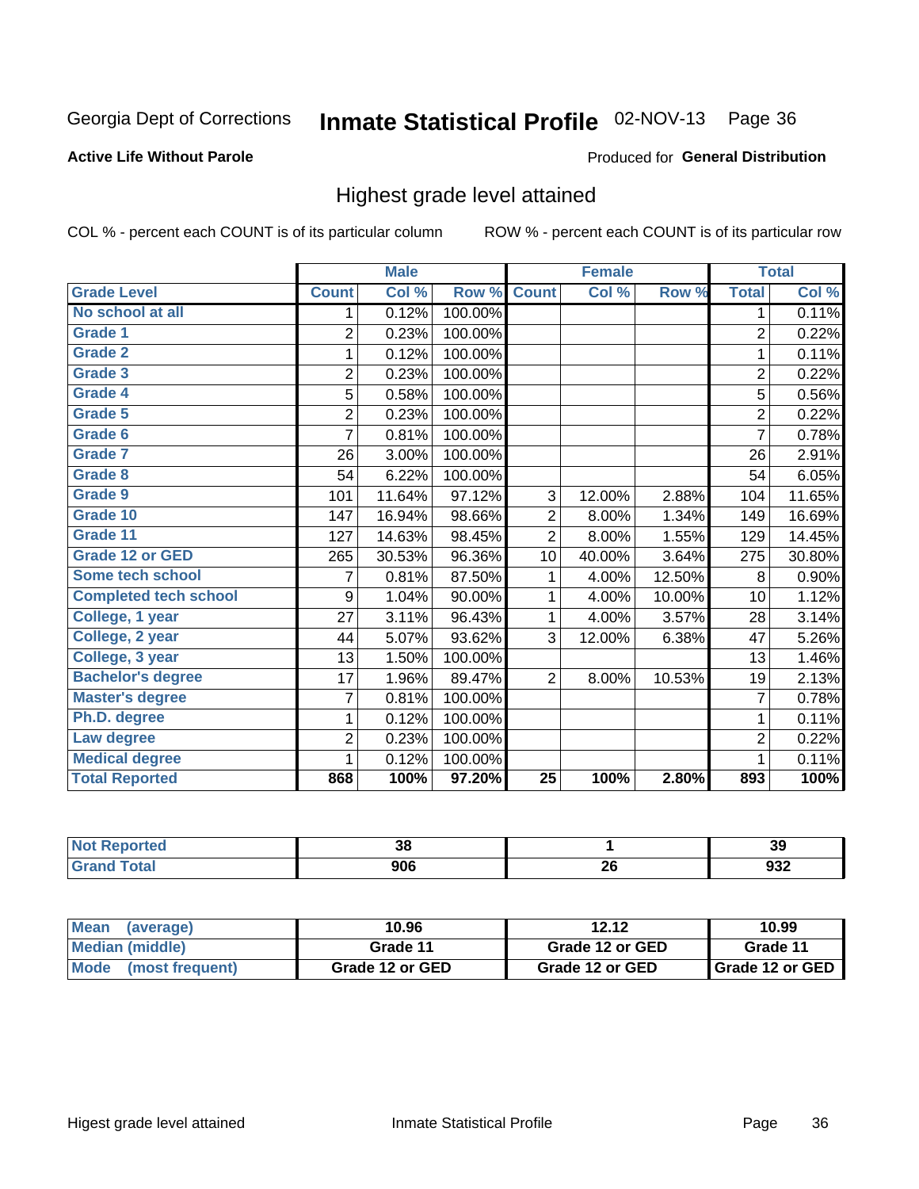Georgia Dept of Corrections **Inmate Statistical Profile** 02-NOV-13

**Active Life Without Parole**

Produced for **General Distribution**

## Highest grade level attained

COL % - percent each COUNT is of its particular column ROW % - percent each COUNT is of its particular row

| | Male | | | Female | | | Total | |
|---|---|---|---|---|---|---|---|---|
| Grade Level | Count | Col % | Row % | Count | Col % | Row % | Total | Col % |
| No school at all | 1 | 0.12% | 100.00% | | | | 1 | 0.11% |
| Grade 1 | 2 | 0.23% | 100.00% | | | | 2 | 0.22% |
| Grade 2 | 1 | 0.12% | 100.00% | | | | 1 | 0.11% |
| Grade 3 | 2 | 0.23% | 100.00% | | | | 2 | 0.22% |
| Grade 4 | 5 | 0.58% | 100.00% | | | | 5 | 0.56% |
| Grade 5 | 2 | 0.23% | 100.00% | | | | 2 | 0.22% |
| Grade 6 | 7 | 0.81% | 100.00% | | | | 7 | 0.78% |
| Grade 7 | 26 | 3.00% | 100.00% | | | | 26 | 2.91% |
| Grade 8 | 54 | 6.22% | 100.00% | | | | 54 | 6.05% |
| Grade 9 | 101 | 11.64% | 97.12% | 3 | 12.00% | 2.88% | 104 | 11.65% |
| Grade 10 | 147 | 16.94% | 98.66% | 2 | 8.00% | 1.34% | 149 | 16.69% |
| Grade 11 | 127 | 14.63% | 98.45% | 2 | 8.00% | 1.55% | 129 | 14.45% |
| Grade 12 or GED | 265 | 30.53% | 96.36% | 10 | 40.00% | 3.64% | 275 | 30.80% |
| Some tech school | 7 | 0.81% | 87.50% | 1 | 4.00% | 12.50% | 8 | 0.90% |
| Completed tech school | 9 | 1.04% | 90.00% | 1 | 4.00% | 10.00% | 10 | 1.12% |
| College, 1 year | 27 | 3.11% | 96.43% | 1 | 4.00% | 3.57% | 28 | 3.14% |
| College, 2 year | 44 | 5.07% | 93.62% | 3 | 12.00% | 6.38% | 47 | 5.26% |
| College, 3 year | 13 | 1.50% | 100.00% | | | | 13 | 1.46% |
| Bachelor's degree | 17 | 1.96% | 89.47% | 2 | 8.00% | 10.53% | 19 | 2.13% |
| Master's degree | 7 | 0.81% | 100.00% | | | | 7 | 0.78% |
| Ph.D. degree | 1 | 0.12% | 100.00% | | | | 1 | 0.11% |
| Law degree | 2 | 0.23% | 100.00% | | | | 2 | 0.22% |
| Medical degree | 1 | 0.12% | 100.00% | | | | 1 | 0.11% |
| **Total Reported** | **868** | **100%** | **97.20%** | **25** | **100%** | **2.80%** | **893** | **100%** |

| | Male | Female | Total |
|---|---|---|---|
| Not Reported | 38 | 1 | 39 |
| Grand Total | 906 | 26 | 932 |

| | Male | Female | Total |
|---|---|---|---|
| Mean (average) | 10.96 | 12.12 | 10.99 |
| Median (middle) | Grade 11 | Grade 12 or GED | Grade 11 |
| Mode (most frequent) | Grade 12 or GED | Grade 12 or GED | Grade 12 or GED |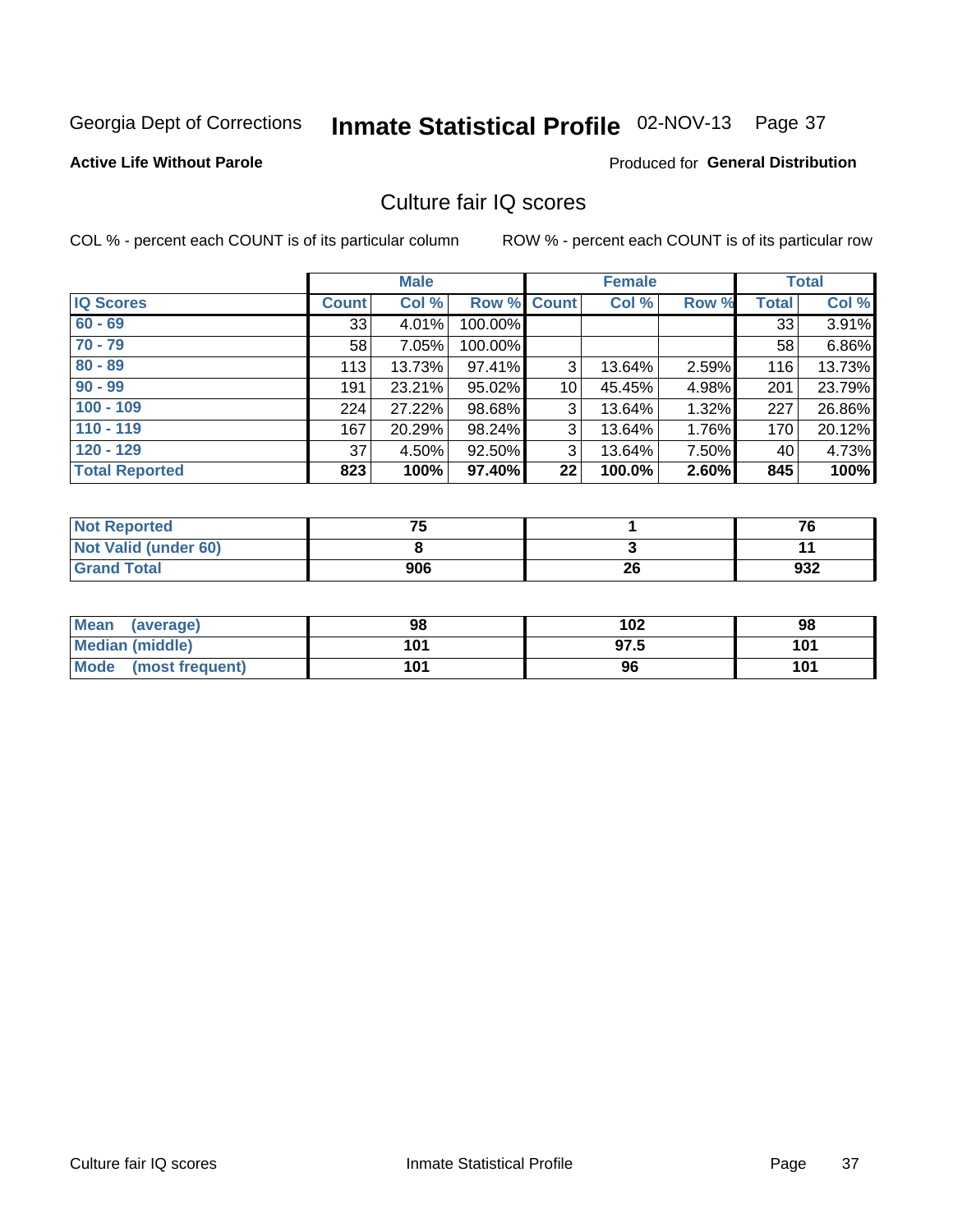Georgia Dept of Corrections **Inmate Statistical Profile** 02-NOV-13

**Active Life Without Parole**

Produced for **General Distribution**

## Culture fair IQ scores

COL % - percent each COUNT is of its particular column

ROW % - percent each COUNT is of its particular row

| | Male | | | Female | | | Total | |
|---|---|---|---|---|---|---|---|---|
| **IQ Scores** | **Count** | **Col %** | **Row %** | **Count** | **Col %** | **Row %** | **Total** | **Col %** |
| **60 - 69** | 33 | 4.01% | 100.00% | | | | 33 | 3.91% |
| **70 - 79** | 58 | 7.05% | 100.00% | | | | 58 | 6.86% |
| **80 - 89** | 113 | 13.73% | 97.41% | 3 | 13.64% | 2.59% | 116 | 13.73% |
| **90 - 99** | 191 | 23.21% | 95.02% | 10 | 45.45% | 4.98% | 201 | 23.79% |
| **100 - 109** | 224 | 27.22% | 98.68% | 3 | 13.64% | 1.32% | 227 | 26.86% |
| **110 - 119** | 167 | 20.29% | 98.24% | 3 | 13.64% | 1.76% | 170 | 20.12% |
| **120 - 129** | 37 | 4.50% | 92.50% | 3 | 13.64% | 7.50% | 40 | 4.73% |
| **Total Reported** | **823** | **100%** | **97.40%** | **22** | **100.0%** | **2.60%** | **845** | **100%** |

| | Male | Female | Total |
|---|---|---|---|
| **Not Reported** | **75** | **1** | **76** |
| **Not Valid (under 60)** | **8** | **3** | **11** |
| **Grand Total** | **906** | **26** | **932** |

| | Male | Female | Total |
|---|---|---|---|
| **Mean (average)** | **98** | **102** | **98** |
| **Median (middle)** | **101** | **97.5** | **101** |
| **Mode (most frequent)** | **101** | **96** | **101** |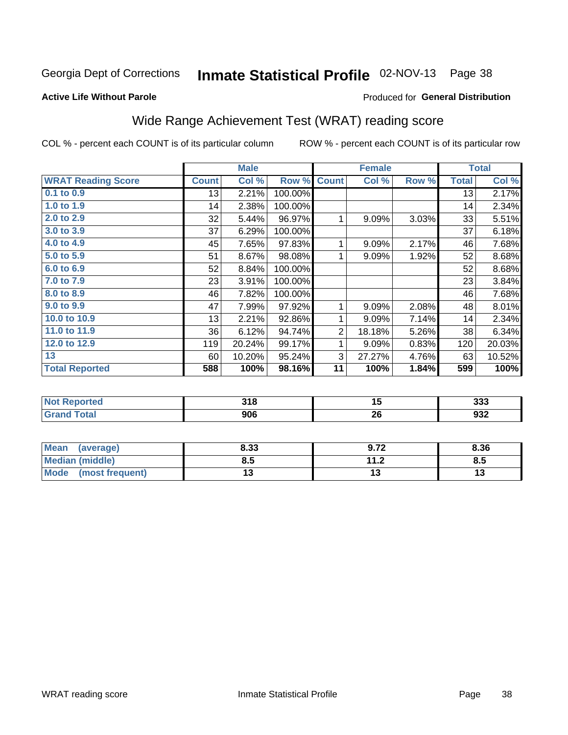Georgia Dept of Corrections **Inmate Statistical Profile** 02-NOV-13

**Active Life Without Parole**

Produced for **General Distribution**

## Wide Range Achievement Test (WRAT) reading score

COL % - percent each COUNT is of its particular column

ROW % - percent each COUNT is of its particular row

| | Male | | | Female | | | Total | |
|---|---|---|---|---|---|---|---|---|
| **WRAT Reading Score** | **Count** | **Col %** | **Row %** | **Count** | **Col %** | **Row %** | **Total** | **Col %** |
| 0.1 to 0.9 | 13 | 2.21% | 100.00% | | | | 13 | 2.17% |
| 1.0 to 1.9 | 14 | 2.38% | 100.00% | | | | 14 | 2.34% |
| 2.0 to 2.9 | 32 | 5.44% | 96.97% | 1 | 9.09% | 3.03% | 33 | 5.51% |
| 3.0 to 3.9 | 37 | 6.29% | 100.00% | | | | 37 | 6.18% |
| 4.0 to 4.9 | 45 | 7.65% | 97.83% | 1 | 9.09% | 2.17% | 46 | 7.68% |
| 5.0 to 5.9 | 51 | 8.67% | 98.08% | 1 | 9.09% | 1.92% | 52 | 8.68% |
| 6.0 to 6.9 | 52 | 8.84% | 100.00% | | | | 52 | 8.68% |
| 7.0 to 7.9 | 23 | 3.91% | 100.00% | | | | 23 | 3.84% |
| 8.0 to 8.9 | 46 | 7.82% | 100.00% | | | | 46 | 7.68% |
| 9.0 to 9.9 | 47 | 7.99% | 97.92% | 1 | 9.09% | 2.08% | 48 | 8.01% |
| 10.0 to 10.9 | 13 | 2.21% | 92.86% | 1 | 9.09% | 7.14% | 14 | 2.34% |
| 11.0 to 11.9 | 36 | 6.12% | 94.74% | 2 | 18.18% | 5.26% | 38 | 6.34% |
| 12.0 to 12.9 | 119 | 20.24% | 99.17% | 1 | 9.09% | 0.83% | 120 | 20.03% |
| 13 | 60 | 10.20% | 95.24% | 3 | 27.27% | 4.76% | 63 | 10.52% |
| **Total Reported** | **588** | **100%** | **98.16%** | **11** | **100%** | **1.84%** | **599** | **100%** |

| | Male | Female | Total |
|---|---|---|---|
| **Not Reported** | **318** | **15** | **333** |
| **Grand Total** | **906** | **26** | **932** |

| | Male | Female | Total |
|---|---|---|---|
| **Mean (average)** | **8.33** | **9.72** | **8.36** |
| **Median (middle)** | **8.5** | **11.2** | **8.5** |
| **Mode (most frequent)** | **13** | **13** | **13** |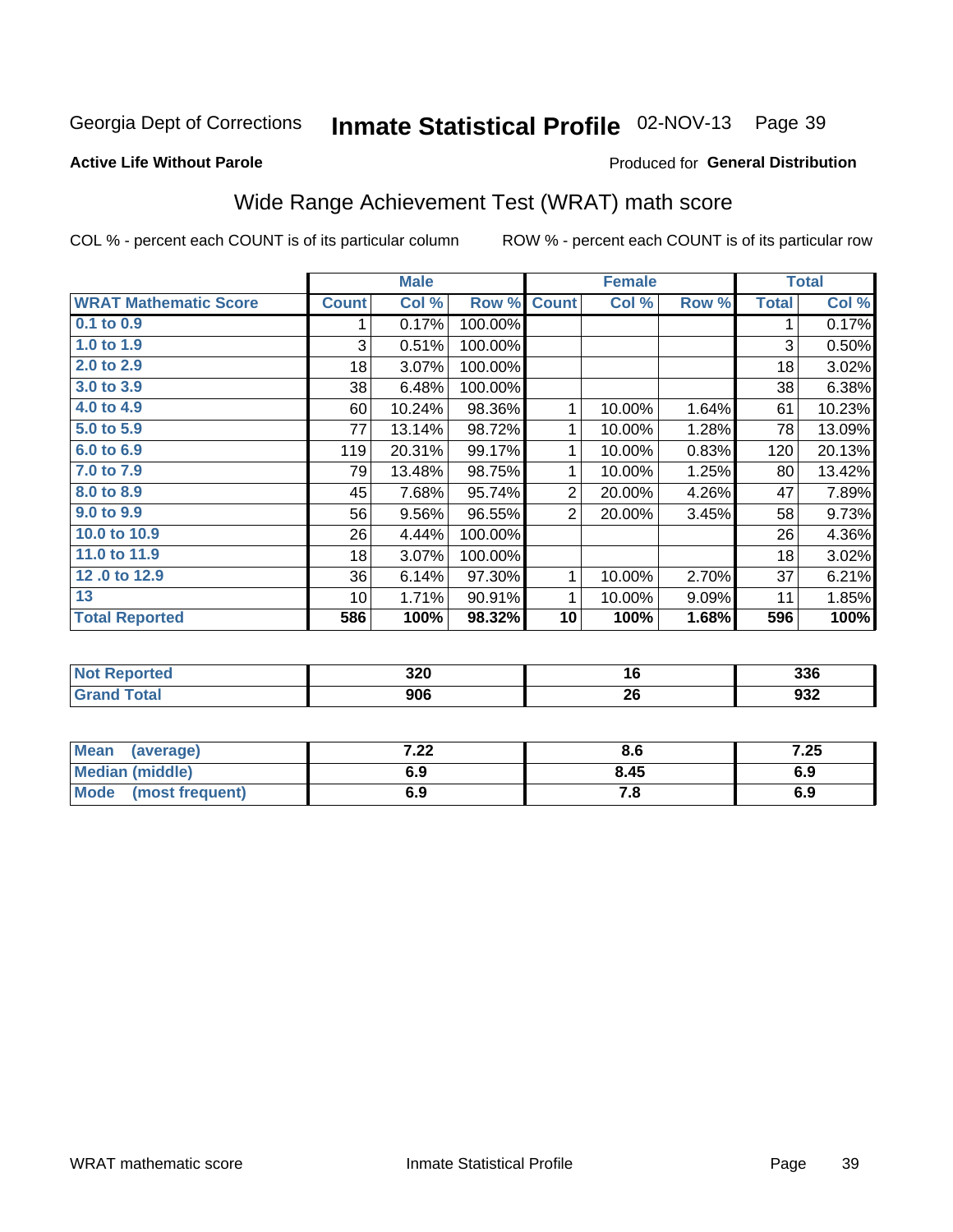Georgia Dept of Corrections **Inmate Statistical Profile** 02-NOV-13

**Active Life Without Parole**

Produced for **General Distribution**

## Wide Range Achievement Test (WRAT) math score

COL % - percent each COUNT is of its particular column ROW % - percent each COUNT is of its particular row

| | Male | | | Female | | | Total | |
|---|---|---|---|---|---|---|---|---|
| **WRAT Mathematic Score** | **Count** | **Col %** | **Row %** | **Count** | **Col %** | **Row %** | **Total** | **Col %** |
| **0.1 to 0.9** | 1 | 0.17% | 100.00% | | | | 1 | 0.17% |
| **1.0 to 1.9** | 3 | 0.51% | 100.00% | | | | 3 | 0.50% |
| **2.0 to 2.9** | 18 | 3.07% | 100.00% | | | | 18 | 3.02% |
| **3.0 to 3.9** | 38 | 6.48% | 100.00% | | | | 38 | 6.38% |
| **4.0 to 4.9** | 60 | 10.24% | 98.36% | 1 | 10.00% | 1.64% | 61 | 10.23% |
| **5.0 to 5.9** | 77 | 13.14% | 98.72% | 1 | 10.00% | 1.28% | 78 | 13.09% |
| **6.0 to 6.9** | 119 | 20.31% | 99.17% | 1 | 10.00% | 0.83% | 120 | 20.13% |
| **7.0 to 7.9** | 79 | 13.48% | 98.75% | 1 | 10.00% | 1.25% | 80 | 13.42% |
| **8.0 to 8.9** | 45 | 7.68% | 95.74% | 2 | 20.00% | 4.26% | 47 | 7.89% |
| **9.0 to 9.9** | 56 | 9.56% | 96.55% | 2 | 20.00% | 3.45% | 58 | 9.73% |
| **10.0 to 10.9** | 26 | 4.44% | 100.00% | | | | 26 | 4.36% |
| **11.0 to 11.9** | 18 | 3.07% | 100.00% | | | | 18 | 3.02% |
| **12 .0 to 12.9** | 36 | 6.14% | 97.30% | 1 | 10.00% | 2.70% | 37 | 6.21% |
| **13** | 10 | 1.71% | 90.91% | 1 | 10.00% | 9.09% | 11 | 1.85% |
| **Total Reported** | **586** | **100%** | **98.32%** | **10** | **100%** | **1.68%** | **596** | **100%** |

| | Male | Female | Total |
|---|---|---|---|
| **Not Reported** | **320** | **16** | **336** |
| **Grand Total** | **906** | **26** | **932** |

| | Male | Female | Total |
|---|---|---|---|
| **Mean (average)** | **7.22** | **8.6** | **7.25** |
| **Median (middle)** | **6.9** | **8.45** | **6.9** |
| **Mode (most frequent)** | **6.9** | **7.8** | **6.9** |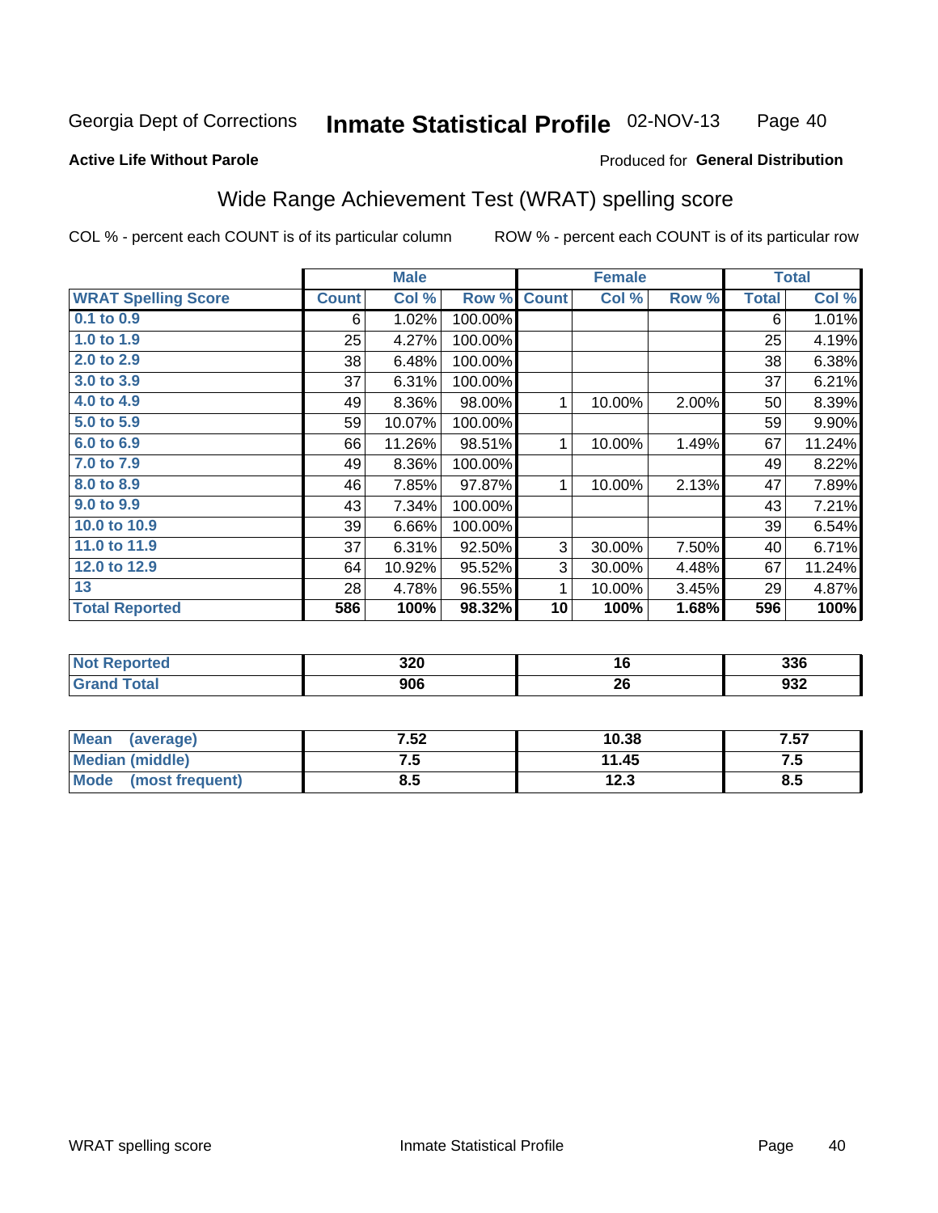Georgia Dept of Corrections **Inmate Statistical Profile** 02-NOV-13

**Active Life Without Parole** Produced for **General Distribution**

## Wide Range Achievement Test (WRAT) spelling score

COL % - percent each COUNT is of its particular column ROW % - percent each COUNT is of its particular row

| | Male | | | Female | | | Total | |
|---|---|---|---|---|---|---|---|---|
| **WRAT Spelling Score** | **Count** | **Col %** | **Row %** | **Count** | **Col %** | **Row %** | **Total** | **Col %** |
| **0.1 to 0.9** | 6 | 1.02% | 100.00% | | | | 6 | 1.01% |
| **1.0 to 1.9** | 25 | 4.27% | 100.00% | | | | 25 | 4.19% |
| **2.0 to 2.9** | 38 | 6.48% | 100.00% | | | | 38 | 6.38% |
| **3.0 to 3.9** | 37 | 6.31% | 100.00% | | | | 37 | 6.21% |
| **4.0 to 4.9** | 49 | 8.36% | 98.00% | 1 | 10.00% | 2.00% | 50 | 8.39% |
| **5.0 to 5.9** | 59 | 10.07% | 100.00% | | | | 59 | 9.90% |
| **6.0 to 6.9** | 66 | 11.26% | 98.51% | 1 | 10.00% | 1.49% | 67 | 11.24% |
| **7.0 to 7.9** | 49 | 8.36% | 100.00% | | | | 49 | 8.22% |
| **8.0 to 8.9** | 46 | 7.85% | 97.87% | 1 | 10.00% | 2.13% | 47 | 7.89% |
| **9.0 to 9.9** | 43 | 7.34% | 100.00% | | | | 43 | 7.21% |
| **10.0 to 10.9** | 39 | 6.66% | 100.00% | | | | 39 | 6.54% |
| **11.0 to 11.9** | 37 | 6.31% | 92.50% | 3 | 30.00% | 7.50% | 40 | 6.71% |
| **12.0 to 12.9** | 64 | 10.92% | 95.52% | 3 | 30.00% | 4.48% | 67 | 11.24% |
| **13** | 28 | 4.78% | 96.55% | 1 | 10.00% | 3.45% | 29 | 4.87% |
| **Total Reported** | **586** | **100%** | **98.32%** | **10** | **100%** | **1.68%** | **596** | **100%** |

| | Male | Female | Total |
|---|---|---|---|
| **Not Reported** | **320** | **16** | **336** |
| **Grand Total** | **906** | **26** | **932** |

| | Male | Female | Total |
|---|---|---|---|
| **Mean (average)** | **7.52** | **10.38** | **7.57** |
| **Median (middle)** | **7.5** | **11.45** | **7.5** |
| **Mode (most frequent)** | **8.5** | **12.3** | **8.5** |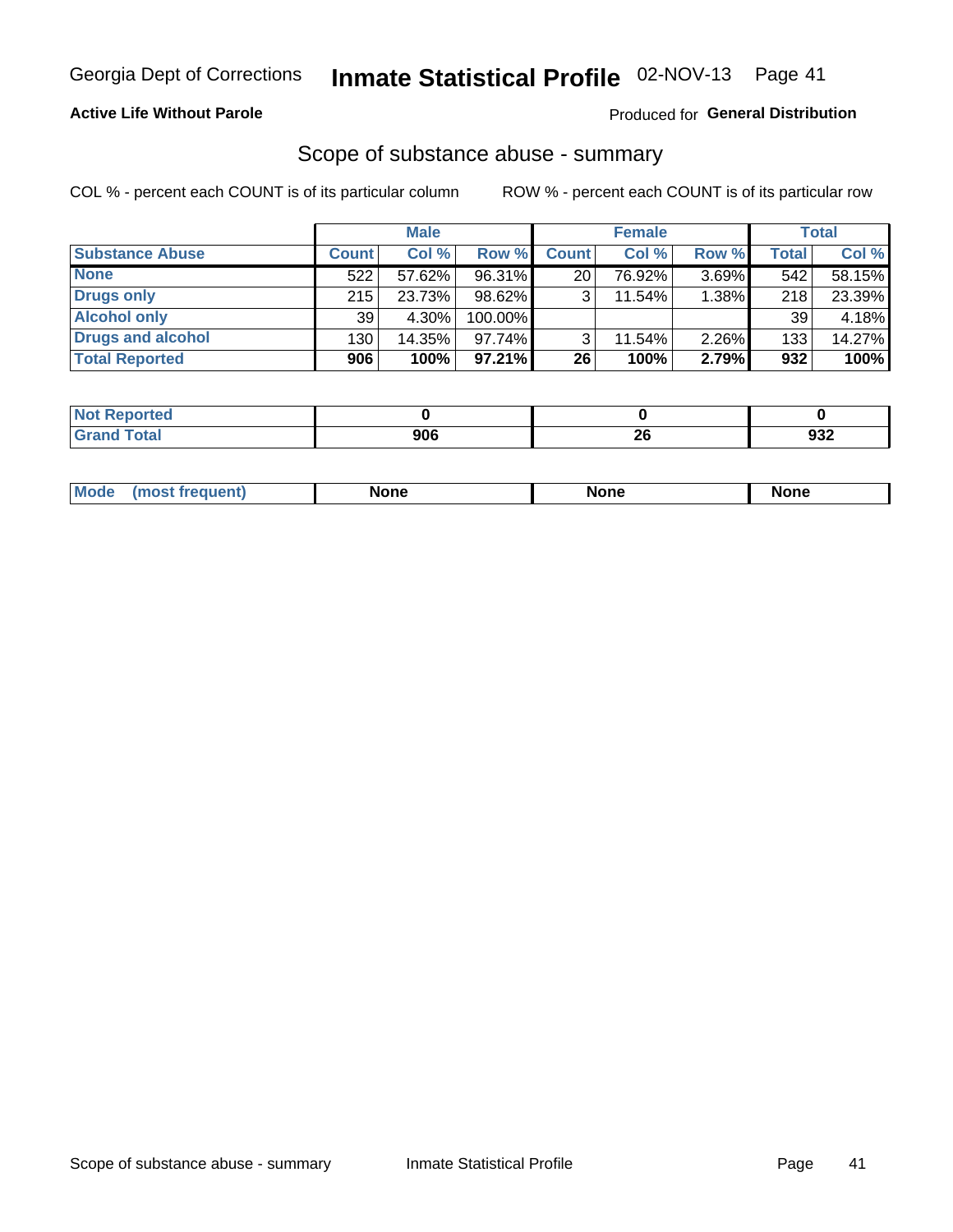Georgia Dept of Corrections **Inmate Statistical Profile** 02-NOV-13

**Active Life Without Parole**

Produced for **General Distribution**

## Scope of substance abuse - summary

COL % - percent each COUNT is of its particular column     ROW % - percent each COUNT is of its particular row

| | Male | | | Female | | | Total | |
|---|---|---|---|---|---|---|---|---|
| **Substance Abuse** | **Count** | **Col %** | **Row %** | **Count** | **Col %** | **Row %** | **Total** | **Col %** |
| **None** | 522 | 57.62% | 96.31% | 20 | 76.92% | 3.69% | 542 | 58.15% |
| **Drugs only** | 215 | 23.73% | 98.62% | 3 | 11.54% | 1.38% | 218 | 23.39% |
| **Alcohol only** | 39 | 4.30% | 100.00% | | | | 39 | 4.18% |
| **Drugs and alcohol** | 130 | 14.35% | 97.74% | 3 | 11.54% | 2.26% | 133 | 14.27% |
| **Total Reported** | **906** | **100%** | **97.21%** | **26** | **100%** | **2.79%** | **932** | **100%** |

| | Male | Female | Total |
|---|---|---|---|
| **Not Reported** | **0** | **0** | **0** |
| **Grand Total** | **906** | **26** | **932** |

| | Male | Female | Total |
|---|---|---|---|
| **Mode (most frequent)** | **None** | **None** | **None** |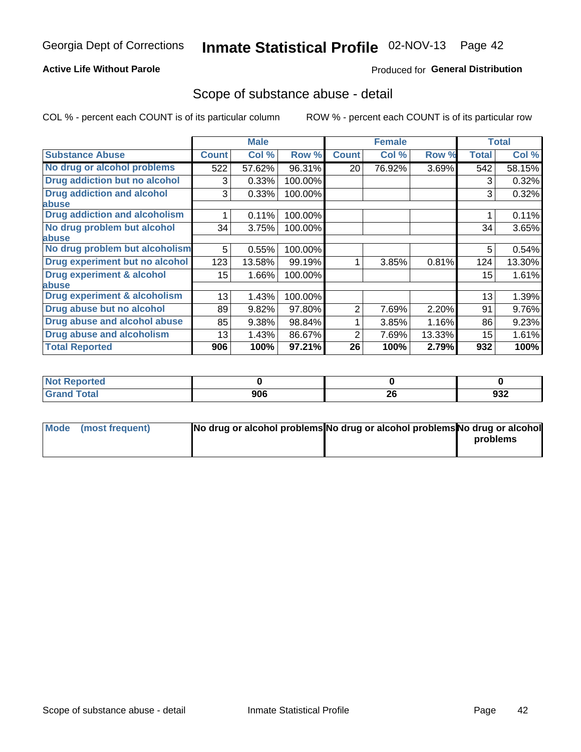Georgia Dept of Corrections **Inmate Statistical Profile** 02-NOV-13

**Active Life Without Parole**

Produced for **General Distribution**

## Scope of substance abuse - detail

COL % - percent each COUNT is of its particular column ROW % - percent each COUNT is of its particular row

| | Male | | | Female | | | Total | |
|---|---|---|---|---|---|---|---|---|
| **Substance Abuse** | **Count** | **Col %** | **Row %** | **Count** | **Col %** | **Row %** | **Total** | **Col %** |
| **No drug or alcohol problems** | 522 | 57.62% | 96.31% | 20 | 76.92% | 3.69% | 542 | 58.15% |
| **Drug addiction but no alcohol** | 3 | 0.33% | 100.00% | | | | 3 | 0.32% |
| **Drug addiction and alcohol abuse** | 3 | 0.33% | 100.00% | | | | 3 | 0.32% |
| **Drug addiction and alcoholism** | 1 | 0.11% | 100.00% | | | | 1 | 0.11% |
| **No drug problem but alcohol abuse** | 34 | 3.75% | 100.00% | | | | 34 | 3.65% |
| **No drug problem but alcoholism** | 5 | 0.55% | 100.00% | | | | 5 | 0.54% |
| **Drug experiment but no alcohol** | 123 | 13.58% | 99.19% | 1 | 3.85% | 0.81% | 124 | 13.30% |
| **Drug experiment & alcohol abuse** | 15 | 1.66% | 100.00% | | | | 15 | 1.61% |
| **Drug experiment & alcoholism** | 13 | 1.43% | 100.00% | | | | 13 | 1.39% |
| **Drug abuse but no alcohol** | 89 | 9.82% | 97.80% | 2 | 7.69% | 2.20% | 91 | 9.76% |
| **Drug abuse and alcohol abuse** | 85 | 9.38% | 98.84% | 1 | 3.85% | 1.16% | 86 | 9.23% |
| **Drug abuse and alcoholism** | 13 | 1.43% | 86.67% | 2 | 7.69% | 13.33% | 15 | 1.61% |
| **Total Reported** | **906** | **100%** | **97.21%** | **26** | **100%** | **2.79%** | **932** | **100%** |

| | Male | Female | Total |
|---|---|---|---|
| **Not Reported** | **0** | **0** | **0** |
| **Grand Total** | **906** | **26** | **932** |

| | Male | Female | Total |
|---|---|---|---|
| **Mode (most frequent)** | **No drug or alcohol problems** | **No drug or alcohol problems** | **No drug or alcohol problems** |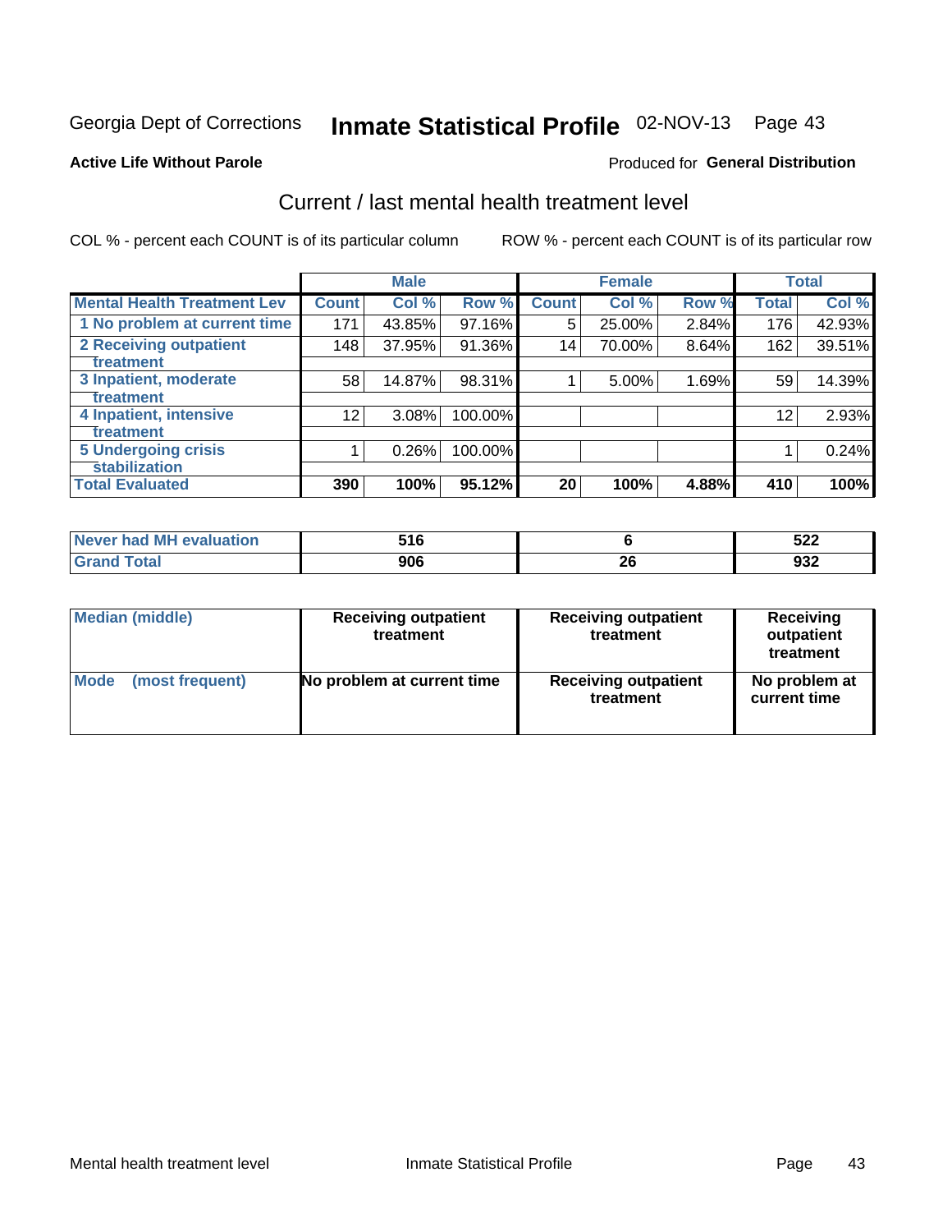Georgia Dept of Corrections **Inmate Statistical Profile** 02-NOV-13

**Active Life Without Parole**

Produced for **General Distribution**

## Current / last mental health treatment level

COL % - percent each COUNT is of its particular column

ROW % - percent each COUNT is of its particular row

| | Male | | | Female | | | Total | |
|---|---|---|---|---|---|---|---|---|
| **Mental Health Treatment Lev** | **Count** | **Col %** | **Row %** | **Count** | **Col %** | **Row %** | **Total** | **Col %** |
| 1 No problem at current time | 171 | 43.85% | 97.16% | 5 | 25.00% | 2.84% | 176 | 42.93% |
| 2 Receiving outpatient treatment | 148 | 37.95% | 91.36% | 14 | 70.00% | 8.64% | 162 | 39.51% |
| 3 Inpatient, moderate treatment | 58 | 14.87% | 98.31% | 1 | 5.00% | 1.69% | 59 | 14.39% |
| 4 Inpatient, intensive treatment | 12 | 3.08% | 100.00% | | | | 12 | 2.93% |
| 5 Undergoing crisis stabilization | 1 | 0.26% | 100.00% | | | | 1 | 0.24% |
| **Total Evaluated** | **390** | **100%** | **95.12%** | **20** | **100%** | **4.88%** | **410** | **100%** |

| | Male | Female | Total |
|---|---|---|---|
| **Never had MH evaluation** | **516** | **6** | **522** |
| **Grand Total** | **906** | **26** | **932** |

| | Male | Female | Total |
|---|---|---|---|
| **Median (middle)** | **Receiving outpatient treatment** | **Receiving outpatient treatment** | **Receiving outpatient treatment** |
| **Mode (most frequent)** | **No problem at current time** | **Receiving outpatient treatment** | **No problem at current time** |

Mental health treatment level Inmate Statistical Profile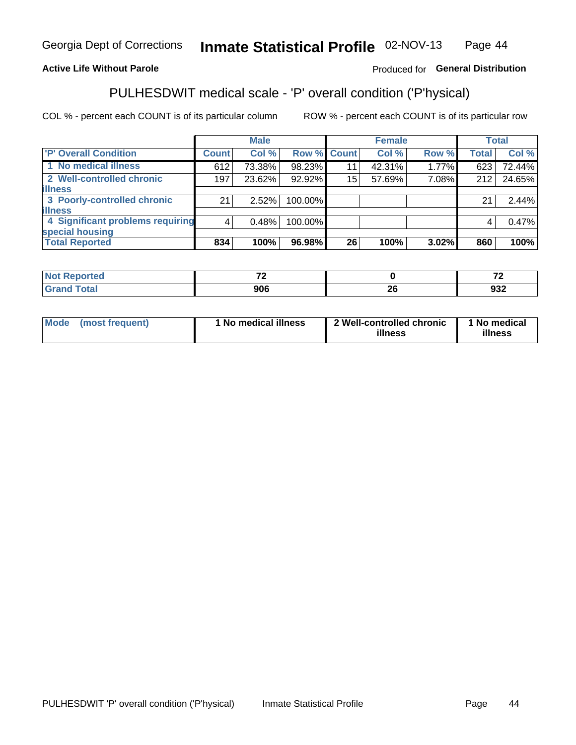Georgia Dept of Corrections **Inmate Statistical Profile** 02-NOV-13

**Active Life Without Parole**

Produced for **General Distribution**

## PULHESDWIT medical scale - 'P' overall condition ('P'hysical)

COL % - percent each COUNT is of its particular column

ROW % - percent each COUNT is of its particular row

| | Male | | | Female | | | Total | |
|---|---|---|---|---|---|---|---|---|
| 'P' Overall Condition | Count | Col % | Row % | Count | Col % | Row % | Total | Col % |
| 1 No medical illness | 612 | 73.38% | 98.23% | 11 | 42.31% | 1.77% | 623 | 72.44% |
| 2 Well-controlled chronic illness | 197 | 23.62% | 92.92% | 15 | 57.69% | 7.08% | 212 | 24.65% |
| 3 Poorly-controlled chronic illness | 21 | 2.52% | 100.00% | | | | 21 | 2.44% |
| 4 Significant problems requiring special housing | 4 | 0.48% | 100.00% | | | | 4 | 0.47% |
| **Total Reported** | **834** | **100%** | **96.98%** | **26** | **100%** | **3.02%** | **860** | **100%** |

| | Male | Female | Total |
|---|---|---|---|
| **Not Reported** | **72** | **0** | **72** |
| **Grand Total** | **906** | **26** | **932** |

| | Male | Female | Total |
|---|---|---|---|
| **Mode (most frequent)** | **1 No medical illness** | **2 Well-controlled chronic illness** | **1 No medical illness** |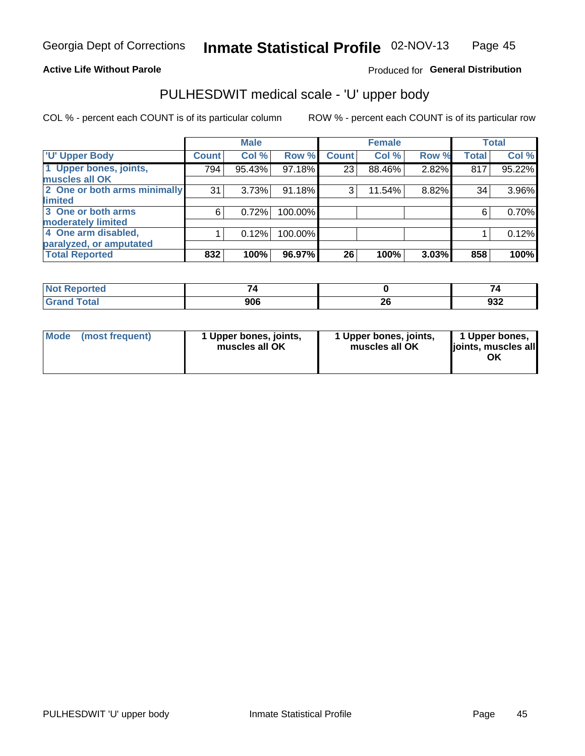Georgia Dept of Corrections **Inmate Statistical Profile** 02-NOV-13

**Active Life Without Parole**

Produced for **General Distribution**

## PULHESDWIT medical scale - 'U' upper body

COL % - percent each COUNT is of its particular column

ROW % - percent each COUNT is of its particular row

| | Male | | | Female | | | Total | |
|---|---|---|---|---|---|---|---|---|
| 'U' Upper Body | Count | Col % | Row % | Count | Col % | Row % | Total | Col % |
| 1 Upper bones, joints, muscles all OK | 794 | 95.43% | 97.18% | 23 | 88.46% | 2.82% | 817 | 95.22% |
| 2 One or both arms minimally limited | 31 | 3.73% | 91.18% | 3 | 11.54% | 8.82% | 34 | 3.96% |
| 3 One or both arms moderately limited | 6 | 0.72% | 100.00% | | | | 6 | 0.70% |
| 4 One arm disabled, paralyzed, or amputated | 1 | 0.12% | 100.00% | | | | 1 | 0.12% |
| **Total Reported** | **832** | **100%** | **96.97%** | **26** | **100%** | **3.03%** | **858** | **100%** |

| | Male | Female | Total |
|---|---|---|---|
| Not Reported | 74 | 0 | 74 |
| Grand Total | 906 | 26 | 932 |

| | Male | Female | Total |
|---|---|---|---|
| Mode (most frequent) | 1 Upper bones, joints, muscles all OK | 1 Upper bones, joints, muscles all OK | 1 Upper bones, joints, muscles all OK |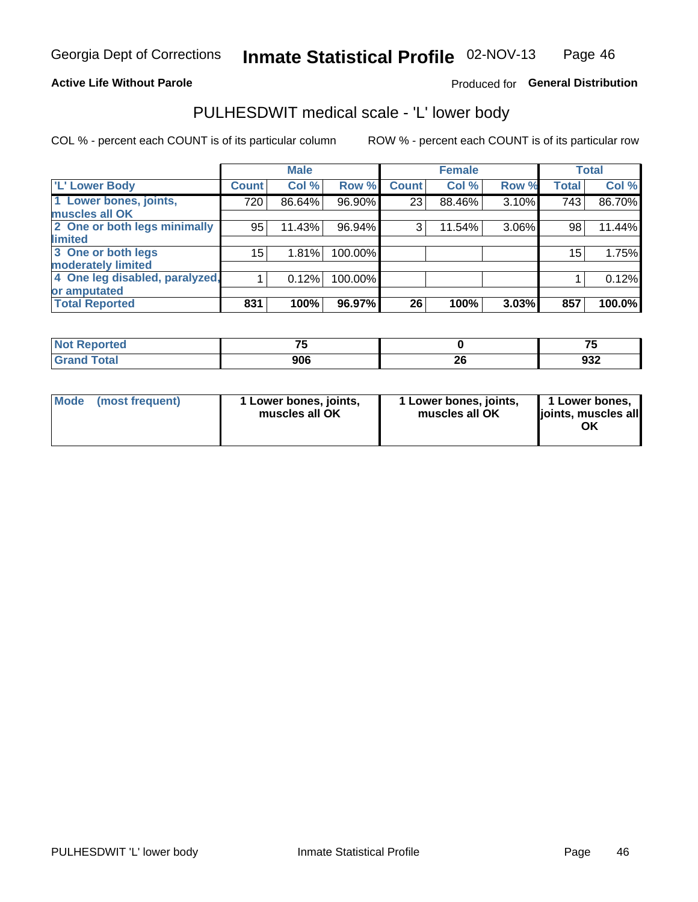Georgia Dept of Corrections **Inmate Statistical Profile** 02-NOV-13

**Active Life Without Parole**

Produced for **General Distribution**

## PULHESDWIT medical scale - 'L' lower body

COL % - percent each COUNT is of its particular column

ROW % - percent each COUNT is of its particular row

| | Male | | | Female | | | Total | |
|---|---|---|---|---|---|---|---|---|
| 'L' Lower Body | Count | Col % | Row % | Count | Col % | Row % | Total | Col % |
| 1 Lower bones, joints, muscles all OK | 720 | 86.64% | 96.90% | 23 | 88.46% | 3.10% | 743 | 86.70% |
| 2 One or both legs minimally limited | 95 | 11.43% | 96.94% | 3 | 11.54% | 3.06% | 98 | 11.44% |
| 3 One or both legs moderately limited | 15 | 1.81% | 100.00% | | | | 15 | 1.75% |
| 4 One leg disabled, paralyzed, or amputated | 1 | 0.12% | 100.00% | | | | 1 | 0.12% |
| **Total Reported** | **831** | **100%** | **96.97%** | **26** | **100%** | **3.03%** | **857** | **100.0%** |

| | Male | Female | Total |
|---|---|---|---|
| Not Reported | 75 | 0 | 75 |
| Grand Total | 906 | 26 | 932 |

| | Male | Female | Total |
|---|---|---|---|
| Mode (most frequent) | 1 Lower bones, joints, muscles all OK | 1 Lower bones, joints, muscles all OK | 1 Lower bones, joints, muscles all OK |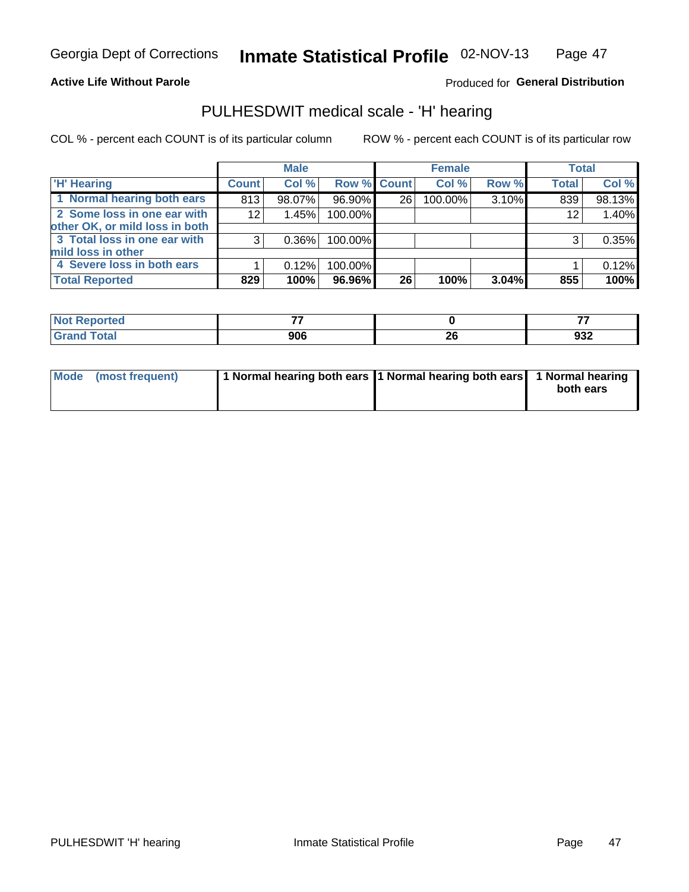Georgia Dept of Corrections **Inmate Statistical Profile** 02-NOV-13

**Active Life Without Parole**

Produced for **General Distribution**

## PULHESDWIT medical scale - 'H' hearing

COL % - percent each COUNT is of its particular column

ROW % - percent each COUNT is of its particular row

| | Male | | | Female | | | Total | |
|---|---|---|---|---|---|---|---|---|
| 'H' Hearing | Count | Col % | Row % | Count | Col % | Row % | Total | Col % |
| 1 Normal hearing both ears | 813 | 98.07% | 96.90% | 26 | 100.00% | 3.10% | 839 | 98.13% |
| 2 Some loss in one ear with other OK, or mild loss in both | 12 | 1.45% | 100.00% | | | | 12 | 1.40% |
| 3 Total loss in one ear with mild loss in other | 3 | 0.36% | 100.00% | | | | 3 | 0.35% |
| 4 Severe loss in both ears | 1 | 0.12% | 100.00% | | | | 1 | 0.12% |
| **Total Reported** | **829** | **100%** | **96.96%** | **26** | **100%** | **3.04%** | **855** | **100%** |

| | Male | Female | Total |
|---|---|---|---|
| Not Reported | 77 | 0 | 77 |
| Grand Total | 906 | 26 | 932 |

| | Male | Female | Total |
|---|---|---|---|
| Mode (most frequent) | 1 Normal hearing both ears | 1 Normal hearing both ears | 1 Normal hearing both ears |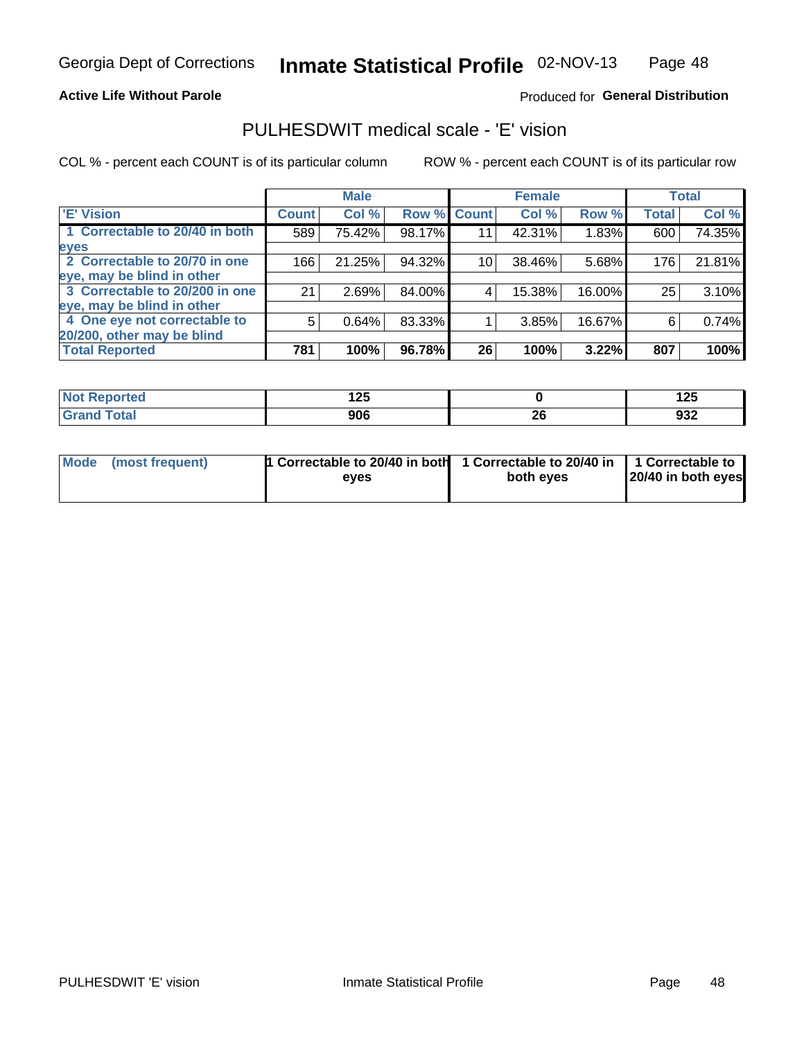Georgia Dept of Corrections **Inmate Statistical Profile** 02-NOV-13

**Active Life Without Parole**

Produced for **General Distribution**

## PULHESDWIT medical scale - 'E' vision

COL % - percent each COUNT is of its particular column ROW % - percent each COUNT is of its particular row

| | Male | | | Female | | | Total | |
|---|---|---|---|---|---|---|---|---|
| **'E' Vision** | **Count** | **Col %** | **Row %** | **Count** | **Col %** | **Row %** | **Total** | **Col %** |
| **1 Correctable to 20/40 in both eyes** | 589 | 75.42% | 98.17% | 11 | 42.31% | 1.83% | 600 | 74.35% |
| **2 Correctable to 20/70 in one eye, may be blind in other** | 166 | 21.25% | 94.32% | 10 | 38.46% | 5.68% | 176 | 21.81% |
| **3 Correctable to 20/200 in one eye, may be blind in other** | 21 | 2.69% | 84.00% | 4 | 15.38% | 16.00% | 25 | 3.10% |
| **4 One eye not correctable to 20/200, other may be blind** | 5 | 0.64% | 83.33% | 1 | 3.85% | 16.67% | 6 | 0.74% |
| **Total Reported** | **781** | **100%** | **96.78%** | **26** | **100%** | **3.22%** | **807** | **100%** |

| | Male | Female | Total |
|---|---|---|---|
| **Not Reported** | **125** | **0** | **125** |
| **Grand Total** | **906** | **26** | **932** |

| | Male | Female | Total |
|---|---|---|---|
| **Mode (most frequent)** | **1 Correctable to 20/40 in both eyes** | **1 Correctable to 20/40 in both eyes** | **1 Correctable to 20/40 in both eyes** |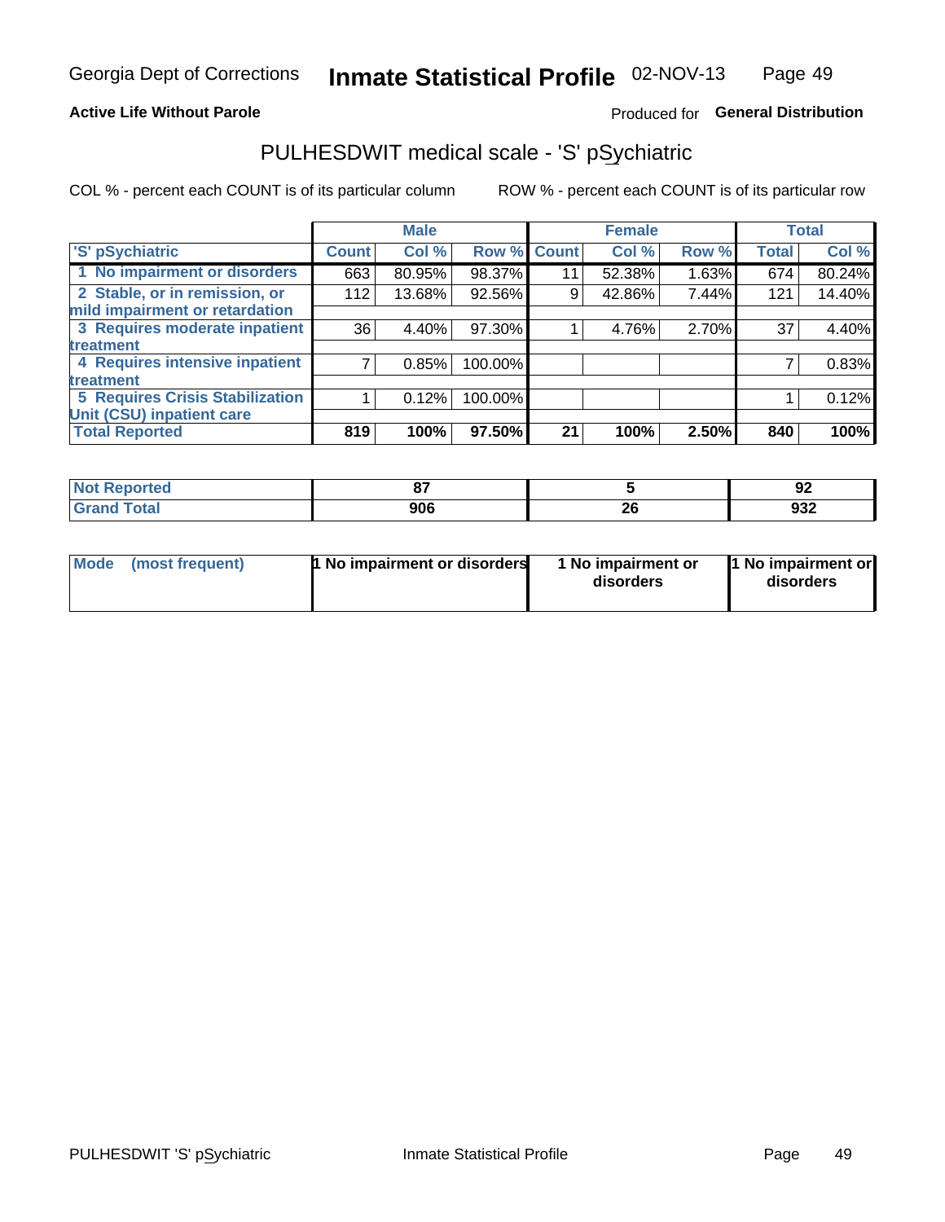Georgia Dept of Corrections **Inmate Statistical Profile** 02-NOV-13

**Active Life Without Parole**

Produced for **General Distribution**

## PULHESDWIT medical scale - 'S' pSychiatric

COL % - percent each COUNT is of its particular column

ROW % - percent each COUNT is of its particular row

| | Male | | | Female | | | Total | |
|---|---|---|---|---|---|---|---|---|
| 'S' pSychiatric | Count | Col % | Row % | Count | Col % | Row % | Total | Col % |
| 1 No impairment or disorders | 663 | 80.95% | 98.37% | 11 | 52.38% | 1.63% | 674 | 80.24% |
| 2 Stable, or in remission, or mild impairment or retardation | 112 | 13.68% | 92.56% | 9 | 42.86% | 7.44% | 121 | 14.40% |
| 3 Requires moderate inpatient treatment | 36 | 4.40% | 97.30% | 1 | 4.76% | 2.70% | 37 | 4.40% |
| 4 Requires intensive inpatient treatment | 7 | 0.85% | 100.00% | | | | 7 | 0.83% |
| 5 Requires Crisis Stabilization Unit (CSU) inpatient care | 1 | 0.12% | 100.00% | | | | 1 | 0.12% |
| **Total Reported** | **819** | **100%** | **97.50%** | **21** | **100%** | **2.50%** | **840** | **100%** |

| | Male | Female | Total |
|---|---|---|---|
| Not Reported | 87 | 5 | 92 |
| Grand Total | 906 | 26 | 932 |

| | Male | Female | Total |
|---|---|---|---|
| Mode (most frequent) | 1 No impairment or disorders | 1 No impairment or disorders | 1 No impairment or disorders |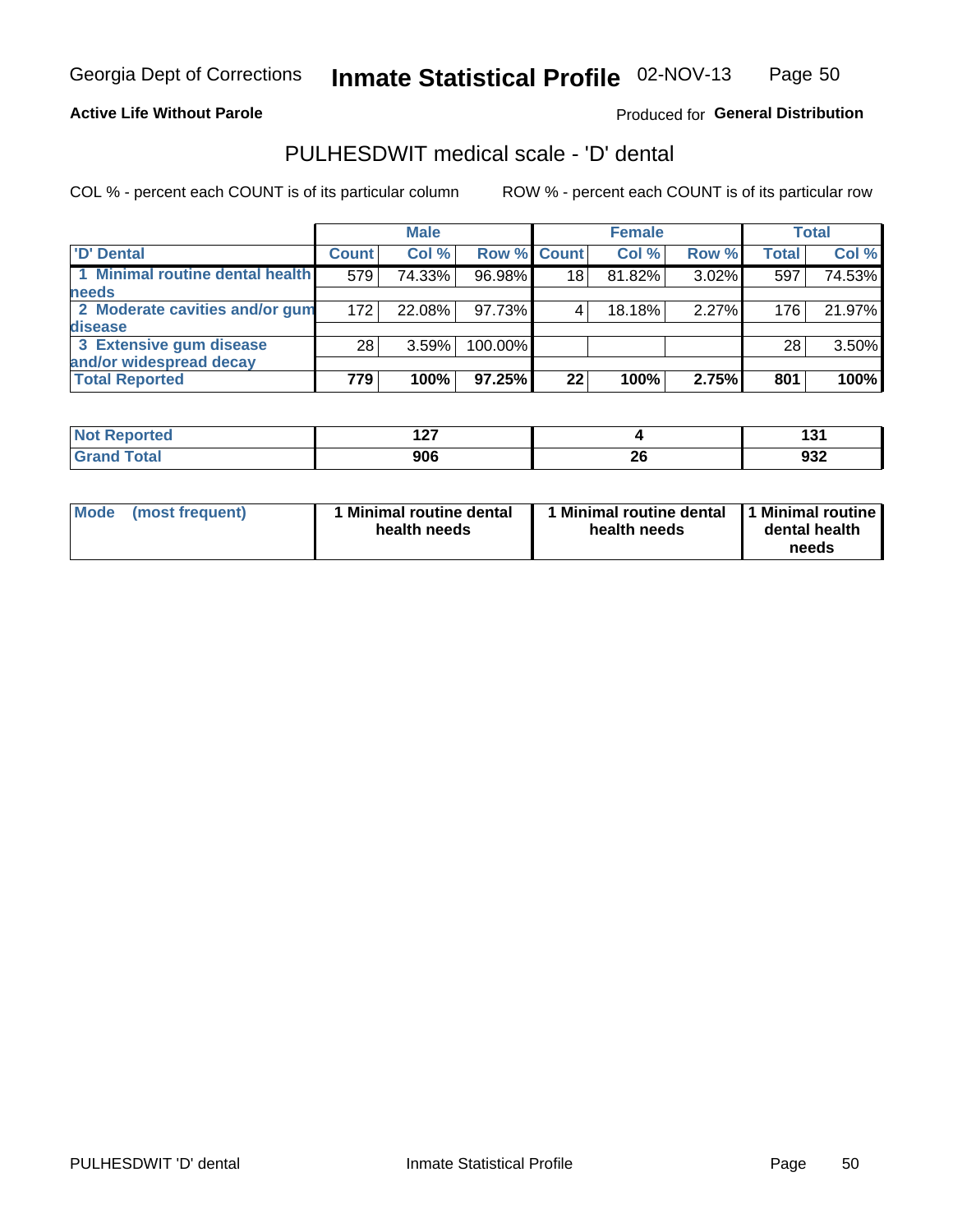Georgia Dept of Corrections **Inmate Statistical Profile** 02-NOV-13

**Active Life Without Parole**

Produced for **General Distribution**

## PULHESDWIT medical scale - 'D' dental

COL % - percent each COUNT is of its particular column

ROW % - percent each COUNT is of its particular row

| | Male | | | Female | | | Total | |
|---|---|---|---|---|---|---|---|---|
| 'D' Dental | Count | Col % | Row % | Count | Col % | Row % | Total | Col % |
| 1 Minimal routine dental health needs | 579 | 74.33% | 96.98% | 18 | 81.82% | 3.02% | 597 | 74.53% |
| 2 Moderate cavities and/or gum disease | 172 | 22.08% | 97.73% | 4 | 18.18% | 2.27% | 176 | 21.97% |
| 3 Extensive gum disease and/or widespread decay | 28 | 3.59% | 100.00% | | | | 28 | 3.50% |
| **Total Reported** | **779** | **100%** | **97.25%** | **22** | **100%** | **2.75%** | **801** | **100%** |

| | Male | Female | Total |
|---|---|---|---|
| Not Reported | 127 | 4 | 131 |
| Grand Total | 906 | 26 | 932 |

| | Male | Female | Total |
|---|---|---|---|
| Mode (most frequent) | 1 Minimal routine dental health needs | 1 Minimal routine dental health needs | 1 Minimal routine dental health needs |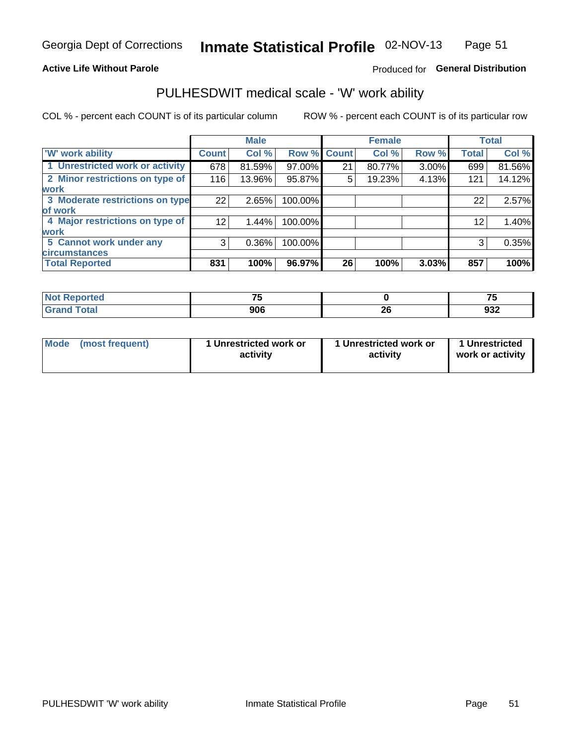**Active Life Without Parole**

Produced for **General Distribution**

## PULHESDWIT medical scale - 'W' work ability

COL % - percent each COUNT is of its particular column

ROW % - percent each COUNT is of its particular row

| | Male | | | Female | | | Total | |
|---|---|---|---|---|---|---|---|---|
| 'W' work ability | Count | Col % | Row % | Count | Col % | Row % | Total | Col % |
| 1 Unrestricted work or activity | 678 | 81.59% | 97.00% | 21 | 80.77% | 3.00% | 699 | 81.56% |
| 2 Minor restrictions on type of work | 116 | 13.96% | 95.87% | 5 | 19.23% | 4.13% | 121 | 14.12% |
| 3 Moderate restrictions on type of work | 22 | 2.65% | 100.00% | | | | 22 | 2.57% |
| 4 Major restrictions on type of work | 12 | 1.44% | 100.00% | | | | 12 | 1.40% |
| 5 Cannot work under any circumstances | 3 | 0.36% | 100.00% | | | | 3 | 0.35% |
| **Total Reported** | **831** | **100%** | **96.97%** | **26** | **100%** | **3.03%** | **857** | **100%** |

| | Male | Female | Total |
|---|---|---|---|
| Not Reported | 75 | 0 | 75 |
| Grand Total | 906 | 26 | 932 |

| | Male | Female | Total |
|---|---|---|---|
| Mode (most frequent) | 1 Unrestricted work or activity | 1 Unrestricted work or activity | 1 Unrestricted work or activity |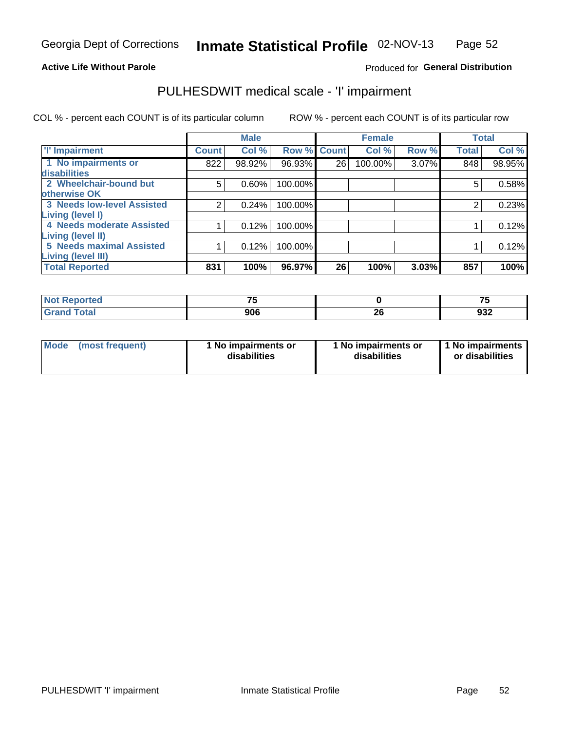Georgia Dept of Corrections **Inmate Statistical Profile** 02-NOV-13

**Active Life Without Parole**

Produced for **General Distribution**

## PULHESDWIT medical scale - 'I' impairment

COL % - percent each COUNT is of its particular column ROW % - percent each COUNT is of its particular row

| | Male | | | Female | | | Total | |
|---|---|---|---|---|---|---|---|---|
| 'I' Impairment | Count | Col % | Row % | Count | Col % | Row % | Total | Col % |
| 1 No impairments or disabilities | 822 | 98.92% | 96.93% | 26 | 100.00% | 3.07% | 848 | 98.95% |
| 2 Wheelchair-bound but otherwise OK | 5 | 0.60% | 100.00% | | | | 5 | 0.58% |
| 3 Needs low-level Assisted Living (level I) | 2 | 0.24% | 100.00% | | | | 2 | 0.23% |
| 4 Needs moderate Assisted Living (level II) | 1 | 0.12% | 100.00% | | | | 1 | 0.12% |
| 5 Needs maximal Assisted Living (level III) | 1 | 0.12% | 100.00% | | | | 1 | 0.12% |
| **Total Reported** | **831** | **100%** | **96.97%** | **26** | **100%** | **3.03%** | **857** | **100%** |

| | Male | Female | Total |
|---|---|---|---|
| Not Reported | 75 | 0 | 75 |
| Grand Total | 906 | 26 | 932 |

| | Male | Female | Total |
|---|---|---|---|
| Mode (most frequent) | 1 No impairments or disabilities | 1 No impairments or disabilities | 1 No impairments or disabilities |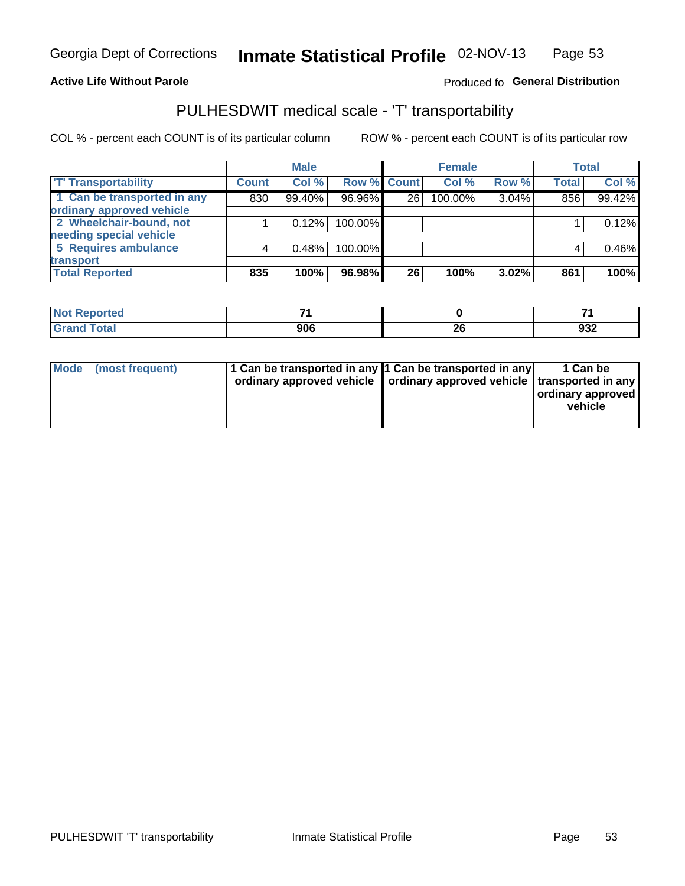Georgia Dept of Corrections **Inmate Statistical Profile** 02-NOV-13

**Active Life Without Parole**

Produced fo **General Distribution**

## PULHESDWIT medical scale - 'T' transportability

COL % - percent each COUNT is of its particular column

ROW % - percent each COUNT is of its particular row

| | Male | | | Female | | | Total | |
|---|---|---|---|---|---|---|---|---|
| 'T' Transportability | Count | Col % | Row % | Count | Col % | Row % | Total | Col % |
| 1 Can be transported in any ordinary approved vehicle | 830 | 99.40% | 96.96% | 26 | 100.00% | 3.04% | 856 | 99.42% |
| 2 Wheelchair-bound, not needing special vehicle | 1 | 0.12% | 100.00% | | | | 1 | 0.12% |
| 5 Requires ambulance transport | 4 | 0.48% | 100.00% | | | | 4 | 0.46% |
| **Total Reported** | **835** | **100%** | **96.98%** | **26** | **100%** | **3.02%** | **861** | **100%** |

| | Male | Female | Total |
|---|---|---|---|
| Not Reported | 71 | 0 | 71 |
| Grand Total | 906 | 26 | 932 |

| | Male | Female | Total |
|---|---|---|---|
| Mode (most frequent) | 1 Can be transported in any ordinary approved vehicle | 1 Can be transported in any ordinary approved vehicle | 1 Can be transported in any ordinary approved vehicle |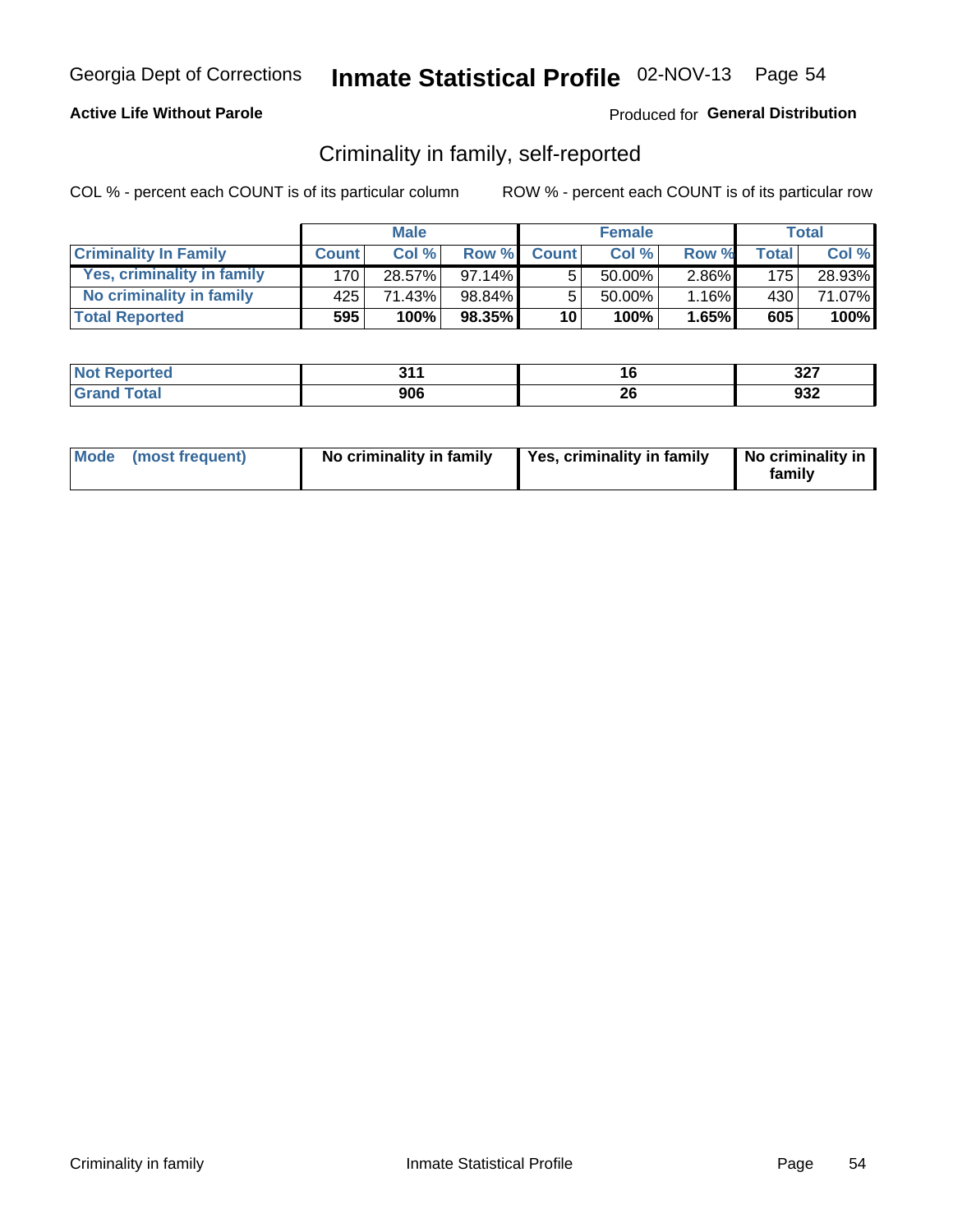Georgia Dept of Corrections **Inmate Statistical Profile** 02-NOV-13

**Active Life Without Parole**

Produced for **General Distribution**

## Criminality in family, self-reported

COL % - percent each COUNT is of its particular column

ROW % - percent each COUNT is of its particular row

| | Male | | | Female | | | Total | |
|---|---|---|---|---|---|---|---|---|
| **Criminality In Family** | **Count** | **Col %** | **Row %** | **Count** | **Col %** | **Row %** | **Total** | **Col %** |
| Yes, criminality in family | 170 | 28.57% | 97.14% | 5 | 50.00% | 2.86% | 175 | 28.93% |
| No criminality in family | 425 | 71.43% | 98.84% | 5 | 50.00% | 1.16% | 430 | 71.07% |
| **Total Reported** | **595** | **100%** | **98.35%** | **10** | **100%** | **1.65%** | **605** | **100%** |

| | Male | Female | Total |
|---|---|---|---|
| Not Reported | 311 | 16 | 327 |
| Grand Total | 906 | 26 | 932 |

| | Male | Female | Total |
|---|---|---|---|
| Mode (most frequent) | No criminality in family | Yes, criminality in family | No criminality in family |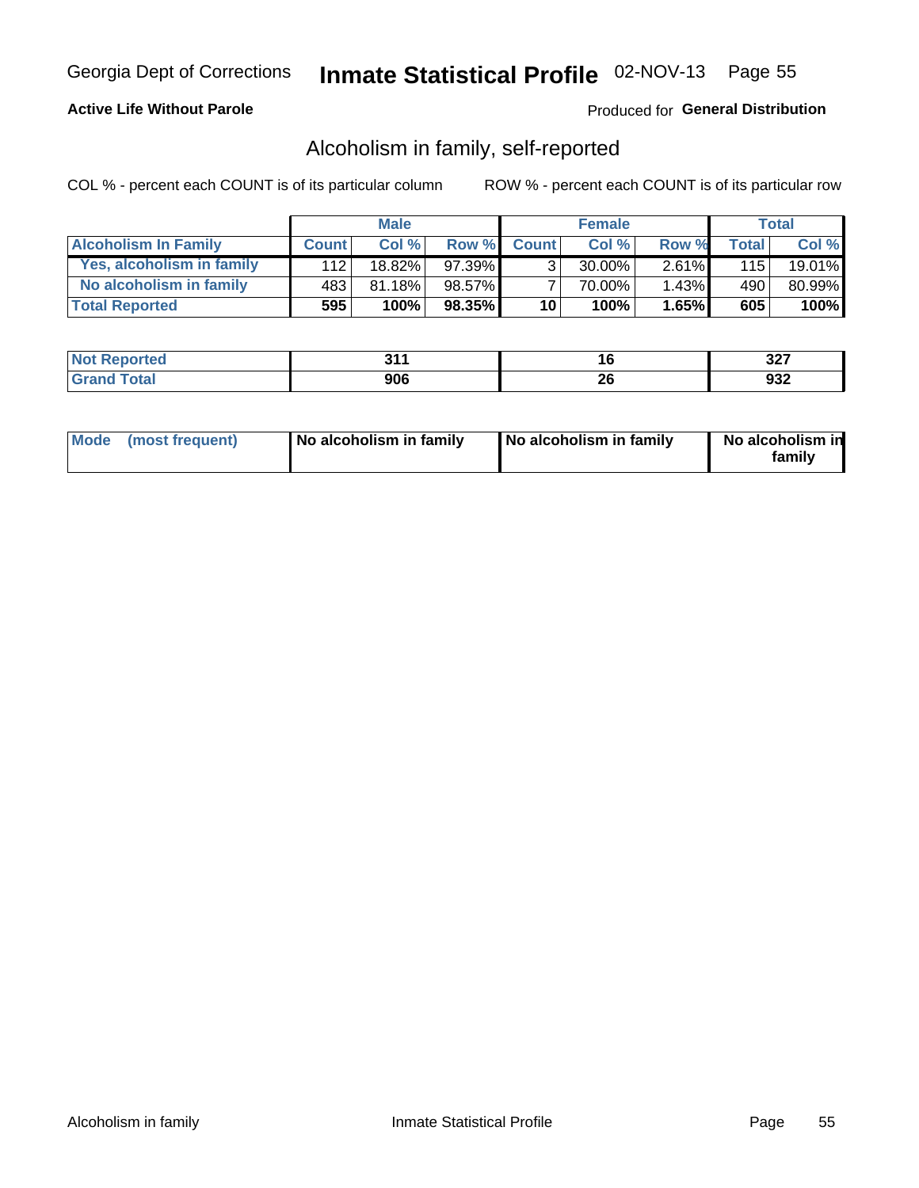Georgia Dept of Corrections **Inmate Statistical Profile** 02-NOV-13 Page 55

**Active Life Without Parole**

Produced for **General Distribution**

## Alcoholism in family, self-reported

COL % - percent each COUNT is of its particular column

ROW % - percent each COUNT is of its particular row

| | Male | | | Female | | | Total | |
|---|---|---|---|---|---|---|---|---|
| **Alcoholism In Family** | **Count** | **Col %** | **Row %** | **Count** | **Col %** | **Row %** | **Total** | **Col %** |
| **Yes, alcoholism in family** | 112 | 18.82% | 97.39% | 3 | 30.00% | 2.61% | 115 | 19.01% |
| **No alcoholism in family** | 483 | 81.18% | 98.57% | 7 | 70.00% | 1.43% | 490 | 80.99% |
| **Total Reported** | **595** | **100%** | **98.35%** | **10** | **100%** | **1.65%** | **605** | **100%** |

| | Male | Female | Total |
|---|---|---|---|
| **Not Reported** | **311** | **16** | **327** |
| **Grand Total** | **906** | **26** | **932** |

| | Male | Female | Total |
|---|---|---|---|
| **Mode (most frequent)** | **No alcoholism in family** | **No alcoholism in family** | **No alcoholism in family** |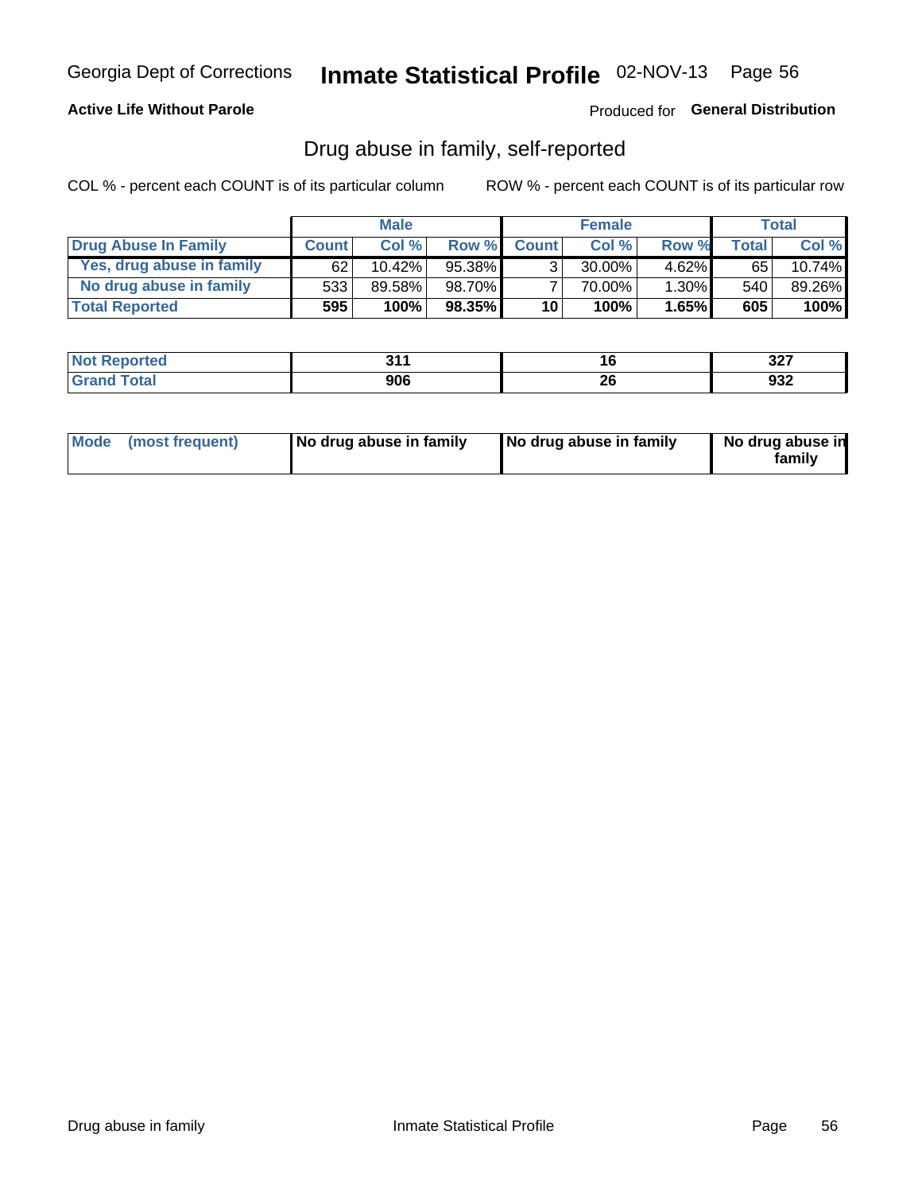Georgia Dept of Corrections **Inmate Statistical Profile** 02-NOV-13

**Active Life Without Parole**

Produced for **General Distribution**

## Drug abuse in family, self-reported

COL % - percent each COUNT is of its particular column

ROW % - percent each COUNT is of its particular row

| | Male | | | Female | | | Total | |
|---|---|---|---|---|---|---|---|---|
| **Drug Abuse In Family** | **Count** | **Col %** | **Row %** | **Count** | **Col %** | **Row %** | **Total** | **Col %** |
| Yes, drug abuse in family | 62 | 10.42% | 95.38% | 3 | 30.00% | 4.62% | 65 | 10.74% |
| No drug abuse in family | 533 | 89.58% | 98.70% | 7 | 70.00% | 1.30% | 540 | 89.26% |
| **Total Reported** | **595** | **100%** | **98.35%** | **10** | **100%** | **1.65%** | **605** | **100%** |

| | Male | Female | Total |
|---|---|---|---|
| **Not Reported** | **311** | **16** | **327** |
| **Grand Total** | **906** | **26** | **932** |

| | Male | Female | Total |
|---|---|---|---|
| **Mode (most frequent)** | **No drug abuse in family** | **No drug abuse in family** | **No drug abuse in family** |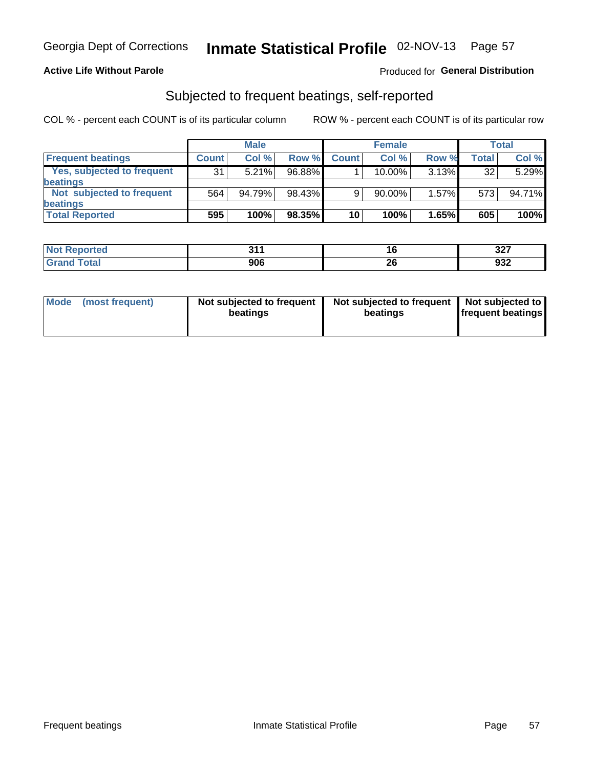Georgia Dept of Corrections **Inmate Statistical Profile** 02-NOV-13

**Active Life Without Parole**

Produced for **General Distribution**

## Subjected to frequent beatings, self-reported

COL % - percent each COUNT is of its particular column     ROW % - percent each COUNT is of its particular row

| | Male | | | Female | | | Total | |
|---|---|---|---|---|---|---|---|---|
| **Frequent beatings** | **Count** | **Col %** | **Row %** | **Count** | **Col %** | **Row %** | **Total** | **Col %** |
| **Yes, subjected to frequent beatings** | 31 | 5.21% | 96.88% | 1 | 10.00% | 3.13% | 32 | 5.29% |
| **Not subjected to frequent beatings** | 564 | 94.79% | 98.43% | 9 | 90.00% | 1.57% | 573 | 94.71% |
| **Total Reported** | **595** | **100%** | **98.35%** | **10** | **100%** | **1.65%** | **605** | **100%** |

| | Male | Female | Total |
|---|---|---|---|
| **Not Reported** | **311** | **16** | **327** |
| **Grand Total** | **906** | **26** | **932** |

| | Male | Female | Total |
|---|---|---|---|
| **Mode (most frequent)** | **Not subjected to frequent beatings** | **Not subjected to frequent beatings** | **Not subjected to frequent beatings** |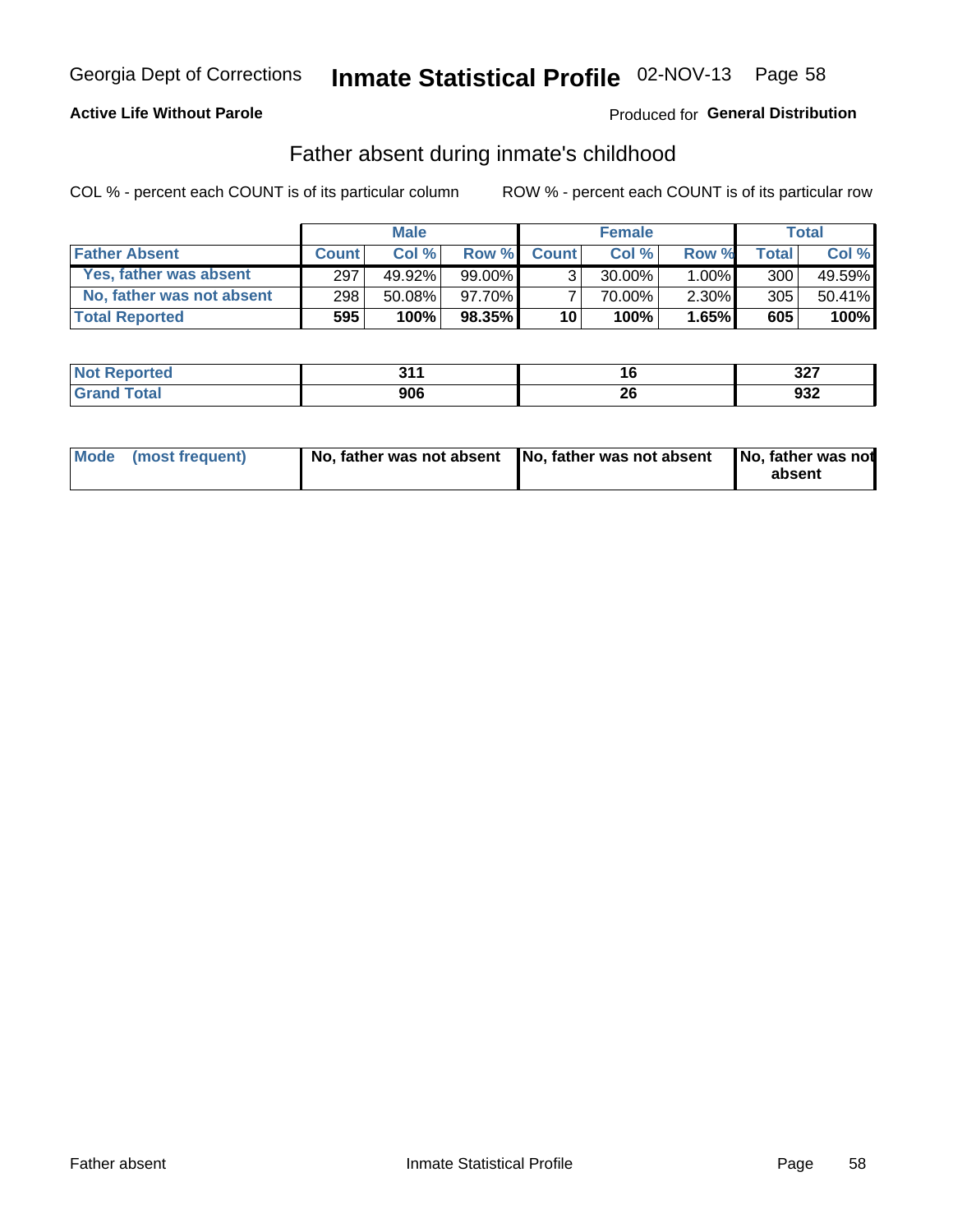Georgia Dept of Corrections **Inmate Statistical Profile** 02-NOV-13

**Active Life Without Parole**

Produced for **General Distribution**

## Father absent during inmate's childhood

COL % - percent each COUNT is of its particular column

ROW % - percent each COUNT is of its particular row

| | Male | | | Female | | | Total | |
|---|---|---|---|---|---|---|---|---|
| **Father Absent** | **Count** | **Col %** | **Row %** | **Count** | **Col %** | **Row %** | **Total** | **Col %** |
| Yes, father was absent | 297 | 49.92% | 99.00% | 3 | 30.00% | 1.00% | 300 | 49.59% |
| No, father was not absent | 298 | 50.08% | 97.70% | 7 | 70.00% | 2.30% | 305 | 50.41% |
| **Total Reported** | **595** | **100%** | **98.35%** | **10** | **100%** | **1.65%** | **605** | **100%** |

| | Male | Female | Total |
|---|---|---|---|
| **Not Reported** | **311** | **16** | **327** |
| **Grand Total** | **906** | **26** | **932** |

| | Male | Female | Total |
|---|---|---|---|
| **Mode (most frequent)** | **No, father was not absent** | **No, father was not absent** | **No, father was not absent** |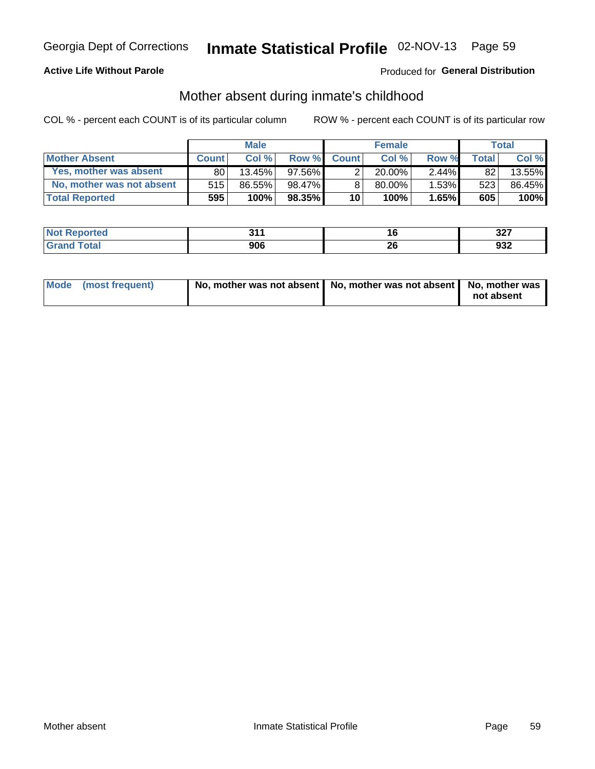Georgia Dept of Corrections **Inmate Statistical Profile** 02-NOV-13

**Active Life Without Parole**

Produced for **General Distribution**

## Mother absent during inmate's childhood

COL % - percent each COUNT is of its particular column

ROW % - percent each COUNT is of its particular row

| | Male | | | Female | | | Total | |
|---|---|---|---|---|---|---|---|---|
| **Mother Absent** | **Count** | **Col %** | **Row %** | **Count** | **Col %** | **Row %** | **Total** | **Col %** |
| Yes, mother was absent | 80 | 13.45% | 97.56% | 2 | 20.00% | 2.44% | 82 | 13.55% |
| No, mother was not absent | 515 | 86.55% | 98.47% | 8 | 80.00% | 1.53% | 523 | 86.45% |
| **Total Reported** | **595** | **100%** | **98.35%** | **10** | **100%** | **1.65%** | **605** | **100%** |

| | Male | Female | Total |
|---|---|---|---|
| **Not Reported** | **311** | **16** | **327** |
| **Grand Total** | **906** | **26** | **932** |

| | Male | Female | Total |
|---|---|---|---|
| **Mode (most frequent)** | **No, mother was not absent** | **No, mother was not absent** | **No, mother was not absent** |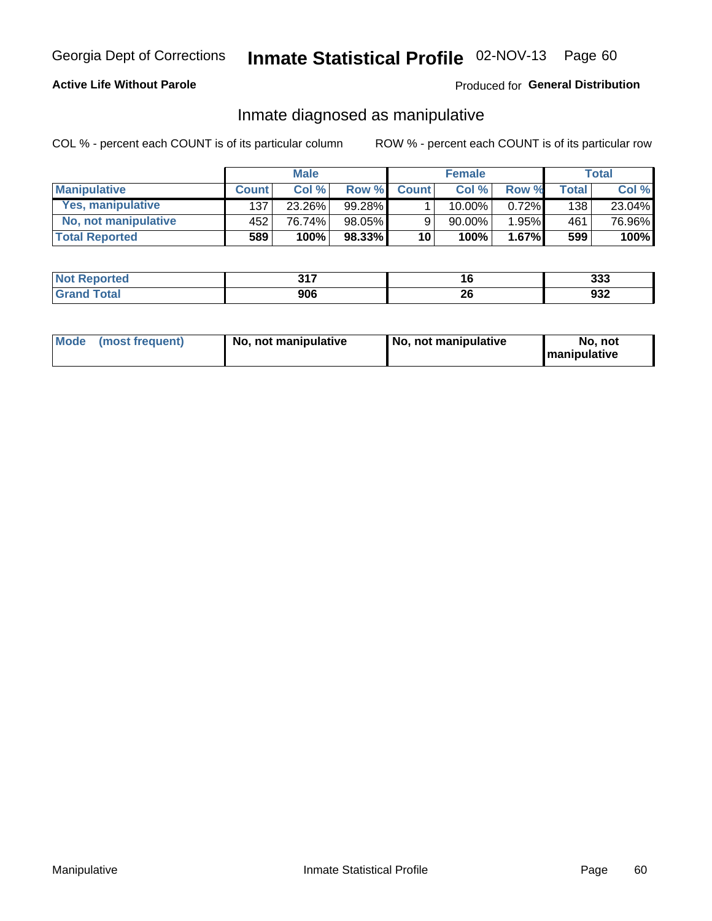Georgia Dept of Corrections **Inmate Statistical Profile** 02-NOV-13 Page 60

**Active Life Without Parole**

Produced for **General Distribution**

## Inmate diagnosed as manipulative

COL % - percent each COUNT is of its particular column ROW % - percent each COUNT is of its particular row

| | Male | | | Female | | | Total | |
|---|---|---|---|---|---|---|---|---|
| **Manipulative** | **Count** | **Col %** | **Row %** | **Count** | **Col %** | **Row %** | **Total** | **Col %** |
| **Yes, manipulative** | 137 | 23.26% | 99.28% | 1 | 10.00% | 0.72% | 138 | 23.04% |
| **No, not manipulative** | 452 | 76.74% | 98.05% | 9 | 90.00% | 1.95% | 461 | 76.96% |
| **Total Reported** | **589** | **100%** | **98.33%** | **10** | **100%** | **1.67%** | **599** | **100%** |

| | Male | Female | Total |
|---|---|---|---|
| **Not Reported** | **317** | **16** | **333** |
| **Grand Total** | **906** | **26** | **932** |

| | Male | Female | Total |
|---|---|---|---|
| **Mode (most frequent)** | **No, not manipulative** | **No, not manipulative** | **No, not manipulative** |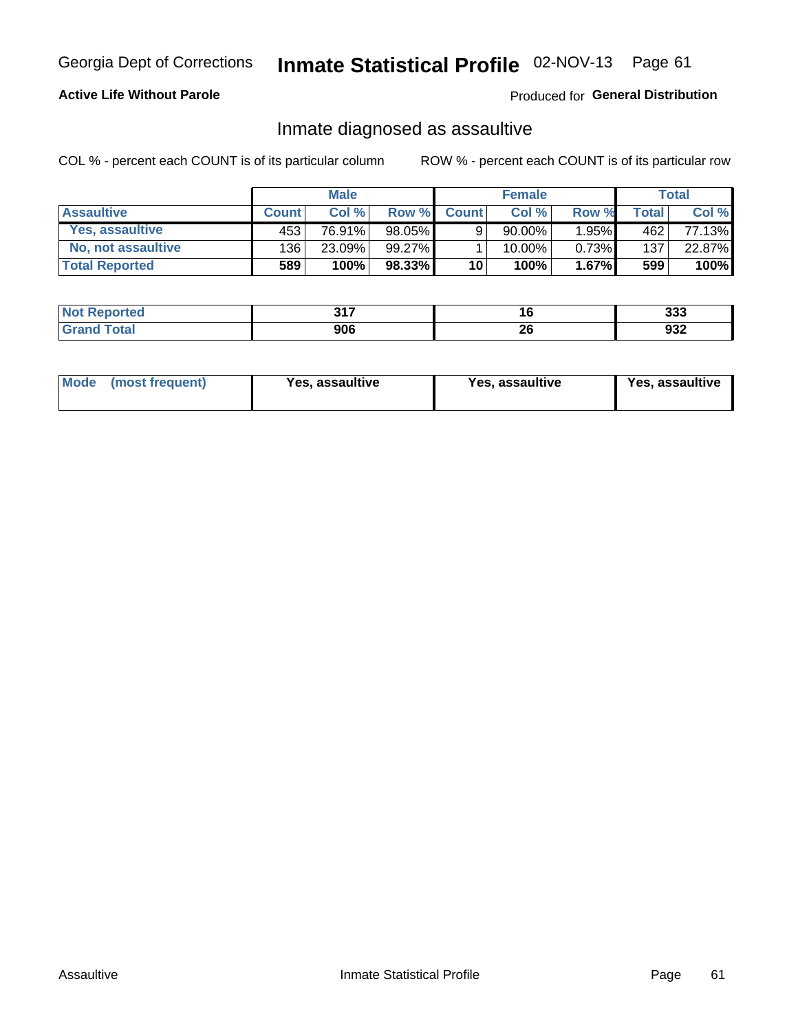Georgia Dept of Corrections **Inmate Statistical Profile** 02-NOV-13

**Active Life Without Parole**

Produced for **General Distribution**

## Inmate diagnosed as assaultive

COL % - percent each COUNT is of its particular column

ROW % - percent each COUNT is of its particular row

| | Male | | | Female | | | Total | |
|---|---|---|---|---|---|---|---|---|
| **Assaultive** | **Count** | **Col %** | **Row %** | **Count** | **Col %** | **Row %** | **Total** | **Col %** |
| Yes, assaultive | 453 | 76.91% | 98.05% | 9 | 90.00% | 1.95% | 462 | 77.13% |
| No, not assaultive | 136 | 23.09% | 99.27% | 1 | 10.00% | 0.73% | 137 | 22.87% |
| **Total Reported** | **589** | **100%** | **98.33%** | **10** | **100%** | **1.67%** | **599** | **100%** |

| | Male | Female | Total |
|---|---|---|---|
| **Not Reported** | **317** | **16** | **333** |
| **Grand Total** | **906** | **26** | **932** |

| | Male | Female | Total |
|---|---|---|---|
| **Mode (most frequent)** | **Yes, assaultive** | **Yes, assaultive** | **Yes, assaultive** |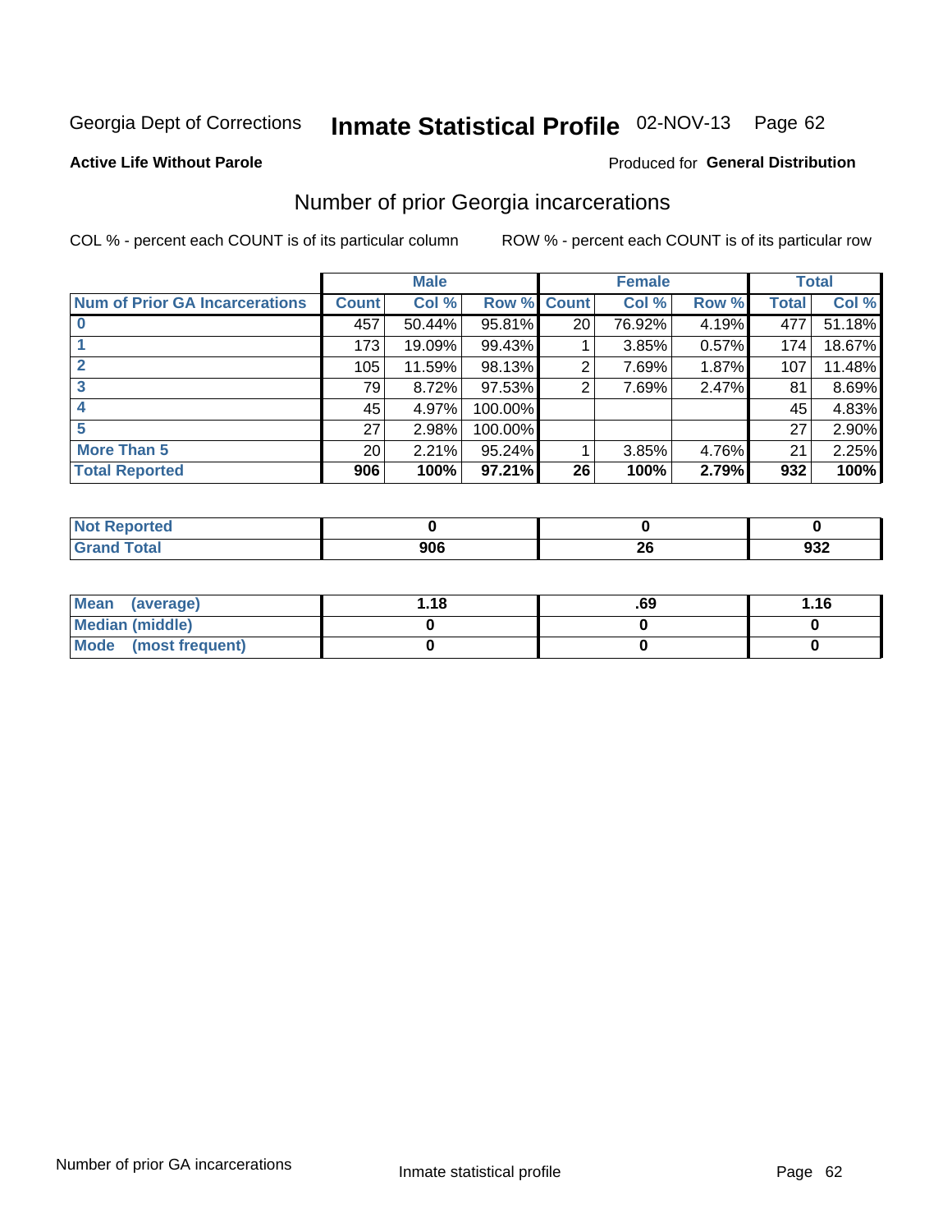Georgia Dept of Corrections **Inmate Statistical Profile** 02-NOV-13

**Active Life Without Parole**

Produced for **General Distribution**

## Number of prior Georgia incarcerations

COL % - percent each COUNT is of its particular column    ROW % - percent each COUNT is of its particular row

| | Male | | | Female | | | Total | |
|---|---|---|---|---|---|---|---|---|
| **Num of Prior GA Incarcerations** | **Count** | **Col %** | **Row %** | **Count** | **Col %** | **Row %** | **Total** | **Col %** |
| **0** | 457 | 50.44% | 95.81% | 20 | 76.92% | 4.19% | 477 | 51.18% |
| **1** | 173 | 19.09% | 99.43% | 1 | 3.85% | 0.57% | 174 | 18.67% |
| **2** | 105 | 11.59% | 98.13% | 2 | 7.69% | 1.87% | 107 | 11.48% |
| **3** | 79 | 8.72% | 97.53% | 2 | 7.69% | 2.47% | 81 | 8.69% |
| **4** | 45 | 4.97% | 100.00% | | | | 45 | 4.83% |
| **5** | 27 | 2.98% | 100.00% | | | | 27 | 2.90% |
| **More Than 5** | 20 | 2.21% | 95.24% | 1 | 3.85% | 4.76% | 21 | 2.25% |
| **Total Reported** | **906** | **100%** | **97.21%** | **26** | **100%** | **2.79%** | **932** | **100%** |

| | Male | Female | Total |
|---|---|---|---|
| **Not Reported** | **0** | **0** | **0** |
| **Grand Total** | **906** | **26** | **932** |

| | Male | Female | Total |
|---|---|---|---|
| **Mean (average)** | **1.18** | **.69** | **1.16** |
| **Median (middle)** | **0** | **0** | **0** |
| **Mode (most frequent)** | **0** | **0** | **0** |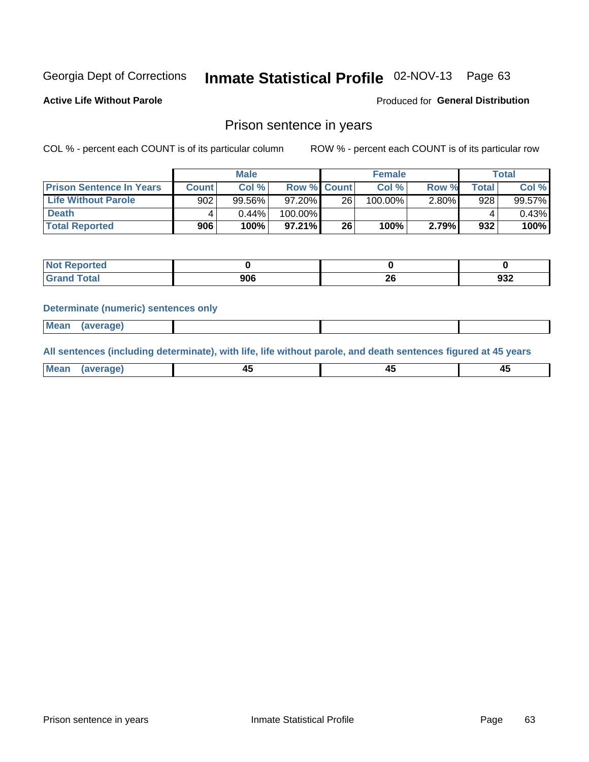Georgia Dept of Corrections **Inmate Statistical Profile** 02-NOV-13

**Active Life Without Parole**

Produced for **General Distribution**

## Prison sentence in years

COL % - percent each COUNT is of its particular column

ROW % - percent each COUNT is of its particular row

| | Male | | | Female | | | Total | |
|---|---|---|---|---|---|---|---|---|
| **Prison Sentence In Years** | **Count** | **Col %** | **Row %** | **Count** | **Col %** | **Row %** | **Total** | **Col %** |
| **Life Without Parole** | 902 | 99.56% | 97.20% | 26 | 100.00% | 2.80% | 928 | 99.57% |
| **Death** | 4 | 0.44% | 100.00% | | | | 4 | 0.43% |
| **Total Reported** | **906** | **100%** | **97.21%** | **26** | **100%** | **2.79%** | **932** | **100%** |

| | | | |
|---|---|---|---|
| **Not Reported** | **0** | **0** | **0** |
| **Grand Total** | **906** | **26** | **932** |

**Determinate (numeric) sentences only**

| | | | |
|---|---|---|---|
| **Mean (average)** | | | |

**All sentences (including determinate), with life, life without parole, and death sentences figured at 45 years**

| | | | |
|---|---|---|---|
| **Mean (average)** | **45** | **45** | **45** |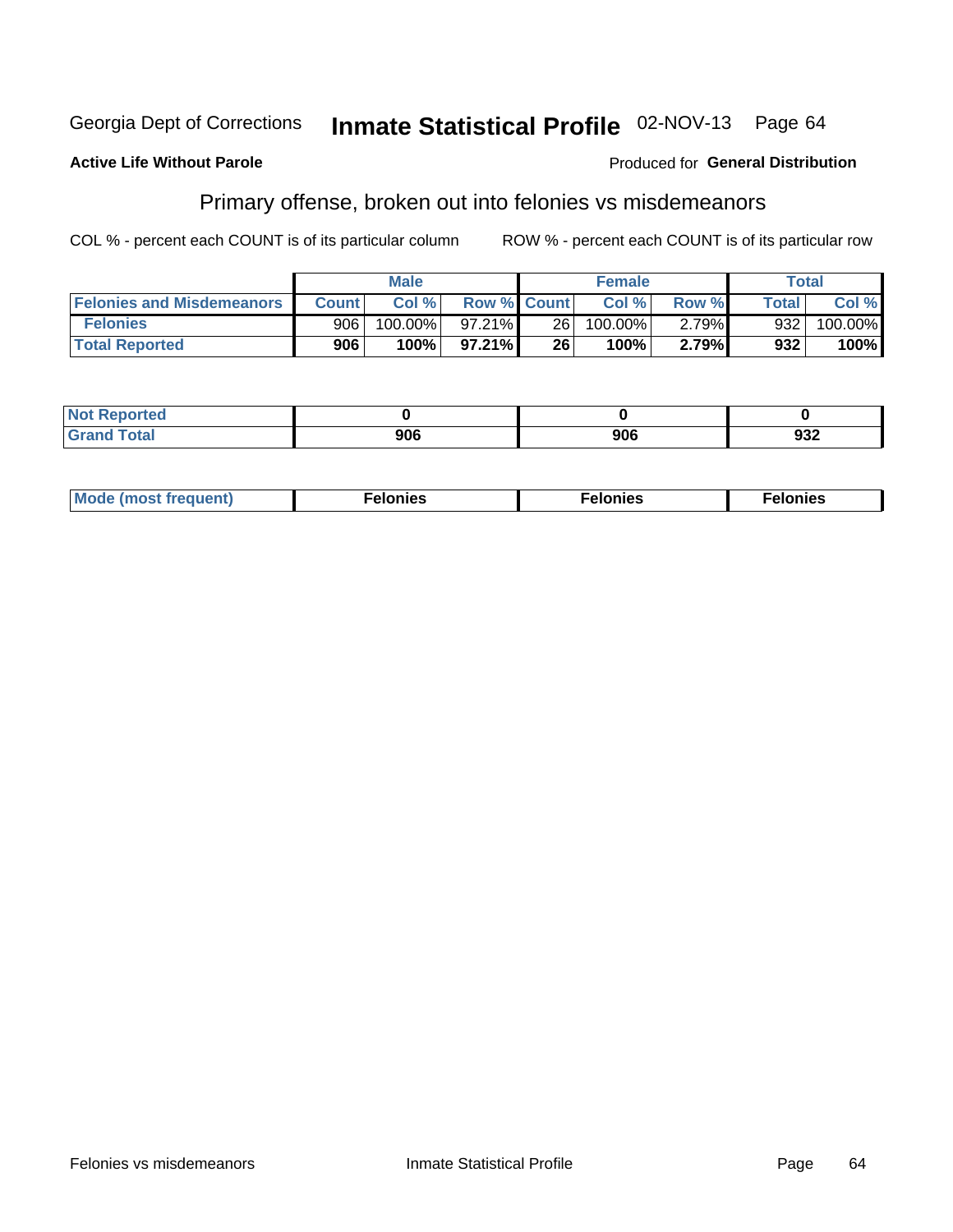Georgia Dept of Corrections **Inmate Statistical Profile** 02-NOV-13

**Active Life Without Parole**

Produced for **General Distribution**

## Primary offense, broken out into felonies vs misdemeanors

COL % - percent each COUNT is of its particular column

ROW % - percent each COUNT is of its particular row

| | Male | | | Female | | | Total | |
|---|---|---|---|---|---|---|---|---|
| **Felonies and Misdemeanors** | **Count** | **Col %** | **Row %** | **Count** | **Col %** | **Row %** | **Total** | **Col %** |
| **Felonies** | 906 | 100.00% | 97.21% | 26 | 100.00% | 2.79% | 932 | 100.00% |
| **Total Reported** | **906** | **100%** | **97.21%** | **26** | **100%** | **2.79%** | **932** | **100%** |

| | Male | Female | Total |
|---|---|---|---|
| **Not Reported** | **0** | **0** | **0** |
| **Grand Total** | **906** | **906** | **932** |

| | Male | Female | Total |
|---|---|---|---|
| **Mode (most frequent)** | **Felonies** | **Felonies** | **Felonies** |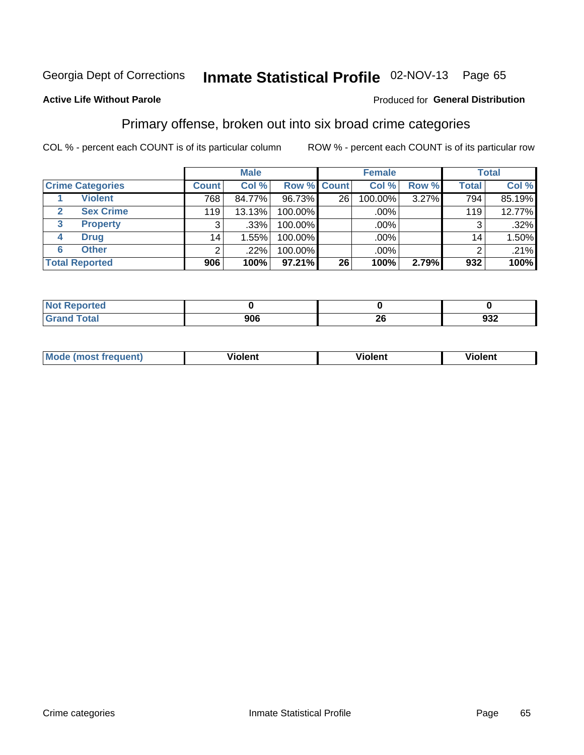Georgia Dept of Corrections **Inmate Statistical Profile** 02-NOV-13 Page 65

**Active Life Without Parole**

Produced for **General Distribution**

## Primary offense, broken out into six broad crime categories

COL % - percent each COUNT is of its particular column

ROW % - percent each COUNT is of its particular row

| | | Male | | | Female | | | Total | |
|---|---|---|---|---|---|---|---|---|---|
| Crime Categories | | Count | Col % | Row % | Count | Col % | Row % | Total | Col % |
| 1 | Violent | 768 | 84.77% | 96.73% | 26 | 100.00% | 3.27% | 794 | 85.19% |
| 2 | Sex Crime | 119 | 13.13% | 100.00% | | .00% | | 119 | 12.77% |
| 3 | Property | 3 | .33% | 100.00% | | .00% | | 3 | .32% |
| 4 | Drug | 14 | 1.55% | 100.00% | | .00% | | 14 | 1.50% |
| 6 | Other | 2 | .22% | 100.00% | | .00% | | 2 | .21% |
| Total Reported | | **906** | **100%** | **97.21%** | **26** | **100%** | **2.79%** | **932** | **100%** |

| | Male | Female | Total |
|---|---|---|---|
| Not Reported | 0 | 0 | 0 |
| Grand Total | 906 | 26 | 932 |

| | Male | Female | Total |
|---|---|---|---|
| Mode (most frequent) | Violent | Violent | Violent |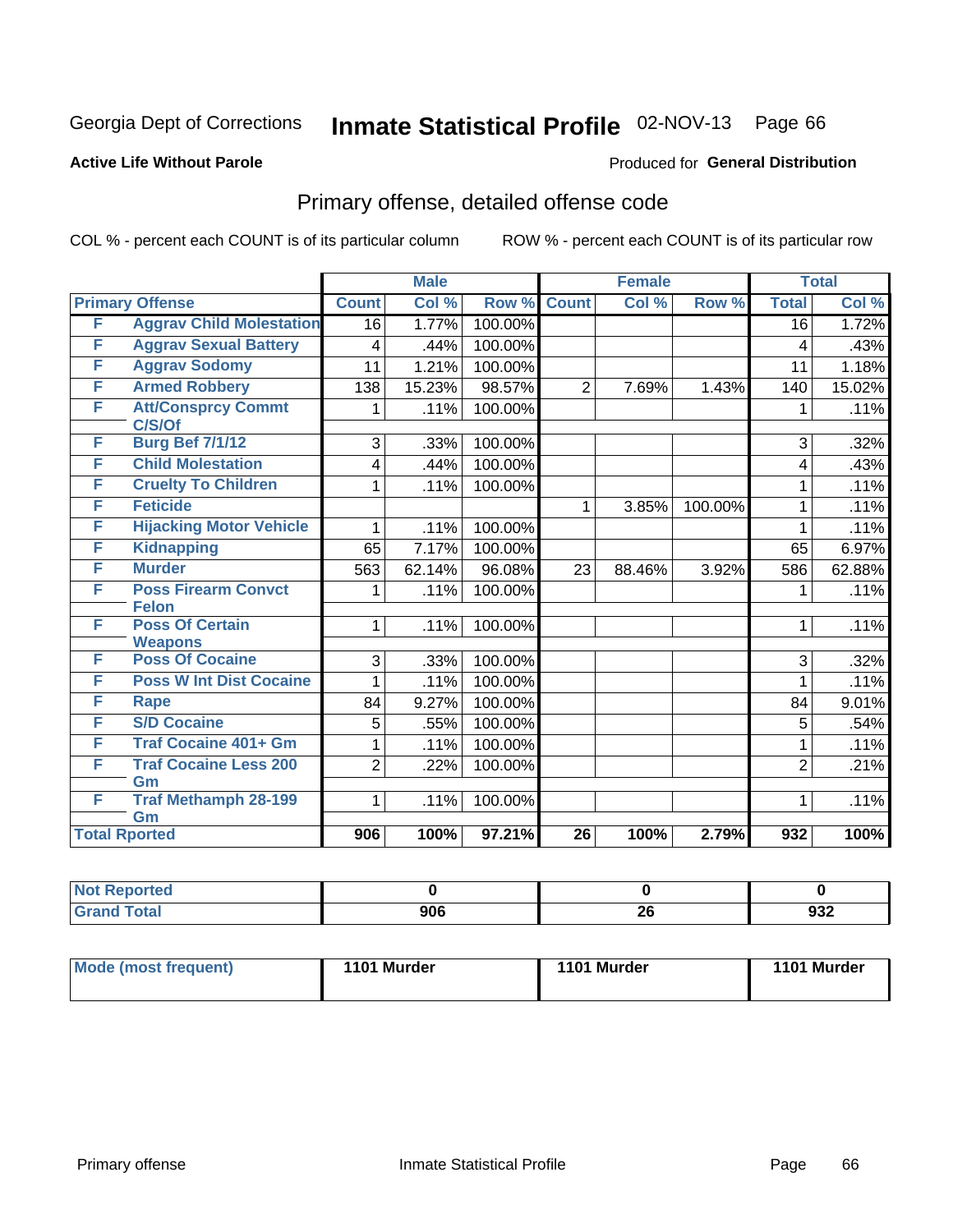Georgia Dept of Corrections **Inmate Statistical Profile** 02-NOV-13

**Active Life Without Parole**

Produced for **General Distribution**

## Primary offense, detailed offense code

COL % - percent each COUNT is of its particular column

ROW % - percent each COUNT is of its particular row

| Primary Offense | | Male | | | Female | | | Total | |
|---|---|---|---|---|---|---|---|---|---|
| | | Count | Col % | Row % | Count | Col % | Row % | Total | Col % |
| F | Aggrav Child Molestation | 16 | 1.77% | 100.00% | | | | 16 | 1.72% |
| F | Aggrav Sexual Battery | 4 | .44% | 100.00% | | | | 4 | .43% |
| F | Aggrav Sodomy | 11 | 1.21% | 100.00% | | | | 11 | 1.18% |
| F | Armed Robbery | 138 | 15.23% | 98.57% | 2 | 7.69% | 1.43% | 140 | 15.02% |
| F | Att/Consprcy Commt C/S/Of | 1 | .11% | 100.00% | | | | 1 | .11% |
| F | Burg Bef 7/1/12 | 3 | .33% | 100.00% | | | | 3 | .32% |
| F | Child Molestation | 4 | .44% | 100.00% | | | | 4 | .43% |
| F | Cruelty To Children | 1 | .11% | 100.00% | | | | 1 | .11% |
| F | Feticide | | | | 1 | 3.85% | 100.00% | 1 | .11% |
| F | Hijacking Motor Vehicle | 1 | .11% | 100.00% | | | | 1 | .11% |
| F | Kidnapping | 65 | 7.17% | 100.00% | | | | 65 | 6.97% |
| F | Murder | 563 | 62.14% | 96.08% | 23 | 88.46% | 3.92% | 586 | 62.88% |
| F | Poss Firearm Convct Felon | 1 | .11% | 100.00% | | | | 1 | .11% |
| F | Poss Of Certain Weapons | 1 | .11% | 100.00% | | | | 1 | .11% |
| F | Poss Of Cocaine | 3 | .33% | 100.00% | | | | 3 | .32% |
| F | Poss W Int Dist Cocaine | 1 | .11% | 100.00% | | | | 1 | .11% |
| F | Rape | 84 | 9.27% | 100.00% | | | | 84 | 9.01% |
| F | S/D Cocaine | 5 | .55% | 100.00% | | | | 5 | .54% |
| F | Traf Cocaine 401+ Gm | 1 | .11% | 100.00% | | | | 1 | .11% |
| F | Traf Cocaine Less 200 Gm | 2 | .22% | 100.00% | | | | 2 | .21% |
| F | Traf Methamph 28-199 Gm | 1 | .11% | 100.00% | | | | 1 | .11% |
| **Total Rported** | | **906** | **100%** | **97.21%** | **26** | **100%** | **2.79%** | **932** | **100%** |

| | Male | Female | Total |
|---|---|---|---|
| Not Reported | 0 | 0 | 0 |
| Grand Total | 906 | 26 | 932 |

| | Male | Female | Total |
|---|---|---|---|
| Mode (most frequent) | 1101 Murder | 1101 Murder | 1101 Murder |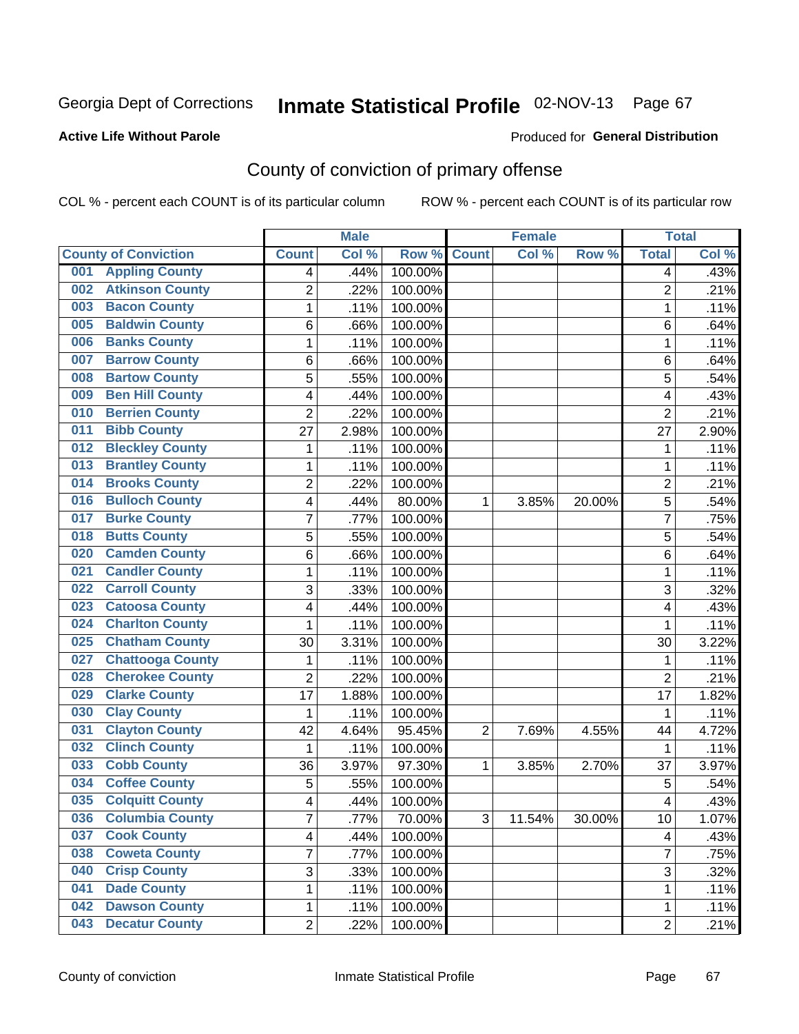Georgia Dept of Corrections **Inmate Statistical Profile** 02-NOV-13 Page 67

**Active Life Without Parole**

Produced for **General Distribution**

## County of conviction of primary offense

COL % - percent each COUNT is of its particular column ROW % - percent each COUNT is of its particular row

| County of Conviction | Male | | | Female | | | Total | |
|---|---|---|---|---|---|---|---|---|
| | Count | Col % | Row % | Count | Col % | Row % | Total | Col % |
| 001 Appling County | 4 | .44% | 100.00% | | | | 4 | .43% |
| 002 Atkinson County | 2 | .22% | 100.00% | | | | 2 | .21% |
| 003 Bacon County | 1 | .11% | 100.00% | | | | 1 | .11% |
| 005 Baldwin County | 6 | .66% | 100.00% | | | | 6 | .64% |
| 006 Banks County | 1 | .11% | 100.00% | | | | 1 | .11% |
| 007 Barrow County | 6 | .66% | 100.00% | | | | 6 | .64% |
| 008 Bartow County | 5 | .55% | 100.00% | | | | 5 | .54% |
| 009 Ben Hill County | 4 | .44% | 100.00% | | | | 4 | .43% |
| 010 Berrien County | 2 | .22% | 100.00% | | | | 2 | .21% |
| 011 Bibb County | 27 | 2.98% | 100.00% | | | | 27 | 2.90% |
| 012 Bleckley County | 1 | .11% | 100.00% | | | | 1 | .11% |
| 013 Brantley County | 1 | .11% | 100.00% | | | | 1 | .11% |
| 014 Brooks County | 2 | .22% | 100.00% | | | | 2 | .21% |
| 016 Bulloch County | 4 | .44% | 80.00% | 1 | 3.85% | 20.00% | 5 | .54% |
| 017 Burke County | 7 | .77% | 100.00% | | | | 7 | .75% |
| 018 Butts County | 5 | .55% | 100.00% | | | | 5 | .54% |
| 020 Camden County | 6 | .66% | 100.00% | | | | 6 | .64% |
| 021 Candler County | 1 | .11% | 100.00% | | | | 1 | .11% |
| 022 Carroll County | 3 | .33% | 100.00% | | | | 3 | .32% |
| 023 Catoosa County | 4 | .44% | 100.00% | | | | 4 | .43% |
| 024 Charlton County | 1 | .11% | 100.00% | | | | 1 | .11% |
| 025 Chatham County | 30 | 3.31% | 100.00% | | | | 30 | 3.22% |
| 027 Chattooga County | 1 | .11% | 100.00% | | | | 1 | .11% |
| 028 Cherokee County | 2 | .22% | 100.00% | | | | 2 | .21% |
| 029 Clarke County | 17 | 1.88% | 100.00% | | | | 17 | 1.82% |
| 030 Clay County | 1 | .11% | 100.00% | | | | 1 | .11% |
| 031 Clayton County | 42 | 4.64% | 95.45% | 2 | 7.69% | 4.55% | 44 | 4.72% |
| 032 Clinch County | 1 | .11% | 100.00% | | | | 1 | .11% |
| 033 Cobb County | 36 | 3.97% | 97.30% | 1 | 3.85% | 2.70% | 37 | 3.97% |
| 034 Coffee County | 5 | .55% | 100.00% | | | | 5 | .54% |
| 035 Colquitt County | 4 | .44% | 100.00% | | | | 4 | .43% |
| 036 Columbia County | 7 | .77% | 70.00% | 3 | 11.54% | 30.00% | 10 | 1.07% |
| 037 Cook County | 4 | .44% | 100.00% | | | | 4 | .43% |
| 038 Coweta County | 7 | .77% | 100.00% | | | | 7 | .75% |
| 040 Crisp County | 3 | .33% | 100.00% | | | | 3 | .32% |
| 041 Dade County | 1 | .11% | 100.00% | | | | 1 | .11% |
| 042 Dawson County | 1 | .11% | 100.00% | | | | 1 | .11% |
| 043 Decatur County | 2 | .22% | 100.00% | | | | 2 | .21% |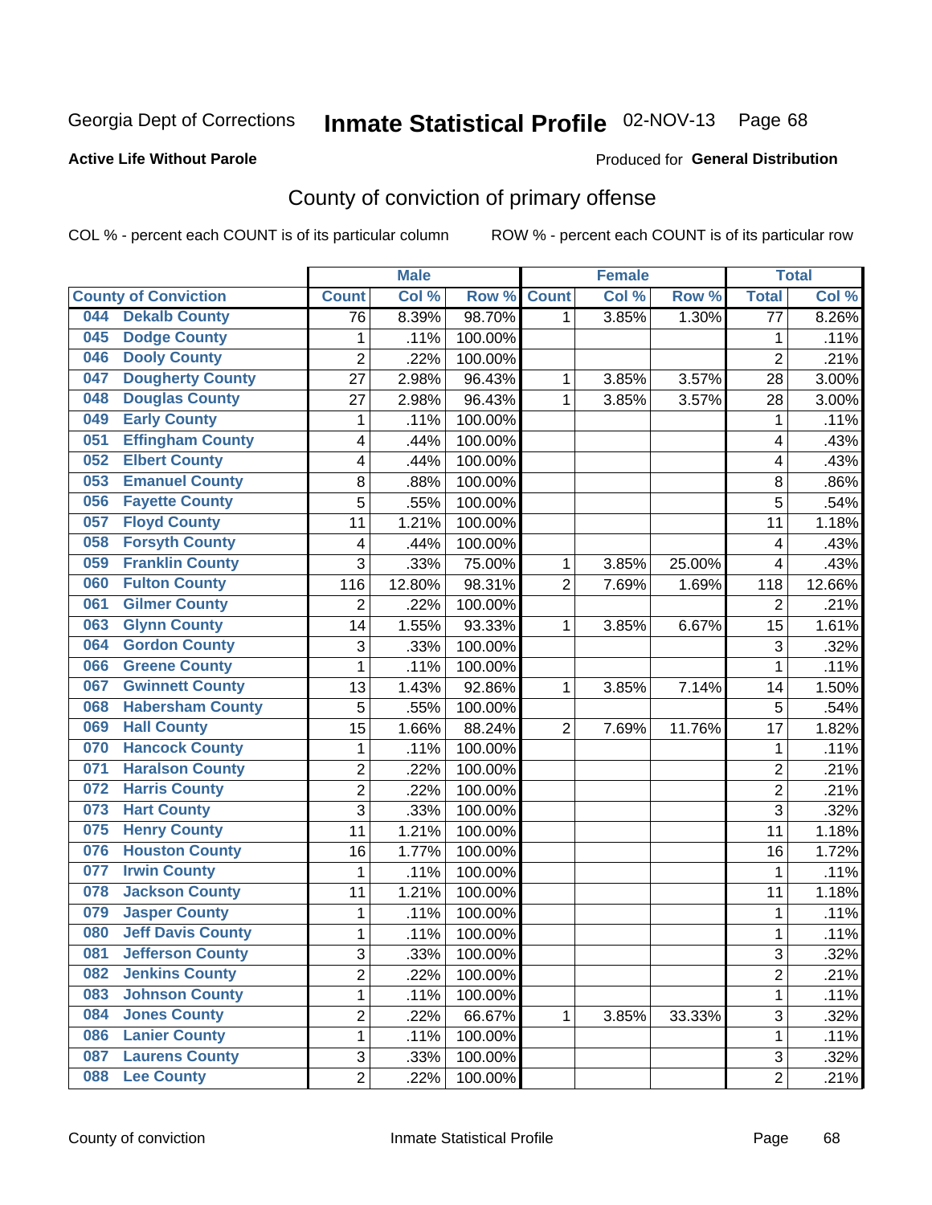Georgia Dept of Corrections **Inmate Statistical Profile** 02-NOV-13

**Active Life Without Parole**

Produced for **General Distribution**

## County of conviction of primary offense

COL % - percent each COUNT is of its particular column ROW % - percent each COUNT is of its particular row

| | Male | | | Female | | | Total | |
|---|---|---|---|---|---|---|---|---|
| County of Conviction | Count | Col % | Row % | Count | Col % | Row % | Total | Col % |
| 044 Dekalb County | 76 | 8.39% | 98.70% | 1 | 3.85% | 1.30% | 77 | 8.26% |
| 045 Dodge County | 1 | .11% | 100.00% | | | | 1 | .11% |
| 046 Dooly County | 2 | .22% | 100.00% | | | | 2 | .21% |
| 047 Dougherty County | 27 | 2.98% | 96.43% | 1 | 3.85% | 3.57% | 28 | 3.00% |
| 048 Douglas County | 27 | 2.98% | 96.43% | 1 | 3.85% | 3.57% | 28 | 3.00% |
| 049 Early County | 1 | .11% | 100.00% | | | | 1 | .11% |
| 051 Effingham County | 4 | .44% | 100.00% | | | | 4 | .43% |
| 052 Elbert County | 4 | .44% | 100.00% | | | | 4 | .43% |
| 053 Emanuel County | 8 | .88% | 100.00% | | | | 8 | .86% |
| 056 Fayette County | 5 | .55% | 100.00% | | | | 5 | .54% |
| 057 Floyd County | 11 | 1.21% | 100.00% | | | | 11 | 1.18% |
| 058 Forsyth County | 4 | .44% | 100.00% | | | | 4 | .43% |
| 059 Franklin County | 3 | .33% | 75.00% | 1 | 3.85% | 25.00% | 4 | .43% |
| 060 Fulton County | 116 | 12.80% | 98.31% | 2 | 7.69% | 1.69% | 118 | 12.66% |
| 061 Gilmer County | 2 | .22% | 100.00% | | | | 2 | .21% |
| 063 Glynn County | 14 | 1.55% | 93.33% | 1 | 3.85% | 6.67% | 15 | 1.61% |
| 064 Gordon County | 3 | .33% | 100.00% | | | | 3 | .32% |
| 066 Greene County | 1 | .11% | 100.00% | | | | 1 | .11% |
| 067 Gwinnett County | 13 | 1.43% | 92.86% | 1 | 3.85% | 7.14% | 14 | 1.50% |
| 068 Habersham County | 5 | .55% | 100.00% | | | | 5 | .54% |
| 069 Hall County | 15 | 1.66% | 88.24% | 2 | 7.69% | 11.76% | 17 | 1.82% |
| 070 Hancock County | 1 | .11% | 100.00% | | | | 1 | .11% |
| 071 Haralson County | 2 | .22% | 100.00% | | | | 2 | .21% |
| 072 Harris County | 2 | .22% | 100.00% | | | | 2 | .21% |
| 073 Hart County | 3 | .33% | 100.00% | | | | 3 | .32% |
| 075 Henry County | 11 | 1.21% | 100.00% | | | | 11 | 1.18% |
| 076 Houston County | 16 | 1.77% | 100.00% | | | | 16 | 1.72% |
| 077 Irwin County | 1 | .11% | 100.00% | | | | 1 | .11% |
| 078 Jackson County | 11 | 1.21% | 100.00% | | | | 11 | 1.18% |
| 079 Jasper County | 1 | .11% | 100.00% | | | | 1 | .11% |
| 080 Jeff Davis County | 1 | .11% | 100.00% | | | | 1 | .11% |
| 081 Jefferson County | 3 | .33% | 100.00% | | | | 3 | .32% |
| 082 Jenkins County | 2 | .22% | 100.00% | | | | 2 | .21% |
| 083 Johnson County | 1 | .11% | 100.00% | | | | 1 | .11% |
| 084 Jones County | 2 | .22% | 66.67% | 1 | 3.85% | 33.33% | 3 | .32% |
| 086 Lanier County | 1 | .11% | 100.00% | | | | 1 | .11% |
| 087 Laurens County | 3 | .33% | 100.00% | | | | 3 | .32% |
| 088 Lee County | 2 | .22% | 100.00% | | | | 2 | .21% |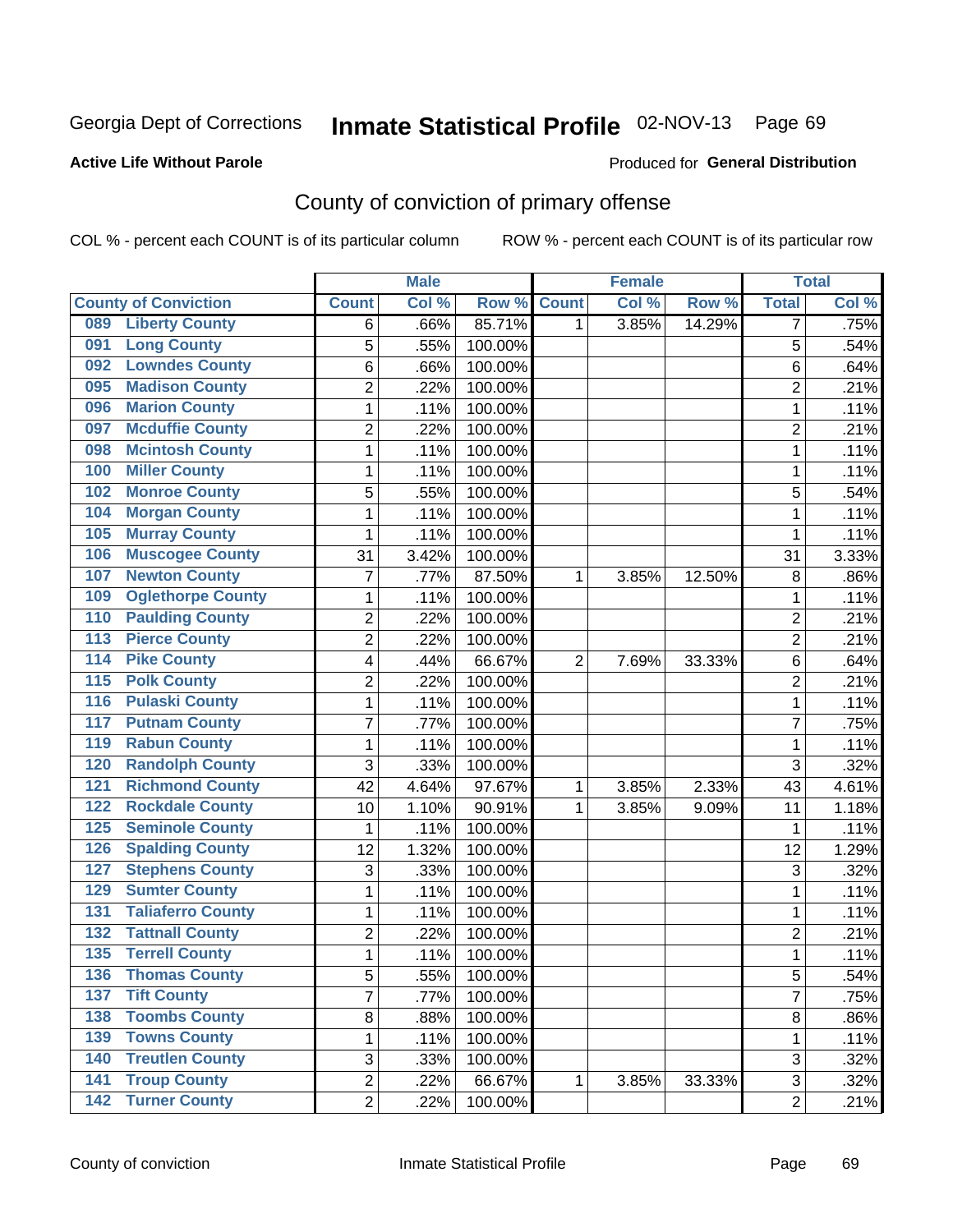Georgia Dept of Corrections **Inmate Statistical Profile** 02-NOV-13 Page 69

**Active Life Without Parole**

Produced for **General Distribution**

## County of conviction of primary offense

COL % - percent each COUNT is of its particular column ROW % - percent each COUNT is of its particular row

| County of Conviction | Male | | | Female | | | Total | |
|---|---|---|---|---|---|---|---|---|
| | Count | Col % | Row % | Count | Col % | Row % | Total | Col % |
| 089 Liberty County | 6 | .66% | 85.71% | 1 | 3.85% | 14.29% | 7 | .75% |
| 091 Long County | 5 | .55% | 100.00% | | | | 5 | .54% |
| 092 Lowndes County | 6 | .66% | 100.00% | | | | 6 | .64% |
| 095 Madison County | 2 | .22% | 100.00% | | | | 2 | .21% |
| 096 Marion County | 1 | .11% | 100.00% | | | | 1 | .11% |
| 097 Mcduffie County | 2 | .22% | 100.00% | | | | 2 | .21% |
| 098 Mcintosh County | 1 | .11% | 100.00% | | | | 1 | .11% |
| 100 Miller County | 1 | .11% | 100.00% | | | | 1 | .11% |
| 102 Monroe County | 5 | .55% | 100.00% | | | | 5 | .54% |
| 104 Morgan County | 1 | .11% | 100.00% | | | | 1 | .11% |
| 105 Murray County | 1 | .11% | 100.00% | | | | 1 | .11% |
| 106 Muscogee County | 31 | 3.42% | 100.00% | | | | 31 | 3.33% |
| 107 Newton County | 7 | .77% | 87.50% | 1 | 3.85% | 12.50% | 8 | .86% |
| 109 Oglethorpe County | 1 | .11% | 100.00% | | | | 1 | .11% |
| 110 Paulding County | 2 | .22% | 100.00% | | | | 2 | .21% |
| 113 Pierce County | 2 | .22% | 100.00% | | | | 2 | .21% |
| 114 Pike County | 4 | .44% | 66.67% | 2 | 7.69% | 33.33% | 6 | .64% |
| 115 Polk County | 2 | .22% | 100.00% | | | | 2 | .21% |
| 116 Pulaski County | 1 | .11% | 100.00% | | | | 1 | .11% |
| 117 Putnam County | 7 | .77% | 100.00% | | | | 7 | .75% |
| 119 Rabun County | 1 | .11% | 100.00% | | | | 1 | .11% |
| 120 Randolph County | 3 | .33% | 100.00% | | | | 3 | .32% |
| 121 Richmond County | 42 | 4.64% | 97.67% | 1 | 3.85% | 2.33% | 43 | 4.61% |
| 122 Rockdale County | 10 | 1.10% | 90.91% | 1 | 3.85% | 9.09% | 11 | 1.18% |
| 125 Seminole County | 1 | .11% | 100.00% | | | | 1 | .11% |
| 126 Spalding County | 12 | 1.32% | 100.00% | | | | 12 | 1.29% |
| 127 Stephens County | 3 | .33% | 100.00% | | | | 3 | .32% |
| 129 Sumter County | 1 | .11% | 100.00% | | | | 1 | .11% |
| 131 Taliaferro County | 1 | .11% | 100.00% | | | | 1 | .11% |
| 132 Tattnall County | 2 | .22% | 100.00% | | | | 2 | .21% |
| 135 Terrell County | 1 | .11% | 100.00% | | | | 1 | .11% |
| 136 Thomas County | 5 | .55% | 100.00% | | | | 5 | .54% |
| 137 Tift County | 7 | .77% | 100.00% | | | | 7 | .75% |
| 138 Toombs County | 8 | .88% | 100.00% | | | | 8 | .86% |
| 139 Towns County | 1 | .11% | 100.00% | | | | 1 | .11% |
| 140 Treutlen County | 3 | .33% | 100.00% | | | | 3 | .32% |
| 141 Troup County | 2 | .22% | 66.67% | 1 | 3.85% | 33.33% | 3 | .32% |
| 142 Turner County | 2 | .22% | 100.00% | | | | 2 | .21% |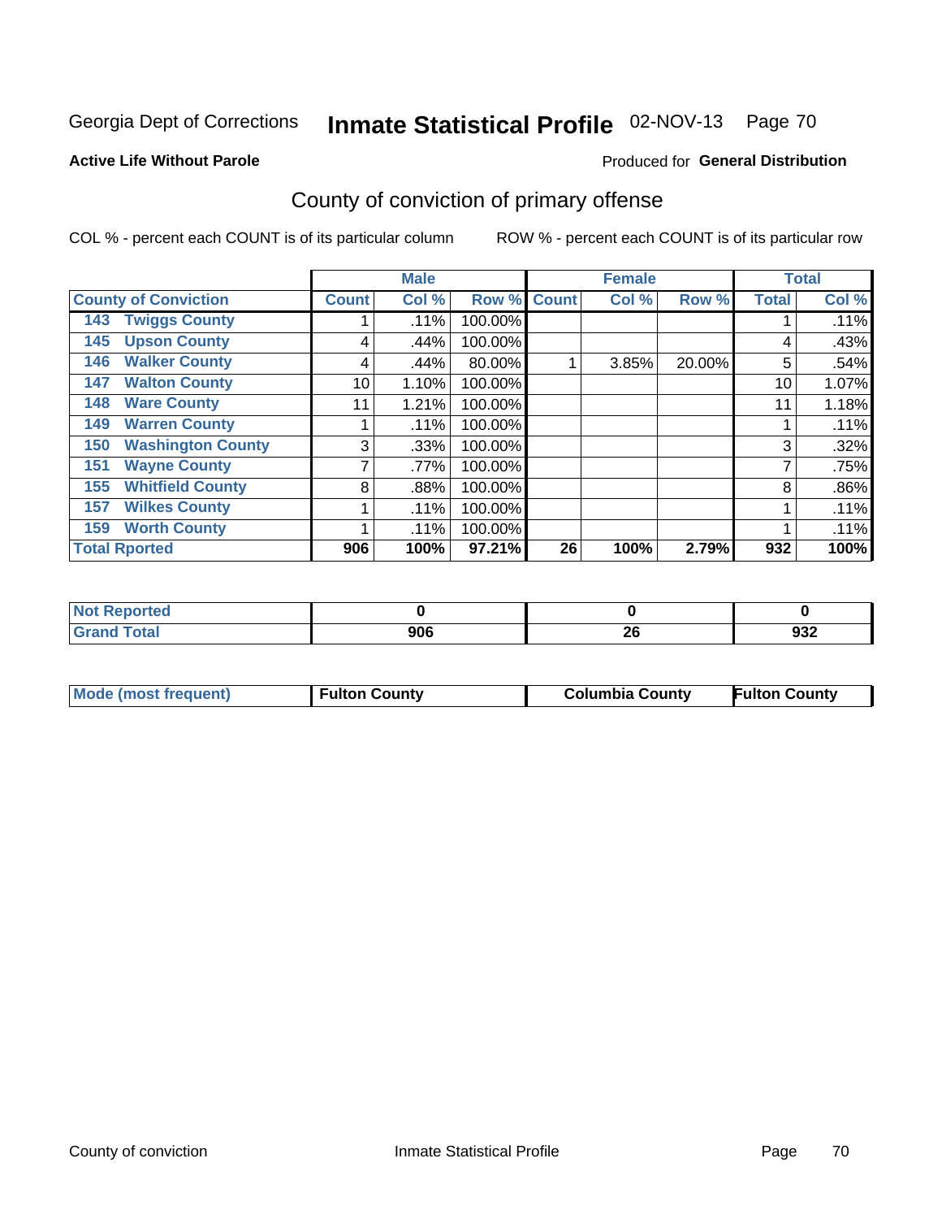Georgia Dept of Corrections **Inmate Statistical Profile** 02-NOV-13

**Active Life Without Parole**

Produced for **General Distribution**

## County of conviction of primary offense

COL % - percent each COUNT is of its particular column

ROW % - percent each COUNT is of its particular row

| | Male | | | Female | | | Total | |
|---|---|---|---|---|---|---|---|---|
| **County of Conviction** | **Count** | **Col %** | **Row %** | **Count** | **Col %** | **Row %** | **Total** | **Col %** |
| 143 Twiggs County | 1 | .11% | 100.00% | | | | 1 | .11% |
| 145 Upson County | 4 | .44% | 100.00% | | | | 4 | .43% |
| 146 Walker County | 4 | .44% | 80.00% | 1 | 3.85% | 20.00% | 5 | .54% |
| 147 Walton County | 10 | 1.10% | 100.00% | | | | 10 | 1.07% |
| 148 Ware County | 11 | 1.21% | 100.00% | | | | 11 | 1.18% |
| 149 Warren County | 1 | .11% | 100.00% | | | | 1 | .11% |
| 150 Washington County | 3 | .33% | 100.00% | | | | 3 | .32% |
| 151 Wayne County | 7 | .77% | 100.00% | | | | 7 | .75% |
| 155 Whitfield County | 8 | .88% | 100.00% | | | | 8 | .86% |
| 157 Wilkes County | 1 | .11% | 100.00% | | | | 1 | .11% |
| 159 Worth County | 1 | .11% | 100.00% | | | | 1 | .11% |
| **Total Rported** | **906** | **100%** | **97.21%** | **26** | **100%** | **2.79%** | **932** | **100%** |

| | Male | Female | Total |
|---|---|---|---|
| **Not Reported** | **0** | **0** | **0** |
| **Grand Total** | **906** | **26** | **932** |

| | Male | Female | Total |
|---|---|---|---|
| **Mode (most frequent)** | **Fulton County** | **Columbia County** | **Fulton County** |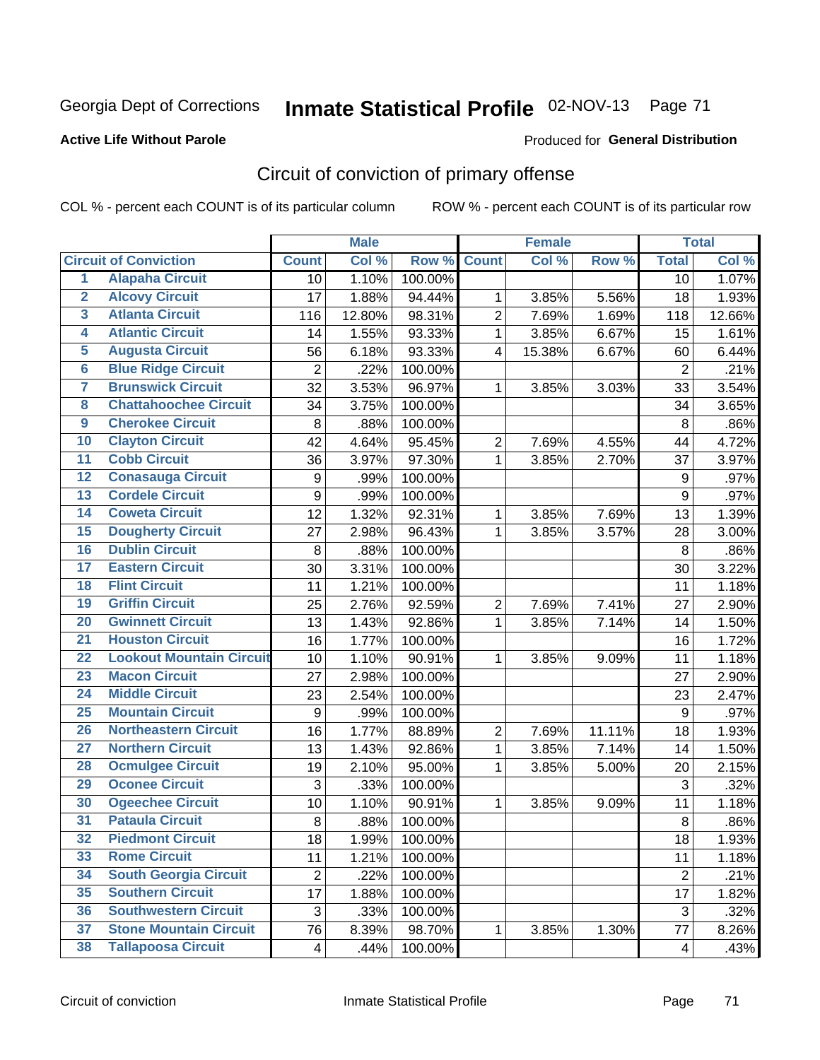Georgia Dept of Corrections **Inmate Statistical Profile** 02-NOV-13

**Active Life Without Parole**

Produced for **General Distribution**

## Circuit of conviction of primary offense

COL % - percent each COUNT is of its particular column    ROW % - percent each COUNT is of its particular row

| | | Male | | | Female | | | Total | |
|---|---|---|---|---|---|---|---|---|---|
| **Circuit of Conviction** | | **Count** | **Col %** | **Row %** | **Count** | **Col %** | **Row %** | **Total** | **Col %** |
| 1 | Alapaha Circuit | 10 | 1.10% | 100.00% | | | | 10 | 1.07% |
| 2 | Alcovy Circuit | 17 | 1.88% | 94.44% | 1 | 3.85% | 5.56% | 18 | 1.93% |
| 3 | Atlanta Circuit | 116 | 12.80% | 98.31% | 2 | 7.69% | 1.69% | 118 | 12.66% |
| 4 | Atlantic Circuit | 14 | 1.55% | 93.33% | 1 | 3.85% | 6.67% | 15 | 1.61% |
| 5 | Augusta Circuit | 56 | 6.18% | 93.33% | 4 | 15.38% | 6.67% | 60 | 6.44% |
| 6 | Blue Ridge Circuit | 2 | .22% | 100.00% | | | | 2 | .21% |
| 7 | Brunswick Circuit | 32 | 3.53% | 96.97% | 1 | 3.85% | 3.03% | 33 | 3.54% |
| 8 | Chattahoochee Circuit | 34 | 3.75% | 100.00% | | | | 34 | 3.65% |
| 9 | Cherokee Circuit | 8 | .88% | 100.00% | | | | 8 | .86% |
| 10 | Clayton Circuit | 42 | 4.64% | 95.45% | 2 | 7.69% | 4.55% | 44 | 4.72% |
| 11 | Cobb Circuit | 36 | 3.97% | 97.30% | 1 | 3.85% | 2.70% | 37 | 3.97% |
| 12 | Conasauga Circuit | 9 | .99% | 100.00% | | | | 9 | .97% |
| 13 | Cordele Circuit | 9 | .99% | 100.00% | | | | 9 | .97% |
| 14 | Coweta Circuit | 12 | 1.32% | 92.31% | 1 | 3.85% | 7.69% | 13 | 1.39% |
| 15 | Dougherty Circuit | 27 | 2.98% | 96.43% | 1 | 3.85% | 3.57% | 28 | 3.00% |
| 16 | Dublin Circuit | 8 | .88% | 100.00% | | | | 8 | .86% |
| 17 | Eastern Circuit | 30 | 3.31% | 100.00% | | | | 30 | 3.22% |
| 18 | Flint Circuit | 11 | 1.21% | 100.00% | | | | 11 | 1.18% |
| 19 | Griffin Circuit | 25 | 2.76% | 92.59% | 2 | 7.69% | 7.41% | 27 | 2.90% |
| 20 | Gwinnett Circuit | 13 | 1.43% | 92.86% | 1 | 3.85% | 7.14% | 14 | 1.50% |
| 21 | Houston Circuit | 16 | 1.77% | 100.00% | | | | 16 | 1.72% |
| 22 | Lookout Mountain Circuit | 10 | 1.10% | 90.91% | 1 | 3.85% | 9.09% | 11 | 1.18% |
| 23 | Macon Circuit | 27 | 2.98% | 100.00% | | | | 27 | 2.90% |
| 24 | Middle Circuit | 23 | 2.54% | 100.00% | | | | 23 | 2.47% |
| 25 | Mountain Circuit | 9 | .99% | 100.00% | | | | 9 | .97% |
| 26 | Northeastern Circuit | 16 | 1.77% | 88.89% | 2 | 7.69% | 11.11% | 18 | 1.93% |
| 27 | Northern Circuit | 13 | 1.43% | 92.86% | 1 | 3.85% | 7.14% | 14 | 1.50% |
| 28 | Ocmulgee Circuit | 19 | 2.10% | 95.00% | 1 | 3.85% | 5.00% | 20 | 2.15% |
| 29 | Oconee Circuit | 3 | .33% | 100.00% | | | | 3 | .32% |
| 30 | Ogeechee Circuit | 10 | 1.10% | 90.91% | 1 | 3.85% | 9.09% | 11 | 1.18% |
| 31 | Pataula Circuit | 8 | .88% | 100.00% | | | | 8 | .86% |
| 32 | Piedmont Circuit | 18 | 1.99% | 100.00% | | | | 18 | 1.93% |
| 33 | Rome Circuit | 11 | 1.21% | 100.00% | | | | 11 | 1.18% |
| 34 | South Georgia Circuit | 2 | .22% | 100.00% | | | | 2 | .21% |
| 35 | Southern Circuit | 17 | 1.88% | 100.00% | | | | 17 | 1.82% |
| 36 | Southwestern Circuit | 3 | .33% | 100.00% | | | | 3 | .32% |
| 37 | Stone Mountain Circuit | 76 | 8.39% | 98.70% | 1 | 3.85% | 1.30% | 77 | 8.26% |
| 38 | Tallapoosa Circuit | 4 | .44% | 100.00% | | | | 4 | .43% |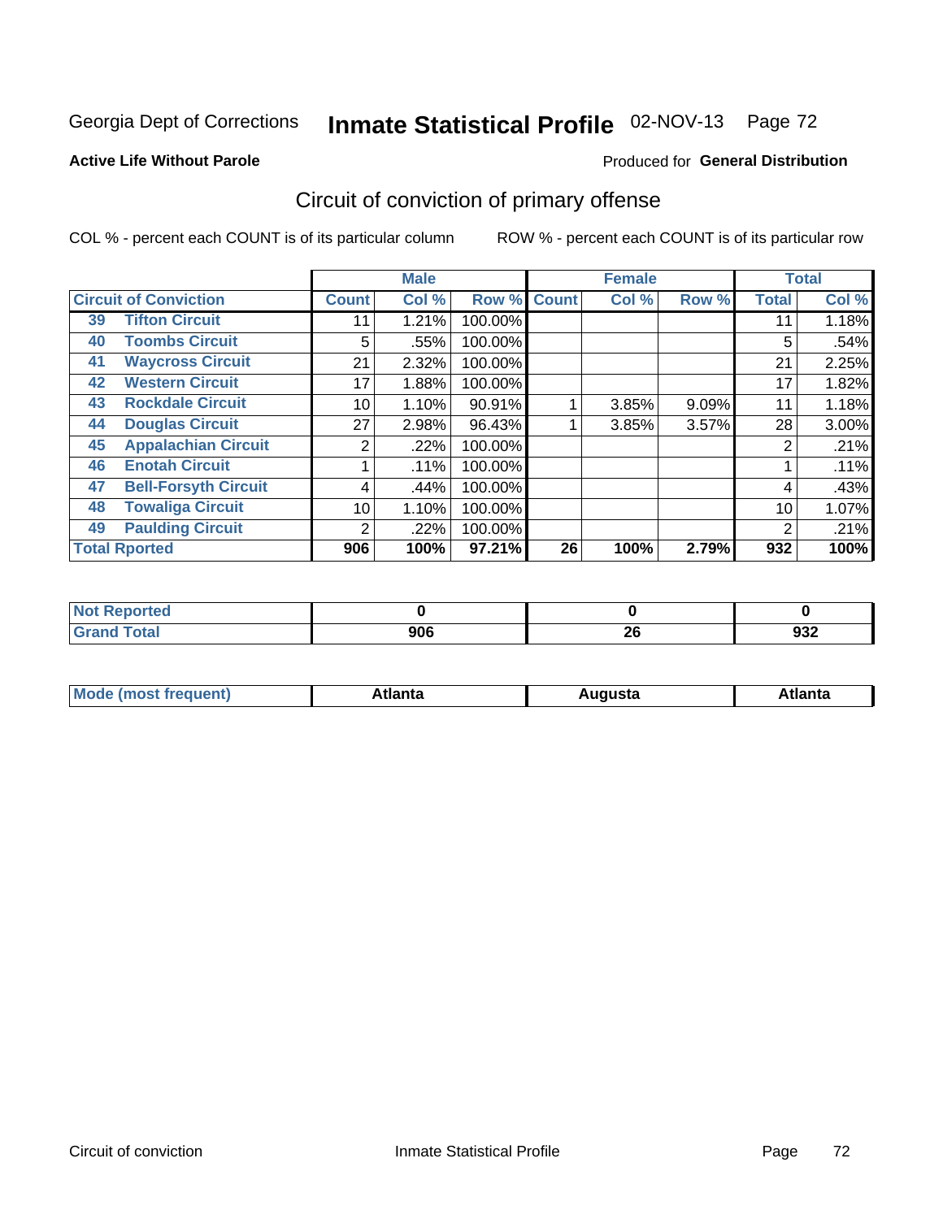Georgia Dept of Corrections **Inmate Statistical Profile** 02-NOV-13

**Active Life Without Parole**

Produced for **General Distribution**

## Circuit of conviction of primary offense

COL % - percent each COUNT is of its particular column    ROW % - percent each COUNT is of its particular row

| | | Male | | | Female | | | Total | |
|---|---|---|---|---|---|---|---|---|---|
| **Circuit of Conviction** | | **Count** | **Col %** | **Row %** | **Count** | **Col %** | **Row %** | **Total** | **Col %** |
| 39 | Tifton Circuit | 11 | 1.21% | 100.00% | | | | 11 | 1.18% |
| 40 | Toombs Circuit | 5 | .55% | 100.00% | | | | 5 | .54% |
| 41 | Waycross Circuit | 21 | 2.32% | 100.00% | | | | 21 | 2.25% |
| 42 | Western Circuit | 17 | 1.88% | 100.00% | | | | 17 | 1.82% |
| 43 | Rockdale Circuit | 10 | 1.10% | 90.91% | 1 | 3.85% | 9.09% | 11 | 1.18% |
| 44 | Douglas Circuit | 27 | 2.98% | 96.43% | 1 | 3.85% | 3.57% | 28 | 3.00% |
| 45 | Appalachian Circuit | 2 | .22% | 100.00% | | | | 2 | .21% |
| 46 | Enotah Circuit | 1 | .11% | 100.00% | | | | 1 | .11% |
| 47 | Bell-Forsyth Circuit | 4 | .44% | 100.00% | | | | 4 | .43% |
| 48 | Towaliga Circuit | 10 | 1.10% | 100.00% | | | | 10 | 1.07% |
| 49 | Paulding Circuit | 2 | .22% | 100.00% | | | | 2 | .21% |
| **Total Rported** | | **906** | **100%** | **97.21%** | **26** | **100%** | **2.79%** | **932** | **100%** |

| | Male | Female | Total |
|---|---|---|---|
| **Not Reported** | **0** | **0** | **0** |
| **Grand Total** | **906** | **26** | **932** |

| | Male | Female | Total |
|---|---|---|---|
| **Mode (most frequent)** | **Atlanta** | **Augusta** | **Atlanta** |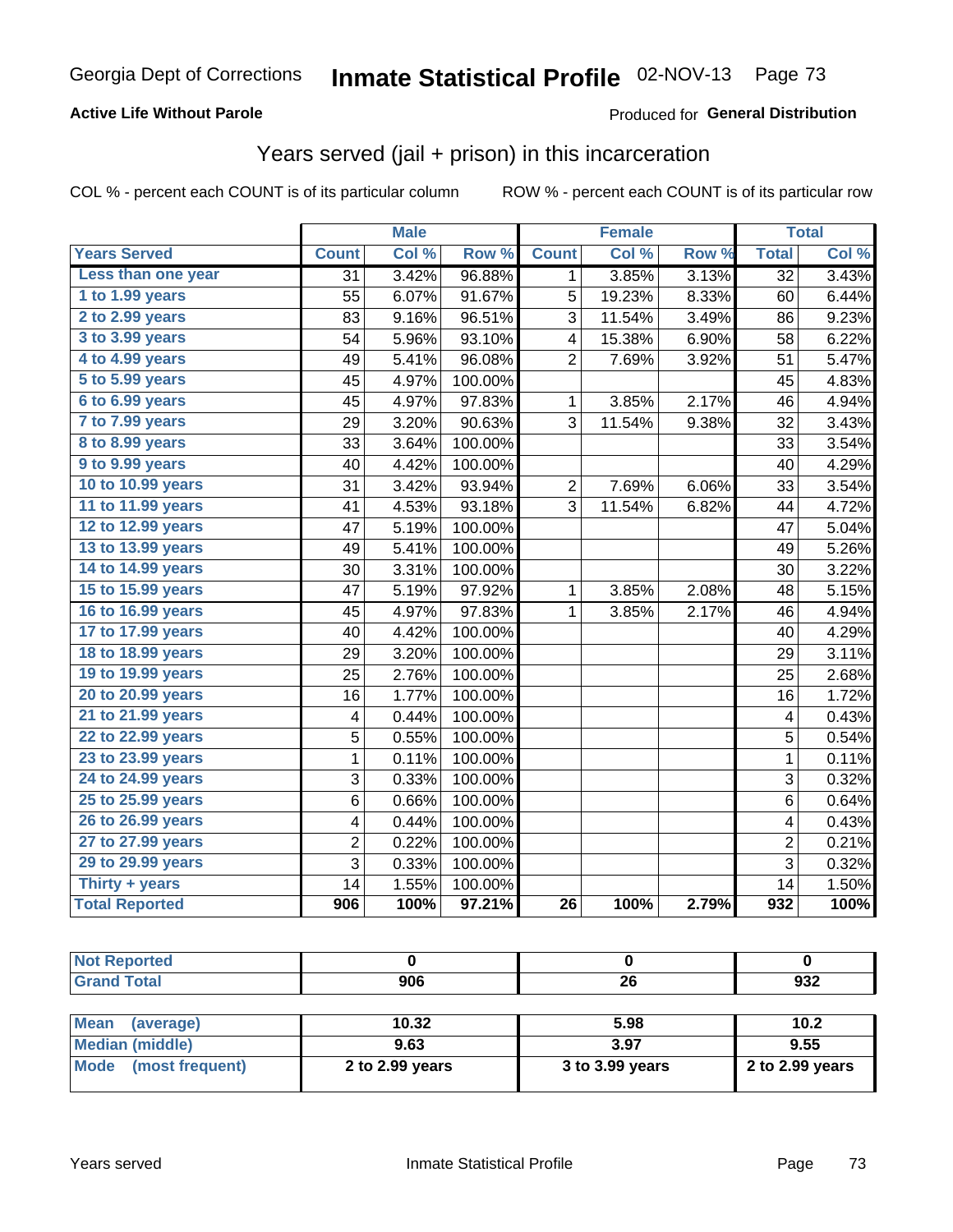Georgia Dept of Corrections **Inmate Statistical Profile** 02-NOV-13

**Active Life Without Parole**

Produced for **General Distribution**

## Years served (jail + prison) in this incarceration

COL % - percent each COUNT is of its particular column    ROW % - percent each COUNT is of its particular row

| | Male | | | Female | | | Total | |
|---|---|---|---|---|---|---|---|---|
| **Years Served** | **Count** | **Col %** | **Row %** | **Count** | **Col %** | **Row %** | **Total** | **Col %** |
| **Less than one year** | 31 | 3.42% | 96.88% | 1 | 3.85% | 3.13% | 32 | 3.43% |
| **1 to 1.99 years** | 55 | 6.07% | 91.67% | 5 | 19.23% | 8.33% | 60 | 6.44% |
| **2 to 2.99 years** | 83 | 9.16% | 96.51% | 3 | 11.54% | 3.49% | 86 | 9.23% |
| **3 to 3.99 years** | 54 | 5.96% | 93.10% | 4 | 15.38% | 6.90% | 58 | 6.22% |
| **4 to 4.99 years** | 49 | 5.41% | 96.08% | 2 | 7.69% | 3.92% | 51 | 5.47% |
| **5 to 5.99 years** | 45 | 4.97% | 100.00% | | | | 45 | 4.83% |
| **6 to 6.99 years** | 45 | 4.97% | 97.83% | 1 | 3.85% | 2.17% | 46 | 4.94% |
| **7 to 7.99 years** | 29 | 3.20% | 90.63% | 3 | 11.54% | 9.38% | 32 | 3.43% |
| **8 to 8.99 years** | 33 | 3.64% | 100.00% | | | | 33 | 3.54% |
| **9 to 9.99 years** | 40 | 4.42% | 100.00% | | | | 40 | 4.29% |
| **10 to 10.99 years** | 31 | 3.42% | 93.94% | 2 | 7.69% | 6.06% | 33 | 3.54% |
| **11 to 11.99 years** | 41 | 4.53% | 93.18% | 3 | 11.54% | 6.82% | 44 | 4.72% |
| **12 to 12.99 years** | 47 | 5.19% | 100.00% | | | | 47 | 5.04% |
| **13 to 13.99 years** | 49 | 5.41% | 100.00% | | | | 49 | 5.26% |
| **14 to 14.99 years** | 30 | 3.31% | 100.00% | | | | 30 | 3.22% |
| **15 to 15.99 years** | 47 | 5.19% | 97.92% | 1 | 3.85% | 2.08% | 48 | 5.15% |
| **16 to 16.99 years** | 45 | 4.97% | 97.83% | 1 | 3.85% | 2.17% | 46 | 4.94% |
| **17 to 17.99 years** | 40 | 4.42% | 100.00% | | | | 40 | 4.29% |
| **18 to 18.99 years** | 29 | 3.20% | 100.00% | | | | 29 | 3.11% |
| **19 to 19.99 years** | 25 | 2.76% | 100.00% | | | | 25 | 2.68% |
| **20 to 20.99 years** | 16 | 1.77% | 100.00% | | | | 16 | 1.72% |
| **21 to 21.99 years** | 4 | 0.44% | 100.00% | | | | 4 | 0.43% |
| **22 to 22.99 years** | 5 | 0.55% | 100.00% | | | | 5 | 0.54% |
| **23 to 23.99 years** | 1 | 0.11% | 100.00% | | | | 1 | 0.11% |
| **24 to 24.99 years** | 3 | 0.33% | 100.00% | | | | 3 | 0.32% |
| **25 to 25.99 years** | 6 | 0.66% | 100.00% | | | | 6 | 0.64% |
| **26 to 26.99 years** | 4 | 0.44% | 100.00% | | | | 4 | 0.43% |
| **27 to 27.99 years** | 2 | 0.22% | 100.00% | | | | 2 | 0.21% |
| **29 to 29.99 years** | 3 | 0.33% | 100.00% | | | | 3 | 0.32% |
| **Thirty + years** | 14 | 1.55% | 100.00% | | | | 14 | 1.50% |
| **Total Reported** | **906** | **100%** | **97.21%** | **26** | **100%** | **2.79%** | **932** | **100%** |

| | Male | Female | Total |
|---|---|---|---|
| **Not Reported** | **0** | **0** | **0** |
| **Grand Total** | **906** | **26** | **932** |

| | Male | Female | Total |
|---|---|---|---|
| **Mean (average)** | **10.32** | **5.98** | **10.2** |
| **Median (middle)** | **9.63** | **3.97** | **9.55** |
| **Mode (most frequent)** | **2 to 2.99 years** | **3 to 3.99 years** | **2 to 2.99 years** |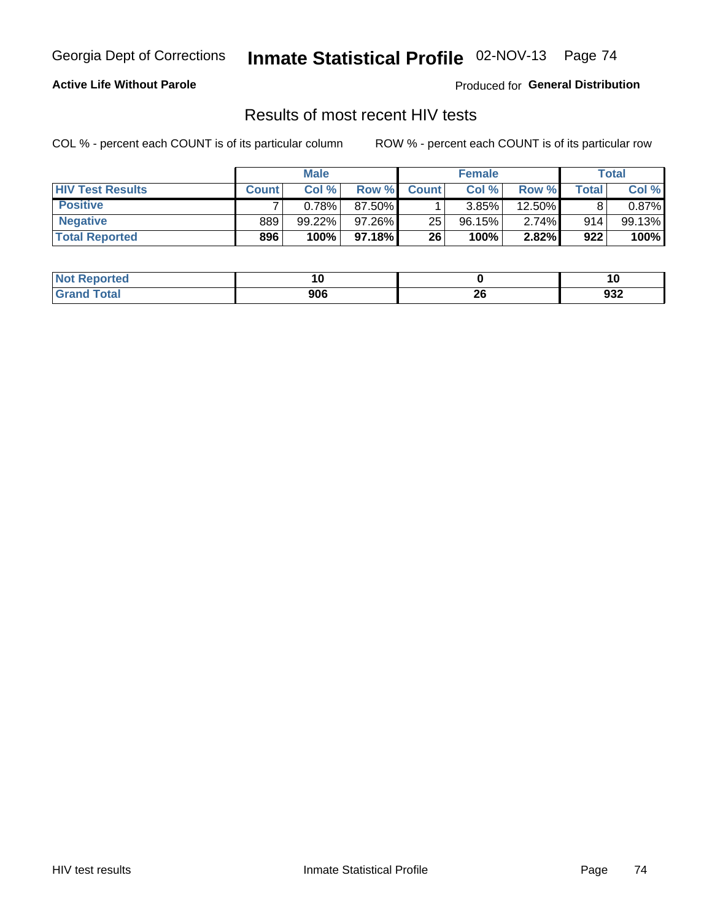Georgia Dept of Corrections **Inmate Statistical Profile** 02-NOV-13

**Active Life Without Parole**

Produced for **General Distribution**

## Results of most recent HIV tests

COL % - percent each COUNT is of its particular column ROW % - percent each COUNT is of its particular row

| | Male | | | Female | | | Total | |
|---|---|---|---|---|---|---|---|---|
| **HIV Test Results** | **Count** | **Col %** | **Row %** | **Count** | **Col %** | **Row %** | **Total** | **Col %** |
| **Positive** | 7 | 0.78% | 87.50% | 1 | 3.85% | 12.50% | 8 | 0.87% |
| **Negative** | 889 | 99.22% | 97.26% | 25 | 96.15% | 2.74% | 914 | 99.13% |
| **Total Reported** | **896** | **100%** | **97.18%** | **26** | **100%** | **2.82%** | **922** | **100%** |

| | Male | Female | Total |
|---|---|---|---|
| **Not Reported** | **10** | **0** | **10** |
| **Grand Total** | **906** | **26** | **932** |

HIV test results Inmate Statistical Profile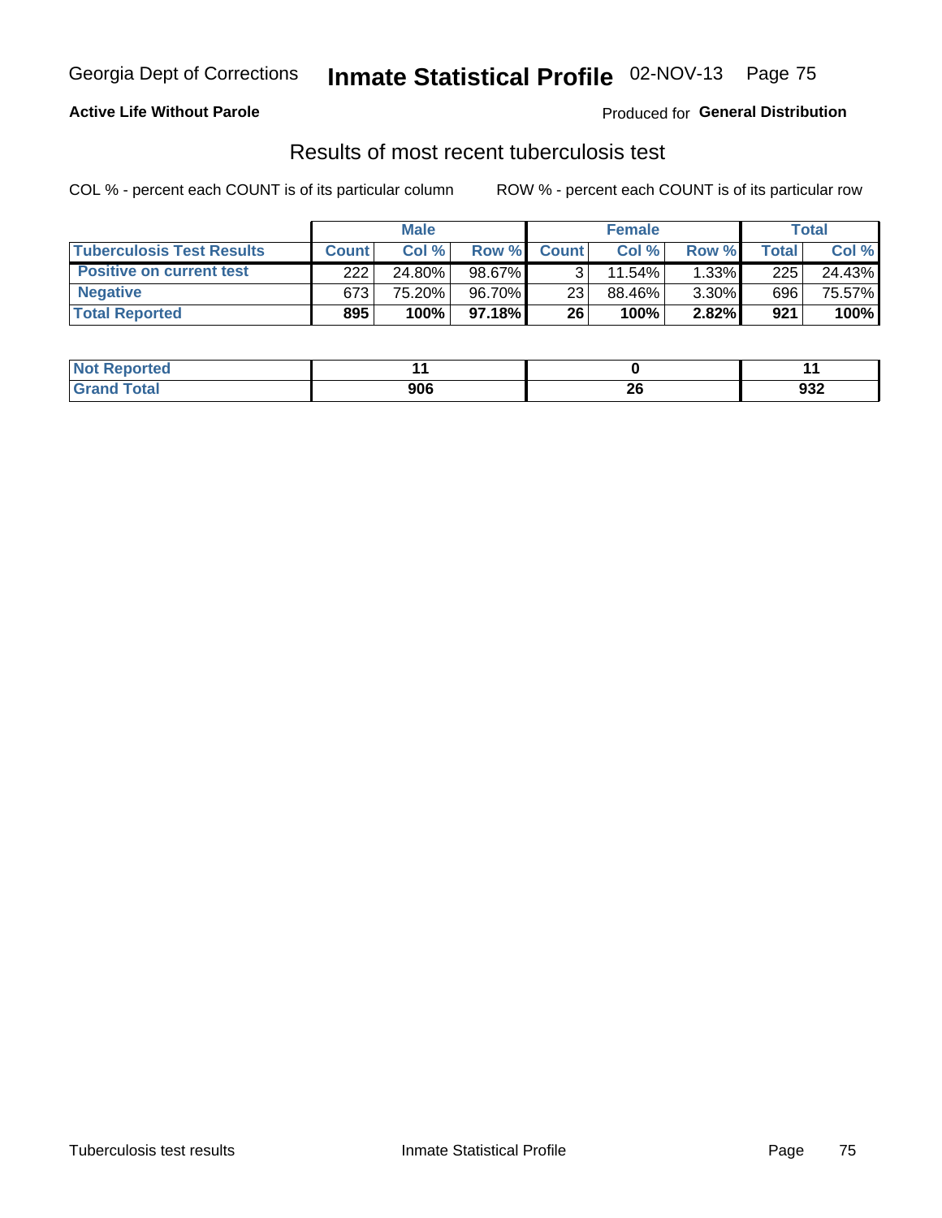Georgia Dept of Corrections **Inmate Statistical Profile** 02-NOV-13

**Active Life Without Parole**

Produced for **General Distribution**

## Results of most recent tuberculosis test

COL % - percent each COUNT is of its particular column

ROW % - percent each COUNT is of its particular row

| | Male | | | Female | | | Total | |
|---|---|---|---|---|---|---|---|---|
| **Tuberculosis Test Results** | **Count** | **Col %** | **Row %** | **Count** | **Col %** | **Row %** | **Total** | **Col %** |
| **Positive on current test** | 222 | 24.80% | 98.67% | 3 | 11.54% | 1.33% | 225 | 24.43% |
| **Negative** | 673 | 75.20% | 96.70% | 23 | 88.46% | 3.30% | 696 | 75.57% |
| **Total Reported** | **895** | **100%** | **97.18%** | **26** | **100%** | **2.82%** | **921** | **100%** |

| | Male | Female | Total |
|---|---|---|---|
| **Not Reported** | **11** | **0** | **11** |
| **Grand Total** | **906** | **26** | **932** |

Tuberculosis test results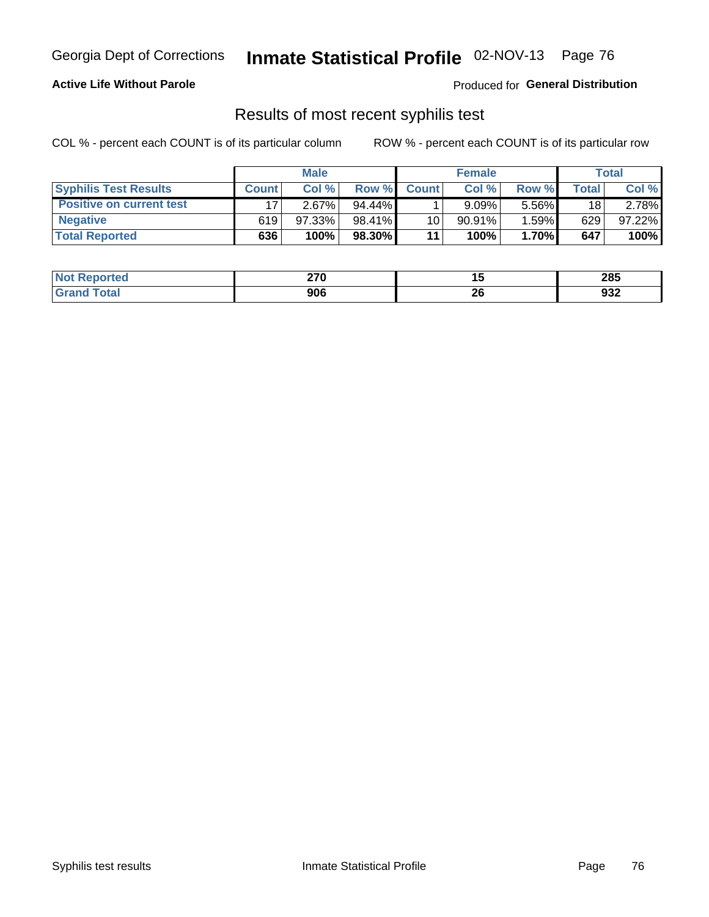Georgia Dept of Corrections **Inmate Statistical Profile** 02-NOV-13

**Active Life Without Parole**

Produced for **General Distribution**

## Results of most recent syphilis test

COL % - percent each COUNT is of its particular column ROW % - percent each COUNT is of its particular row

| | Male | | | Female | | | Total | |
|---|---|---|---|---|---|---|---|---|
| **Syphilis Test Results** | **Count** | **Col %** | **Row %** | **Count** | **Col %** | **Row %** | **Total** | **Col %** |
| **Positive on current test** | 17 | 2.67% | 94.44% | 1 | 9.09% | 5.56% | 18 | 2.78% |
| **Negative** | 619 | 97.33% | 98.41% | 10 | 90.91% | 1.59% | 629 | 97.22% |
| **Total Reported** | **636** | **100%** | **98.30%** | **11** | **100%** | **1.70%** | **647** | **100%** |

| | Male | Female | Total |
|---|---|---|---|
| **Not Reported** | **270** | **15** | **285** |
| **Grand Total** | **906** | **26** | **932** |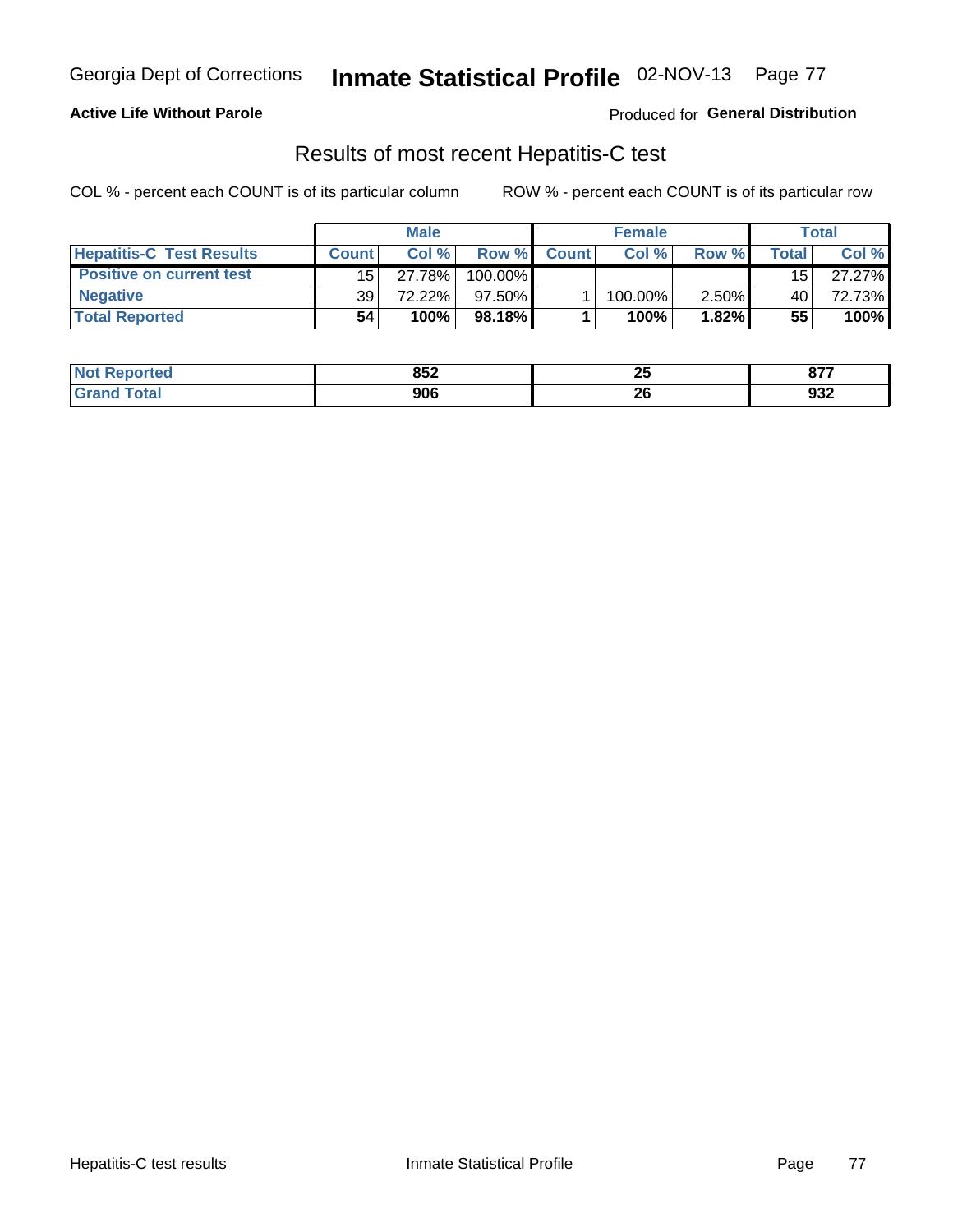Georgia Dept of Corrections **Inmate Statistical Profile** 02-NOV-13

**Active Life Without Parole**

Produced for **General Distribution**

## Results of most recent Hepatitis-C test

COL % - percent each COUNT is of its particular column

ROW % - percent each COUNT is of its particular row

| | Male | | | Female | | | Total | |
|---|---|---|---|---|---|---|---|---|
| **Hepatitis-C Test Results** | **Count** | **Col %** | **Row %** | **Count** | **Col %** | **Row %** | **Total** | **Col %** |
| **Positive on current test** | 15 | 27.78% | 100.00% | | | | 15 | 27.27% |
| **Negative** | 39 | 72.22% | 97.50% | 1 | 100.00% | 2.50% | 40 | 72.73% |
| **Total Reported** | **54** | **100%** | **98.18%** | **1** | **100%** | **1.82%** | **55** | **100%** |

| | Male | Female | Total |
|---|---|---|---|
| **Not Reported** | **852** | **25** | **877** |
| **Grand Total** | **906** | **26** | **932** |

Hepatitis-C test results